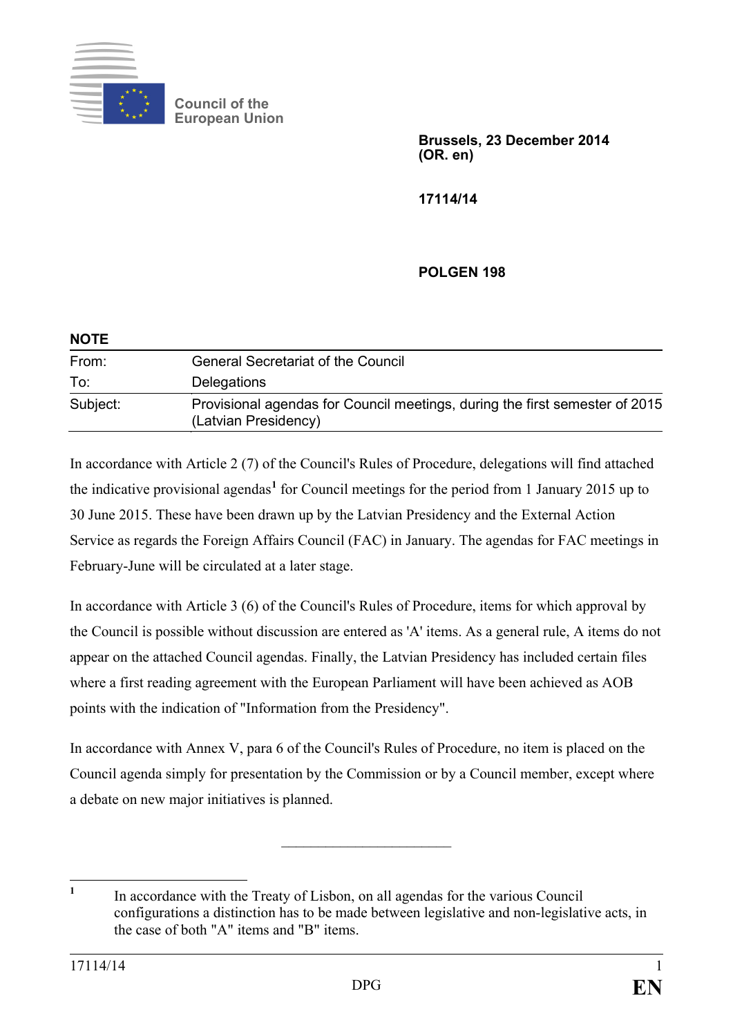Council of the European Union

**Brussels, 23 December 2014**
**(OR. en)**

**17114/14**

**POLGEN 198**

**NOTE**

| | |
|---|---|
| From: | General Secretariat of the Council |
| To: | Delegations |
| Subject: | Provisional agendas for Council meetings, during the first semester of 2015 (Latvian Presidency) |

In accordance with Article 2 (7) of the Council's Rules of Procedure, delegations will find attached the indicative provisional agendas[1] for Council meetings for the period from 1 January 2015 up to 30 June 2015. These have been drawn up by the Latvian Presidency and the External Action Service as regards the Foreign Affairs Council (FAC) in January. The agendas for FAC meetings in February-June will be circulated at a later stage.

In accordance with Article 3 (6) of the Council's Rules of Procedure, items for which approval by the Council is possible without discussion are entered as 'A' items. As a general rule, A items do not appear on the attached Council agendas. Finally, the Latvian Presidency has included certain files where a first reading agreement with the European Parliament will have been achieved as AOB points with the indication of "Information from the Presidency".

In accordance with Annex V, para 6 of the Council's Rules of Procedure, no item is placed on the Council agenda simply for presentation by the Commission or by a Council member, except where a debate on new major initiatives is planned.

---

[1] In accordance with the Treaty of Lisbon, on all agendas for the various Council configurations a distinction has to be made between legislative and non-legislative acts, in the case of both "A" items and "B" items.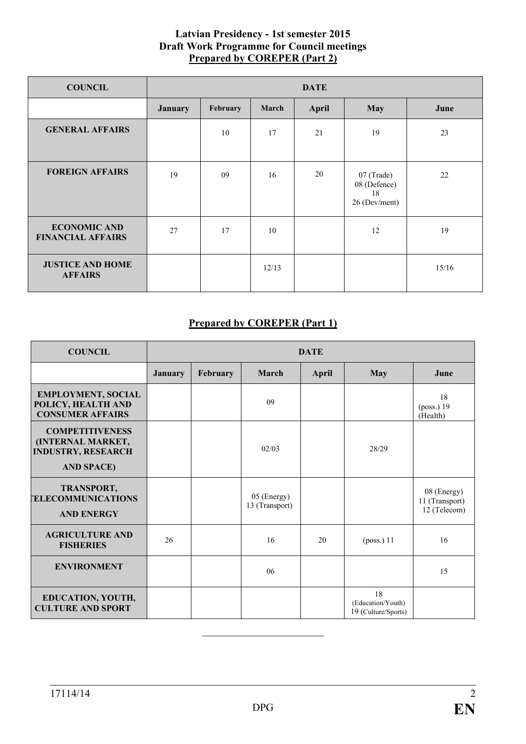**Latvian Presidency - 1st semester 2015**
**Draft Work Programme for Council meetings**
**Prepared by COREPER (Part 2)**

| COUNCIL | DATE | | | | | |
|---|---|---|---|---|---|---|
| | **January** | **February** | **March** | **April** | **May** | **June** |
| **GENERAL AFFAIRS** | | 10 | 17 | 21 | 19 | 23 |
| **FOREIGN AFFAIRS** | 19 | 09 | 16 | 20 | 07 (Trade)<br>08 (Defence)<br>18<br>26 (Dev/ment) | 22 |
| **ECONOMIC AND FINANCIAL AFFAIRS** | 27 | 17 | 10 | | 12 | 19 |
| **JUSTICE AND HOME AFFAIRS** | | | 12/13 | | | 15/16 |

**Prepared by COREPER (Part 1)**

| COUNCIL | DATE | | | | | |
|---|---|---|---|---|---|---|
| | **January** | **February** | **March** | **April** | **May** | **June** |
| **EMPLOYMENT, SOCIAL POLICY, HEALTH AND CONSUMER AFFAIRS** | | | 09 | | | 18<br>(poss.) 19<br>(Health) |
| **COMPETITIVENESS (INTERNAL MARKET, INDUSTRY, RESEARCH AND SPACE)** | | | 02/03 | | 28/29 | |
| **TRANSPORT, TELECOMMUNICATIONS AND ENERGY** | | | 05 (Energy)<br>13 (Transport) | | | 08 (Energy)<br>11 (Transport)<br>12 (Telecom) |
| **AGRICULTURE AND FISHERIES** | 26 | | 16 | 20 | (poss.) 11 | 16 |
| **ENVIRONMENT** | | | 06 | | | 15 |
| **EDUCATION, YOUTH, CULTURE AND SPORT** | | | | | 18<br>(Education/Youth)<br>19 (Culture/Sports) | |

\_\_\_\_\_\_\_\_\_\_\_\_\_\_\_\_\_\_\_\_\_\_\_\_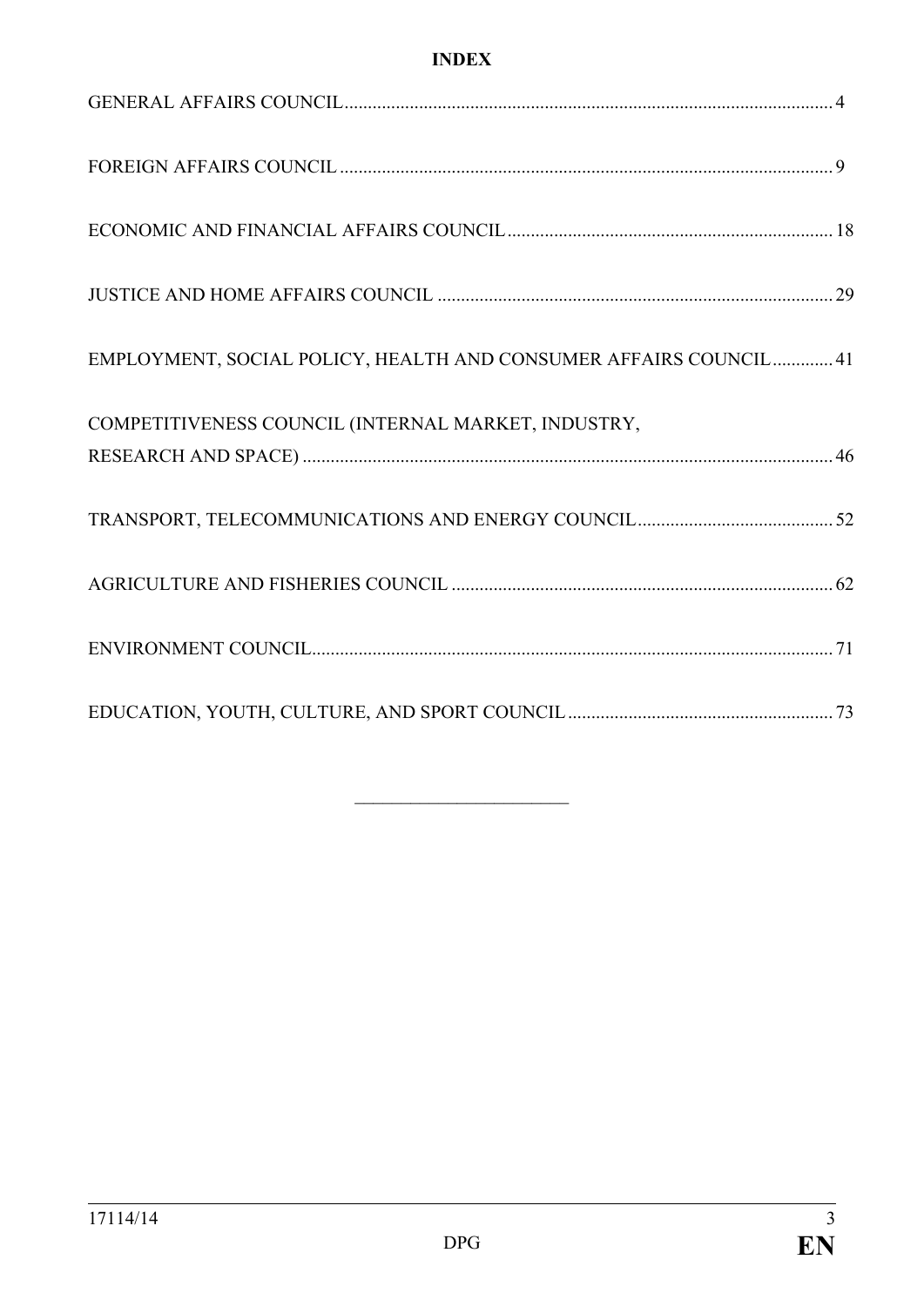**INDEX**

GENERAL AFFAIRS COUNCIL........................................................................................................ 4

FOREIGN AFFAIRS COUNCIL ......................................................................................................... 9

ECONOMIC AND FINANCIAL AFFAIRS COUNCIL ..................................................................... 18

JUSTICE AND HOME AFFAIRS COUNCIL .................................................................................... 29

EMPLOYMENT, SOCIAL POLICY, HEALTH AND CONSUMER AFFAIRS COUNCIL............. 41

COMPETITIVENESS COUNCIL (INTERNAL MARKET, INDUSTRY, RESEARCH AND SPACE) ................................................................................................................. 46

TRANSPORT, TELECOMMUNICATIONS AND ENERGY COUNCIL.......................................... 52

AGRICULTURE AND FISHERIES COUNCIL ................................................................................. 62

ENVIRONMENT COUNCIL.............................................................................................................. 71

EDUCATION, YOUTH, CULTURE, AND SPORT COUNCIL ......................................................... 73

---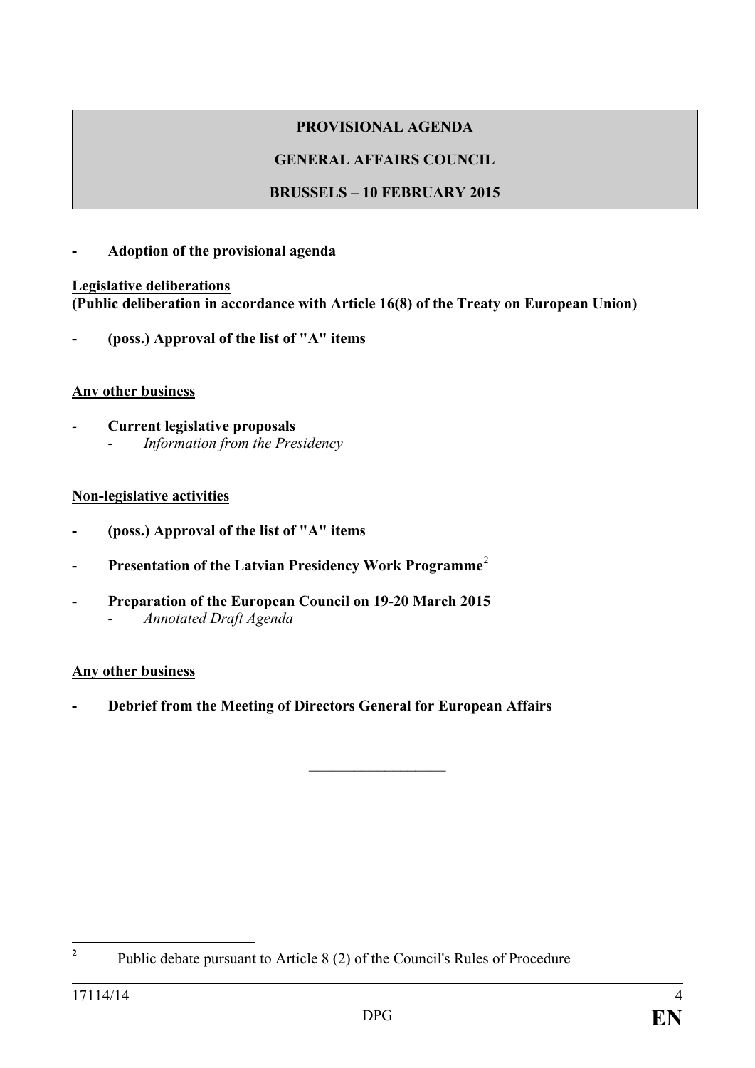**PROVISIONAL AGENDA**

**GENERAL AFFAIRS COUNCIL**

**BRUSSELS – 10 FEBRUARY 2015**

- **Adoption of the provisional agenda**

**Legislative deliberations**
**(Public deliberation in accordance with Article 16(8) of the Treaty on European Union)**

- **(poss.) Approval of the list of "A" items**

**Any other business**

- **Current legislative proposals**
  - *Information from the Presidency*

**Non-legislative activities**

- **(poss.) Approval of the list of "A" items**

- **Presentation of the Latvian Presidency Work Programme**[2]

- **Preparation of the European Council on 19-20 March 2015**
  - *Annotated Draft Agenda*

**Any other business**

- **Debrief from the Meeting of Directors General for European Affairs**

---

[2] Public debate pursuant to Article 8 (2) of the Council's Rules of Procedure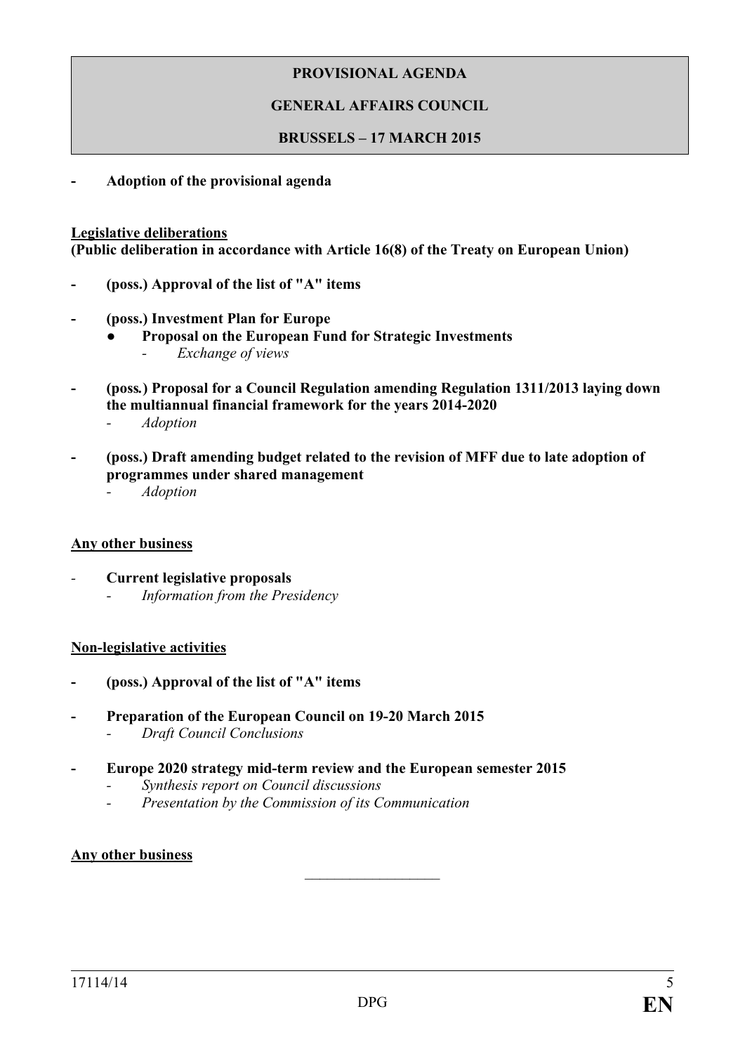**PROVISIONAL AGENDA**

**GENERAL AFFAIRS COUNCIL**

**BRUSSELS – 17 MARCH 2015**

- **Adoption of the provisional agenda**

**Legislative deliberations**
**(Public deliberation in accordance with Article 16(8) of the Treaty on European Union)**

- **(poss.) Approval of the list of "A" items**
- **(poss.) Investment Plan for Europe**
  - **Proposal on the European Fund for Strategic Investments**
    - *Exchange of views*
- **(poss.) Proposal for a Council Regulation amending Regulation 1311/2013 laying down the multiannual financial framework for the years 2014-2020**
  - *Adoption*
- **(poss.) Draft amending budget related to the revision of MFF due to late adoption of programmes under shared management**
  - *Adoption*

**Any other business**

- **Current legislative proposals**
  - *Information from the Presidency*

**Non-legislative activities**

- **(poss.) Approval of the list of "A" items**
- **Preparation of the European Council on 19-20 March 2015**
  - *Draft Council Conclusions*
- **Europe 2020 strategy mid-term review and the European semester 2015**
  - *Synthesis report on Council discussions*
  - *Presentation by the Commission of its Communication*

**Any other business**

\_\_\_\_\_\_\_\_\_\_\_\_\_\_\_\_\_\_\_\_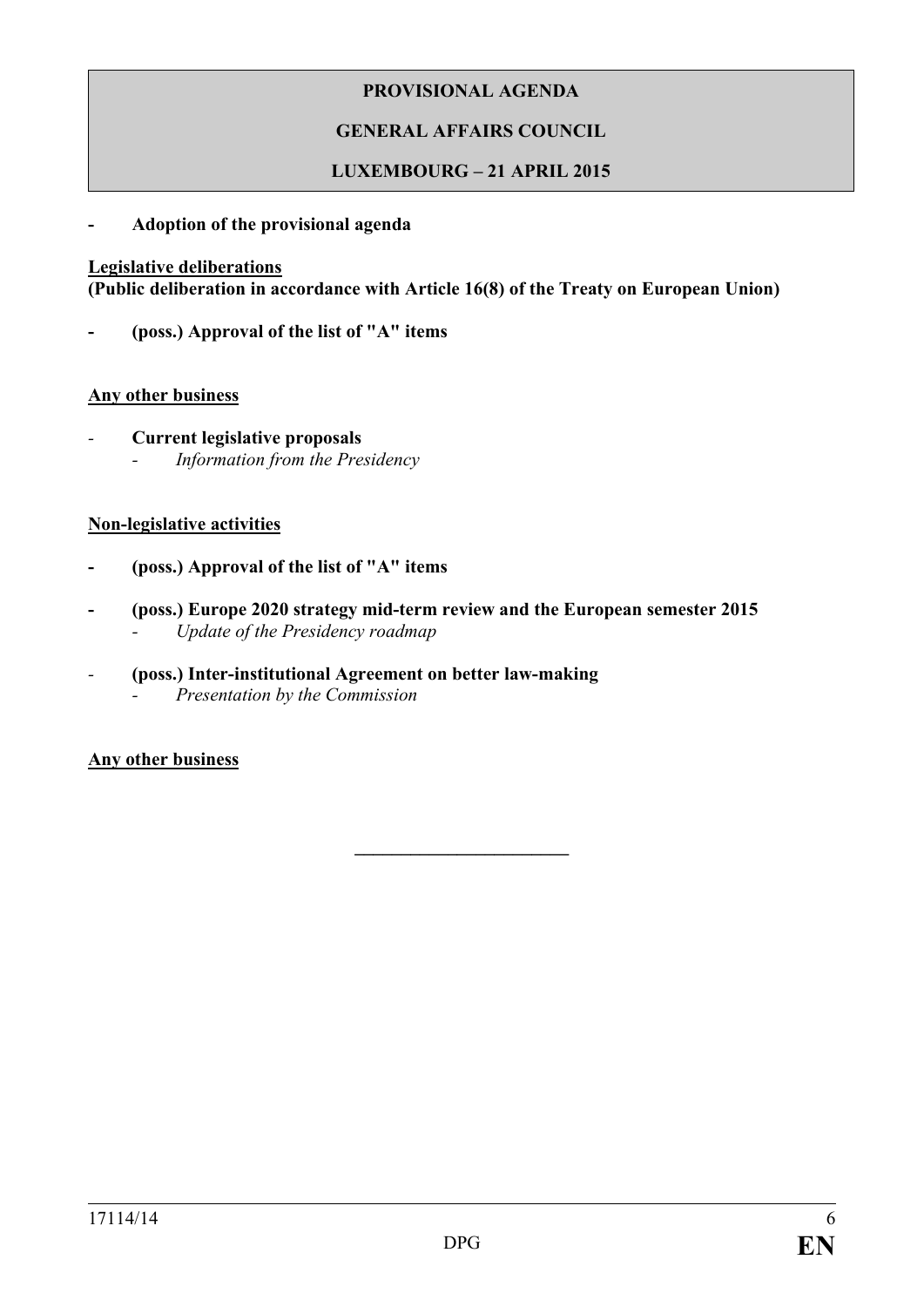**PROVISIONAL AGENDA**

**GENERAL AFFAIRS COUNCIL**

**LUXEMBOURG – 21 APRIL 2015**

- **Adoption of the provisional agenda**

**Legislative deliberations**
**(Public deliberation in accordance with Article 16(8) of the Treaty on European Union)**

- **(poss.) Approval of the list of "A" items**

**Any other business**

- **Current legislative proposals**
  - *Information from the Presidency*

**Non-legislative activities**

- **(poss.) Approval of the list of "A" items**

- **(poss.) Europe 2020 strategy mid-term review and the European semester 2015**
  - *Update of the Presidency roadmap*

- **(poss.) Inter-institutional Agreement on better law-making**
  - *Presentation by the Commission*

**Any other business**

\_\_\_\_\_\_\_\_\_\_\_\_\_\_\_\_\_\_\_\_\_\_\_\_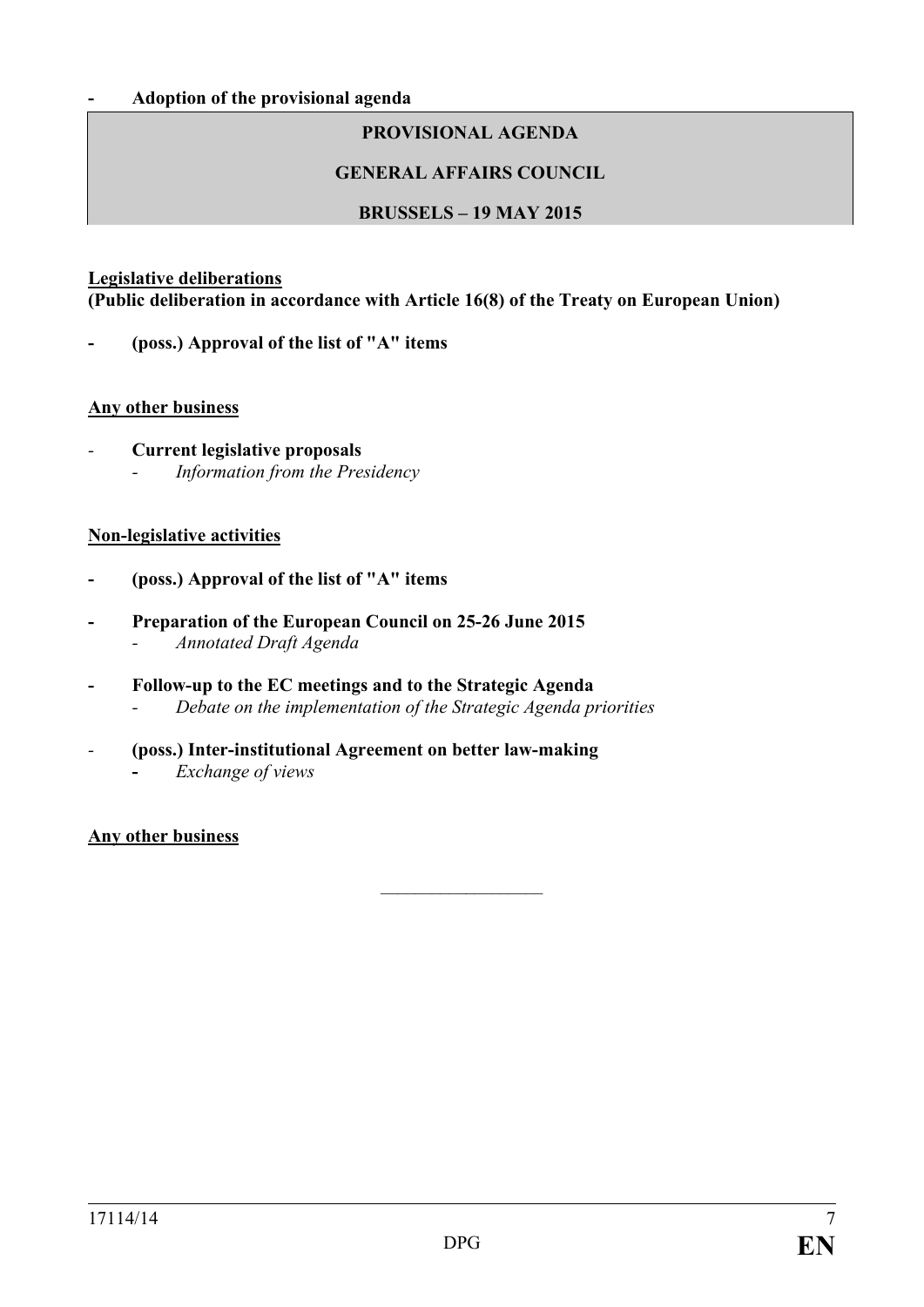- **Adoption of the provisional agenda**

**PROVISIONAL AGENDA**

**GENERAL AFFAIRS COUNCIL**

**BRUSSELS – 19 MAY 2015**

**<u>Legislative deliberations</u>**
**(Public deliberation in accordance with Article 16(8) of the Treaty on European Union)**

- **(poss.) Approval of the list of "A" items**

**<u>Any other business</u>**

- **Current legislative proposals**
  - *Information from the Presidency*

**<u>Non-legislative activities</u>**

- **(poss.) Approval of the list of "A" items**

- **Preparation of the European Council on 25-26 June 2015**
  - *Annotated Draft Agenda*

- **Follow-up to the EC meetings and to the Strategic Agenda**
  - *Debate on the implementation of the Strategic Agenda priorities*

- **(poss.) Inter-institutional Agreement on better law-making**
  - *Exchange of views*

**<u>Any other business</u>**

---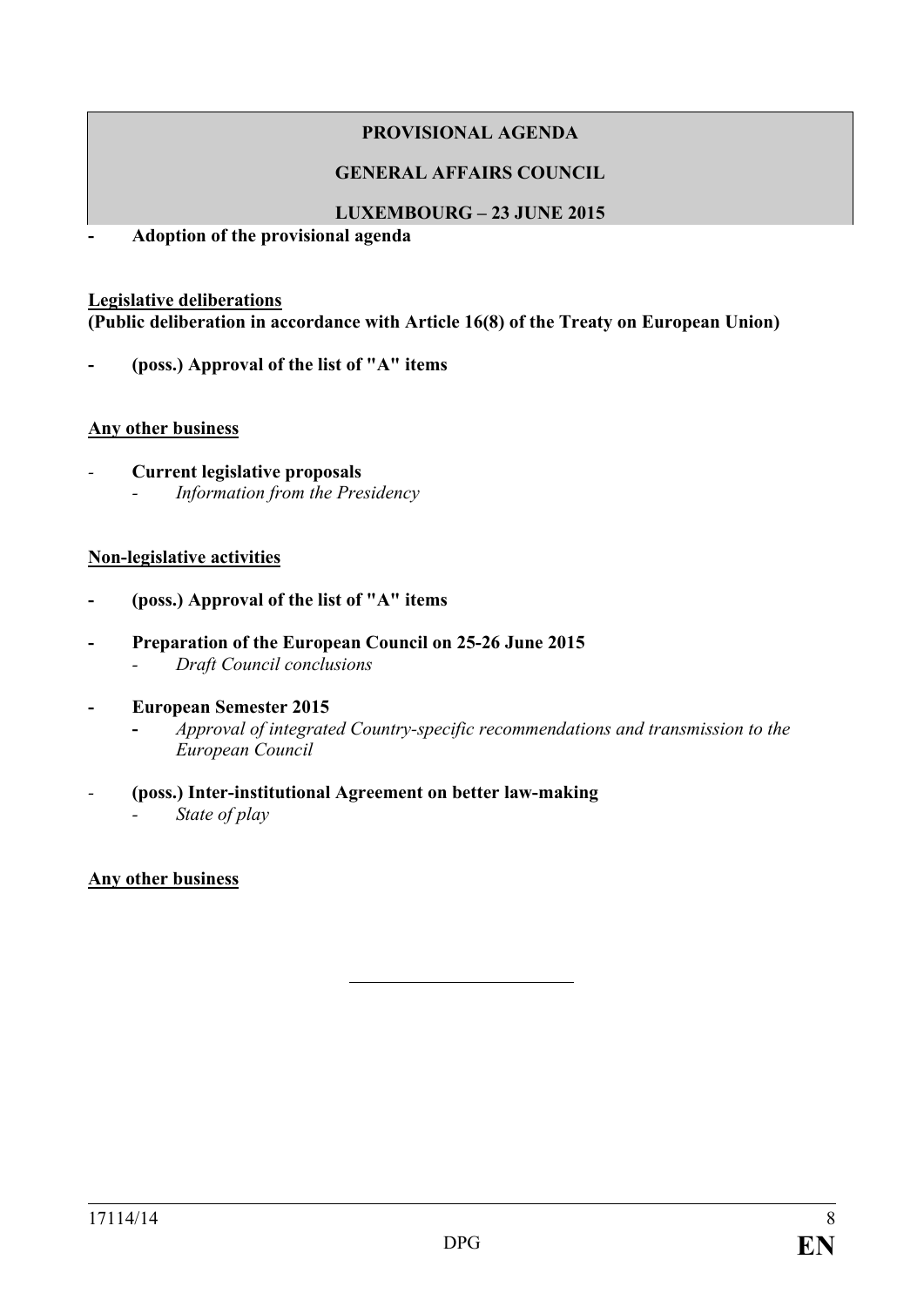**PROVISIONAL AGENDA**

**GENERAL AFFAIRS COUNCIL**

**LUXEMBOURG – 23 JUNE 2015**

- **Adoption of the provisional agenda**

**Legislative deliberations**
**(Public deliberation in accordance with Article 16(8) of the Treaty on European Union)**

- **(poss.) Approval of the list of "A" items**

**Any other business**

- **Current legislative proposals**
  - *Information from the Presidency*

**Non-legislative activities**

- **(poss.) Approval of the list of "A" items**

- **Preparation of the European Council on 25-26 June 2015**
  - *Draft Council conclusions*

- **European Semester 2015**
  - *Approval of integrated Country-specific recommendations and transmission to the European Council*

- **(poss.) Inter-institutional Agreement on better law-making**
  - *State of play*

**Any other business**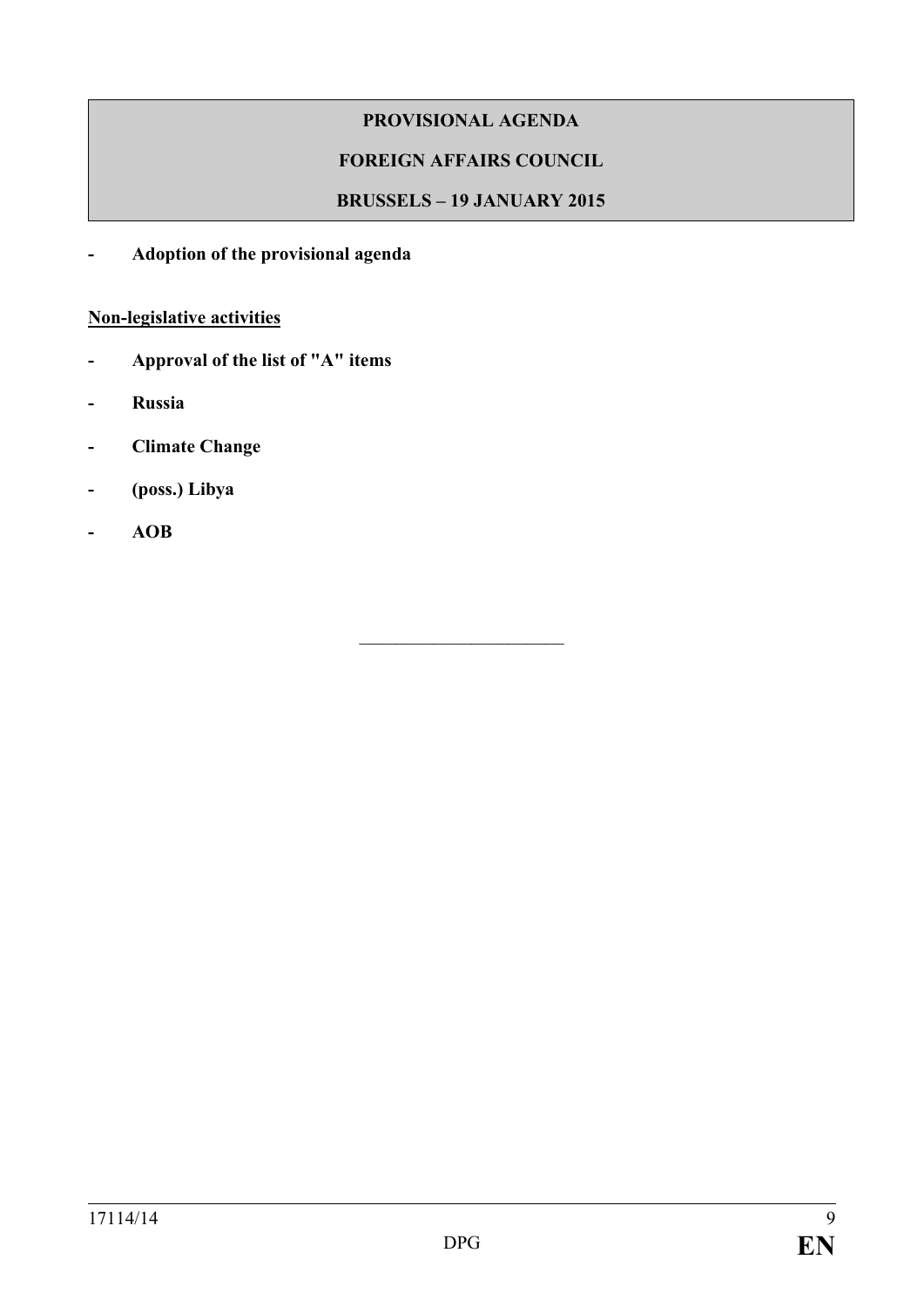**PROVISIONAL AGENDA**

**FOREIGN AFFAIRS COUNCIL**

**BRUSSELS – 19 JANUARY 2015**

- **Adoption of the provisional agenda**

**Non-legislative activities**

- **Approval of the list of "A" items**
- **Russia**
- **Climate Change**
- **(poss.) Libya**
- **AOB**

---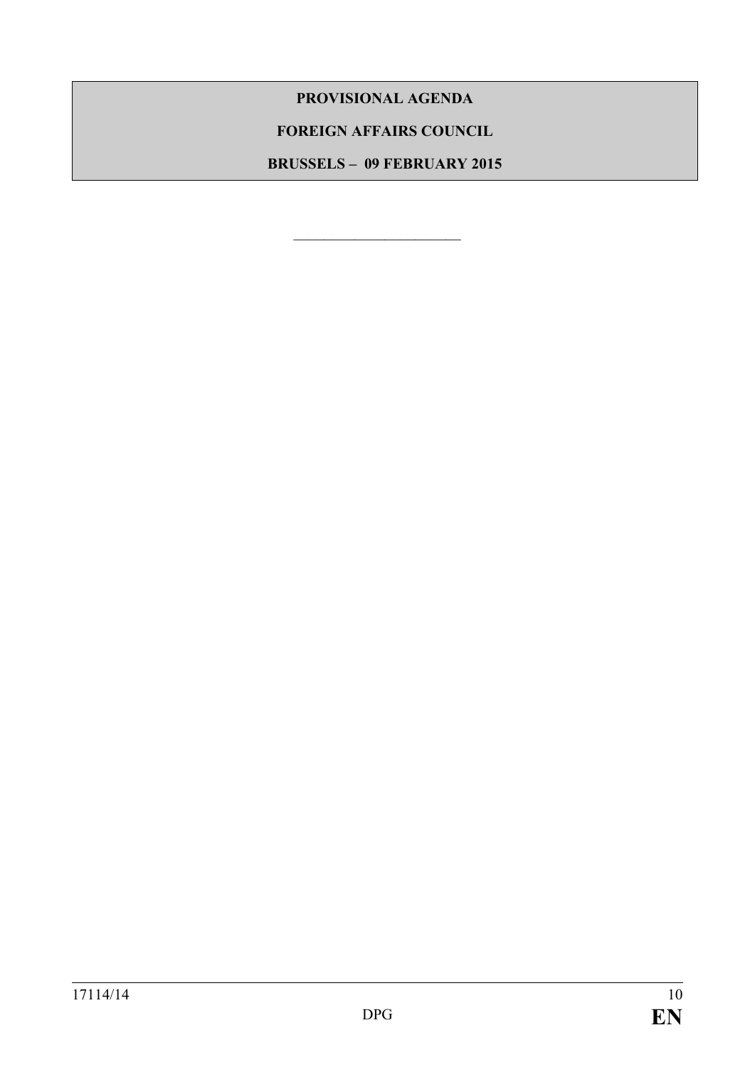**PROVISIONAL AGENDA**

**FOREIGN AFFAIRS COUNCIL**

**BRUSSELS – 09 FEBRUARY 2015**

\_\_\_\_\_\_\_\_\_\_\_\_\_\_\_\_\_\_\_\_\_\_\_\_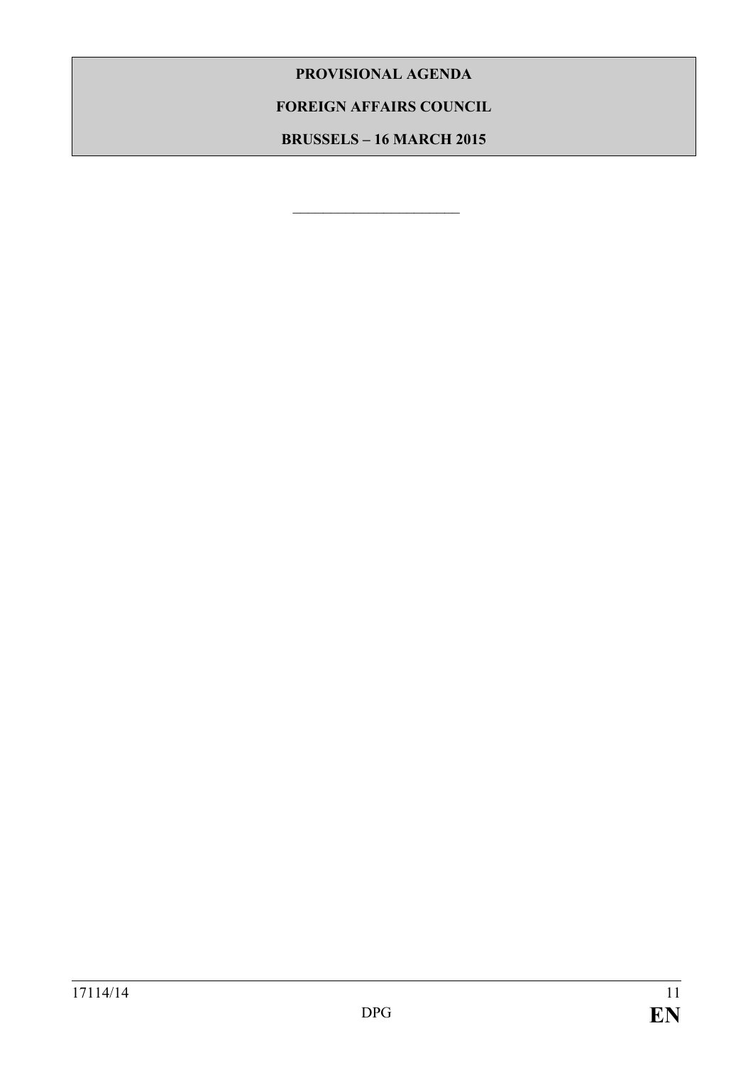**PROVISIONAL AGENDA**

**FOREIGN AFFAIRS COUNCIL**

**BRUSSELS – 16 MARCH 2015**

________________________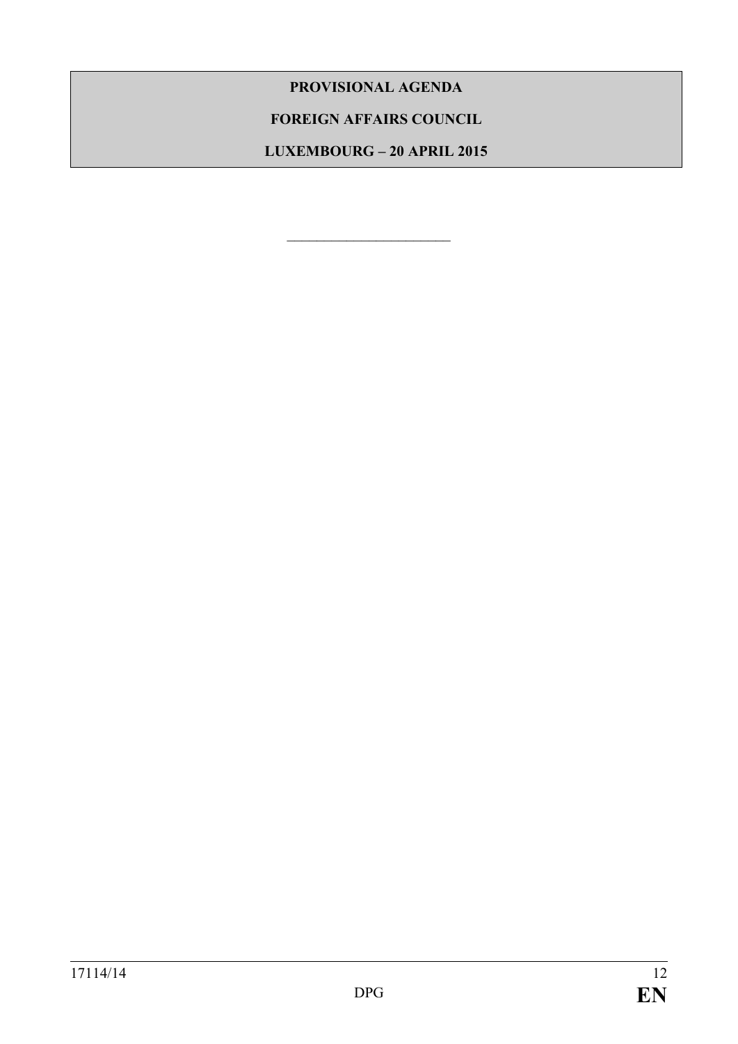**PROVISIONAL AGENDA**

**FOREIGN AFFAIRS COUNCIL**

**LUXEMBOURG – 20 APRIL 2015**

---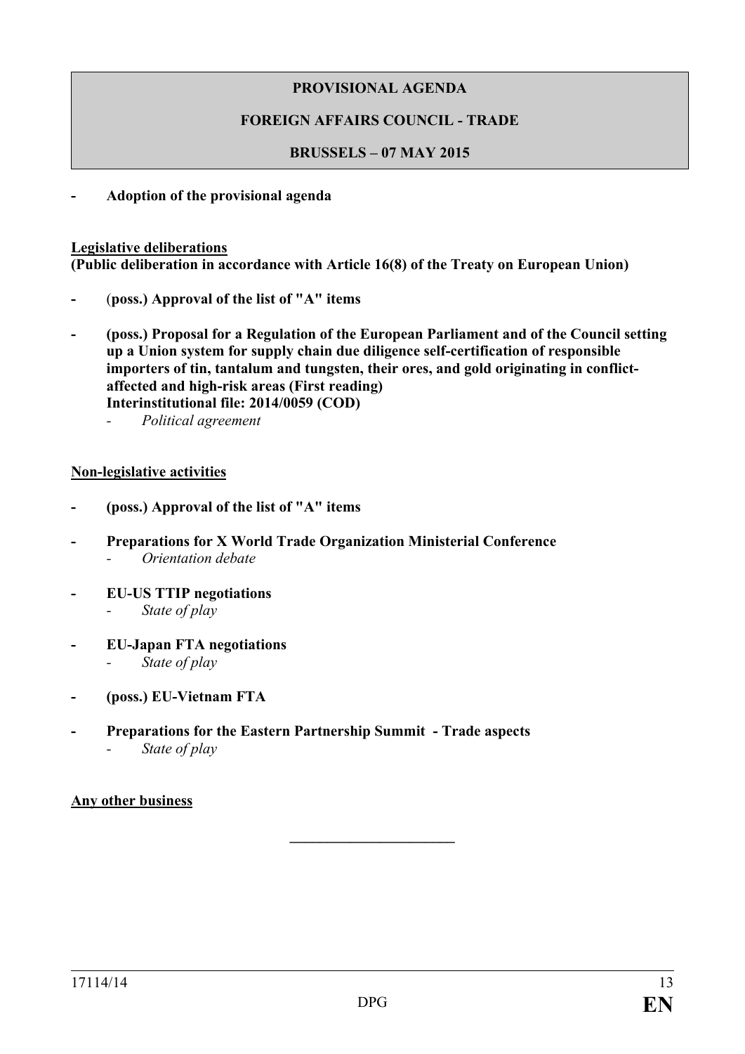**PROVISIONAL AGENDA**

**FOREIGN AFFAIRS COUNCIL - TRADE**

**BRUSSELS – 07 MAY 2015**

- **Adoption of the provisional agenda**

**Legislative deliberations**
**(Public deliberation in accordance with Article 16(8) of the Treaty on European Union)**

- **(poss.) Approval of the list of "A" items**
- **(poss.) Proposal for a Regulation of the European Parliament and of the Council setting up a Union system for supply chain due diligence self-certification of responsible importers of tin, tantalum and tungsten, their ores, and gold originating in conflict-affected and high-risk areas (First reading)**
  **Interinstitutional file: 2014/0059 (COD)**
  - *Political agreement*

**Non-legislative activities**

- **(poss.) Approval of the list of "A" items**
- **Preparations for X World Trade Organization Ministerial Conference**
  - *Orientation debate*
- **EU-US TTIP negotiations**
  - *State of play*
- **EU-Japan FTA negotiations**
  - *State of play*
- **(poss.) EU-Vietnam FTA**
- **Preparations for the Eastern Partnership Summit - Trade aspects**
  - *State of play*

**Any other business**

---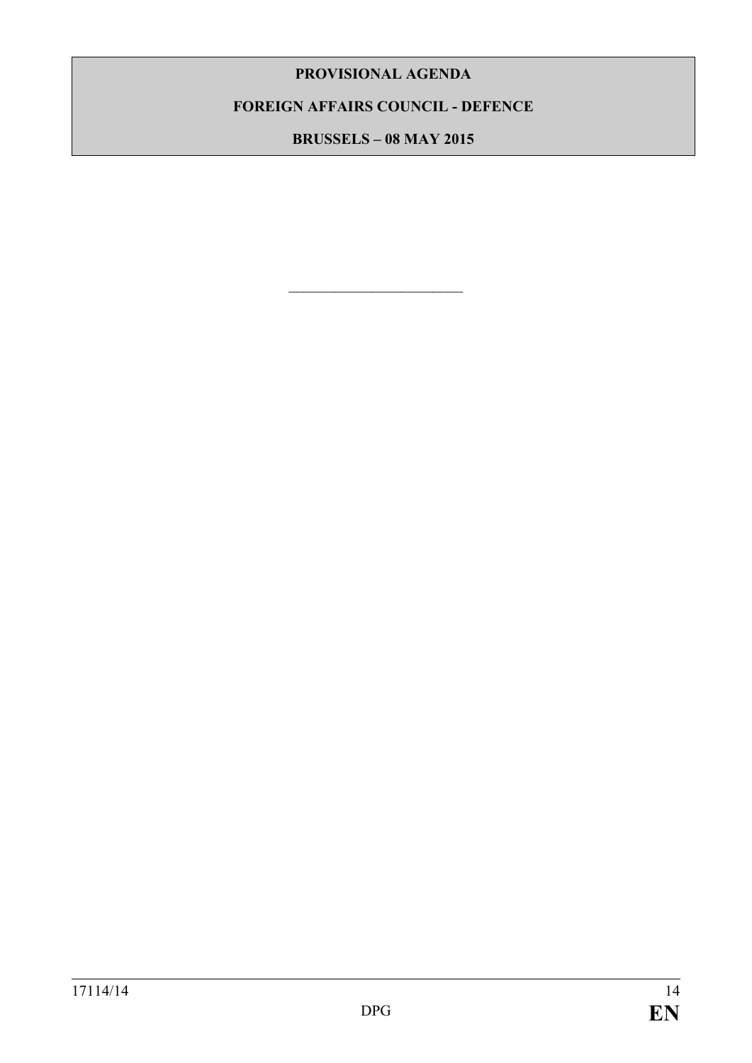**PROVISIONAL AGENDA**

**FOREIGN AFFAIRS COUNCIL - DEFENCE**

**BRUSSELS – 08 MAY 2015**

\_\_\_\_\_\_\_\_\_\_\_\_\_\_\_\_\_\_\_\_\_\_\_\_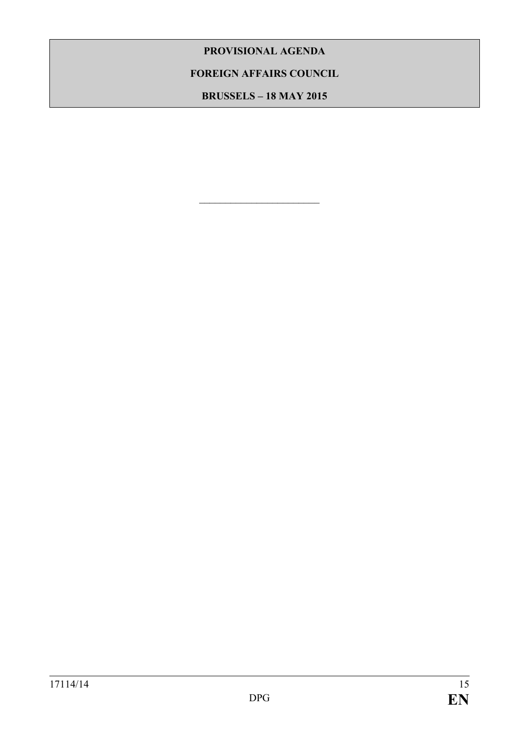**PROVISIONAL AGENDA**

**FOREIGN AFFAIRS COUNCIL**

**BRUSSELS – 18 MAY 2015**

________________________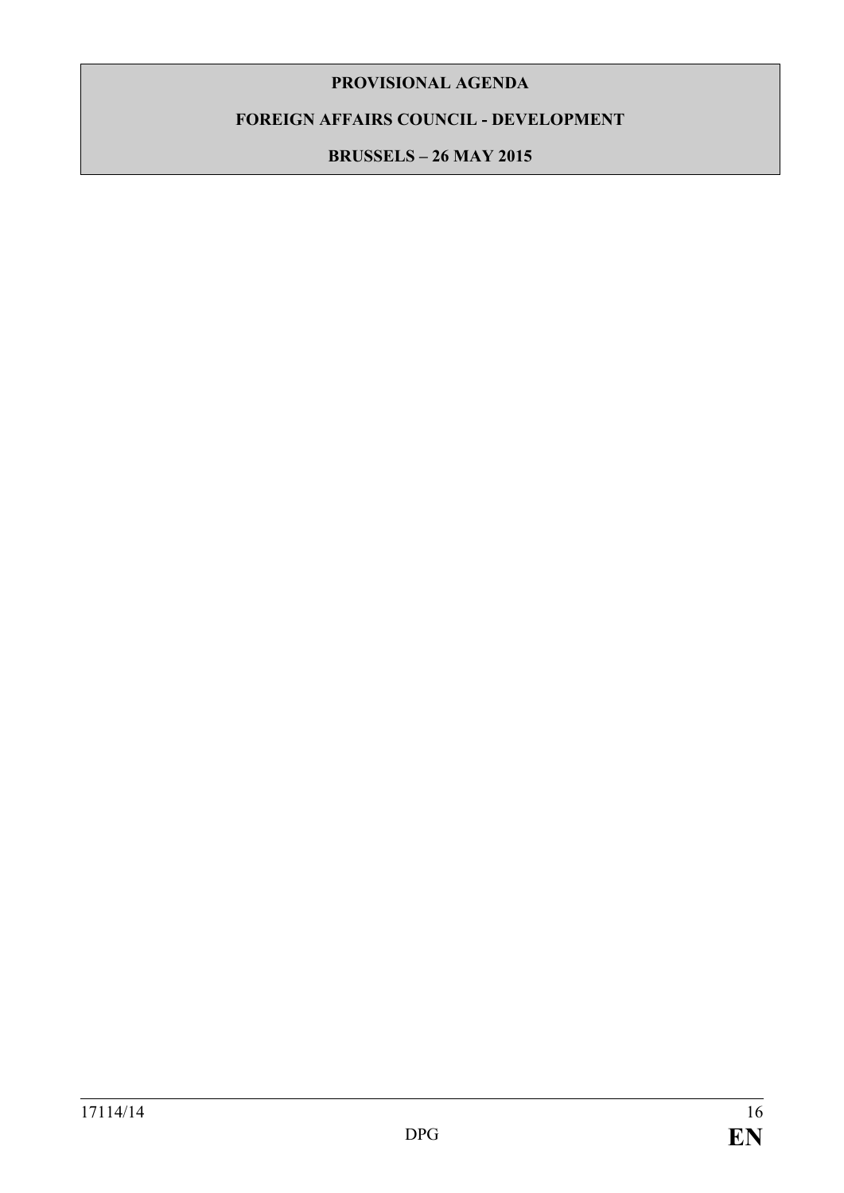**PROVISIONAL AGENDA**

**FOREIGN AFFAIRS COUNCIL - DEVELOPMENT**

**BRUSSELS – 26 MAY 2015**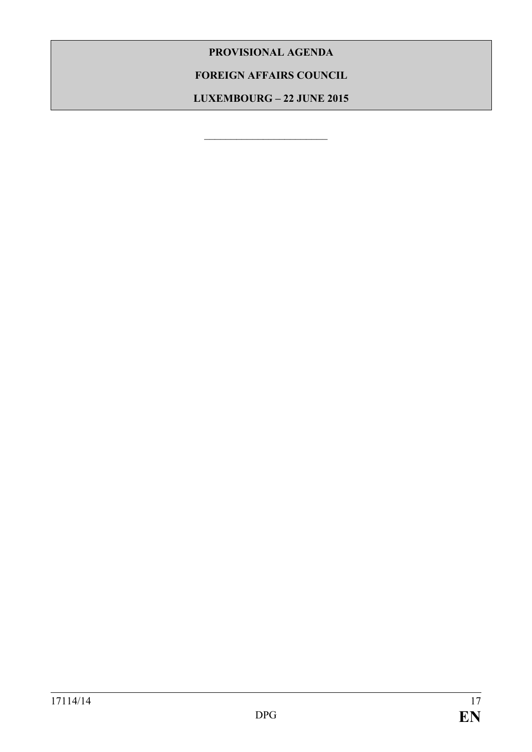**PROVISIONAL AGENDA**

**FOREIGN AFFAIRS COUNCIL**

**LUXEMBOURG – 22 JUNE 2015**

---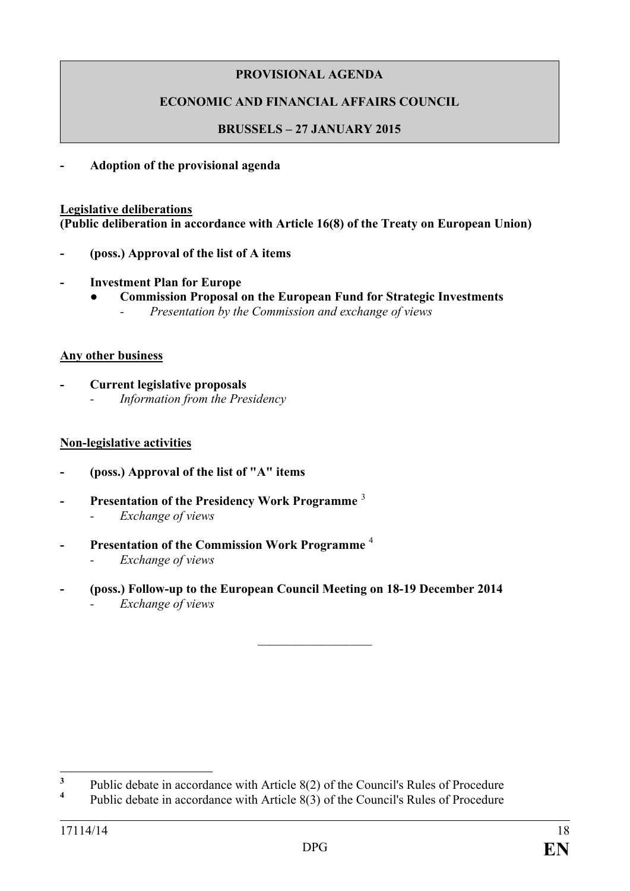**PROVISIONAL AGENDA**

**ECONOMIC AND FINANCIAL AFFAIRS COUNCIL**

**BRUSSELS – 27 JANUARY 2015**

- **Adoption of the provisional agenda**

**Legislative deliberations**
**(Public deliberation in accordance with Article 16(8) of the Treaty on European Union)**

- **(poss.) Approval of the list of A items**
- **Investment Plan for Europe**
  - **Commission Proposal on the European Fund for Strategic Investments**
    - *Presentation by the Commission and exchange of views*

**Any other business**

- **Current legislative proposals**
  - *Information from the Presidency*

**Non-legislative activities**

- **(poss.) Approval of the list of "A" items**
- **Presentation of the Presidency Work Programme** [3]
  - *Exchange of views*
- **Presentation of the Commission Work Programme** [4]
  - *Exchange of views*
- **(poss.) Follow-up to the European Council Meeting on 18-19 December 2014**
  - *Exchange of views*

---

[3] Public debate in accordance with Article 8(2) of the Council's Rules of Procedure

[4] Public debate in accordance with Article 8(3) of the Council's Rules of Procedure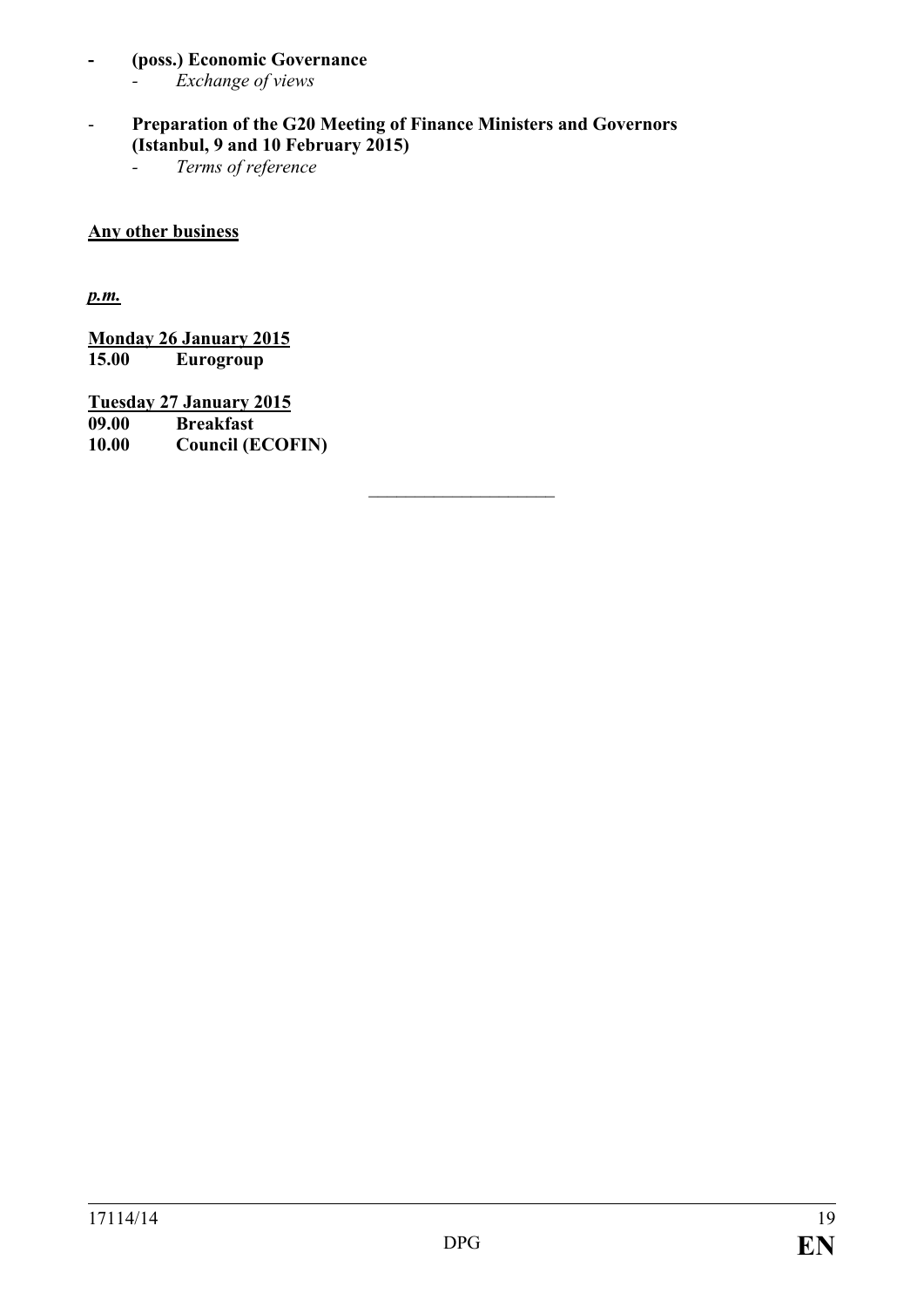- **(poss.) Economic Governance**
  - *Exchange of views*

- **Preparation of the G20 Meeting of Finance Ministers and Governors (Istanbul, 9 and 10 February 2015)**
  - *Terms of reference*

**Any other business**

***p.m.***

**Monday 26 January 2015**
**15.00 Eurogroup**

**Tuesday 27 January 2015**
**09.00 Breakfast**
**10.00 Council (ECOFIN)**

---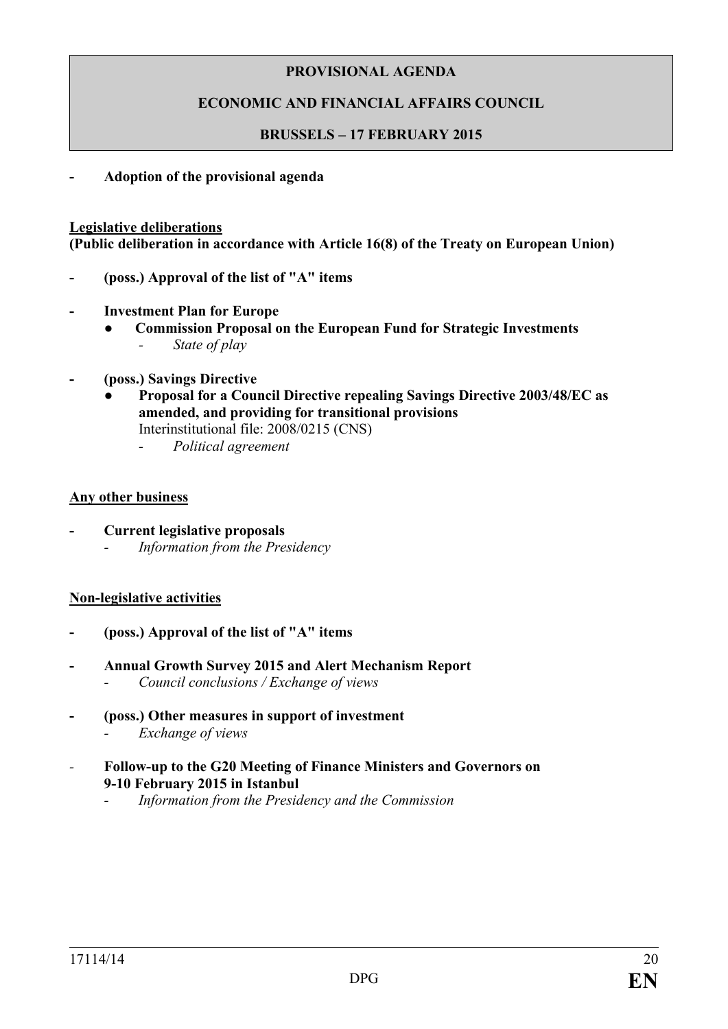**PROVISIONAL AGENDA**

**ECONOMIC AND FINANCIAL AFFAIRS COUNCIL**

**BRUSSELS – 17 FEBRUARY 2015**

- **Adoption of the provisional agenda**

**Legislative deliberations**
**(Public deliberation in accordance with Article 16(8) of the Treaty on European Union)**

- **(poss.) Approval of the list of "A" items**

- **Investment Plan for Europe**
  - **Commission Proposal on the European Fund for Strategic Investments**
    - *State of play*

- **(poss.) Savings Directive**
  - **Proposal for a Council Directive repealing Savings Directive 2003/48/EC as amended, and providing for transitional provisions**
    Interinstitutional file: 2008/0215 (CNS)
    - *Political agreement*

**Any other business**

- **Current legislative proposals**
  - *Information from the Presidency*

**Non-legislative activities**

- **(poss.) Approval of the list of "A" items**

- **Annual Growth Survey 2015 and Alert Mechanism Report**
  - *Council conclusions / Exchange of views*

- **(poss.) Other measures in support of investment**
  - *Exchange of views*

- **Follow-up to the G20 Meeting of Finance Ministers and Governors on 9-10 February 2015 in Istanbul**
  - *Information from the Presidency and the Commission*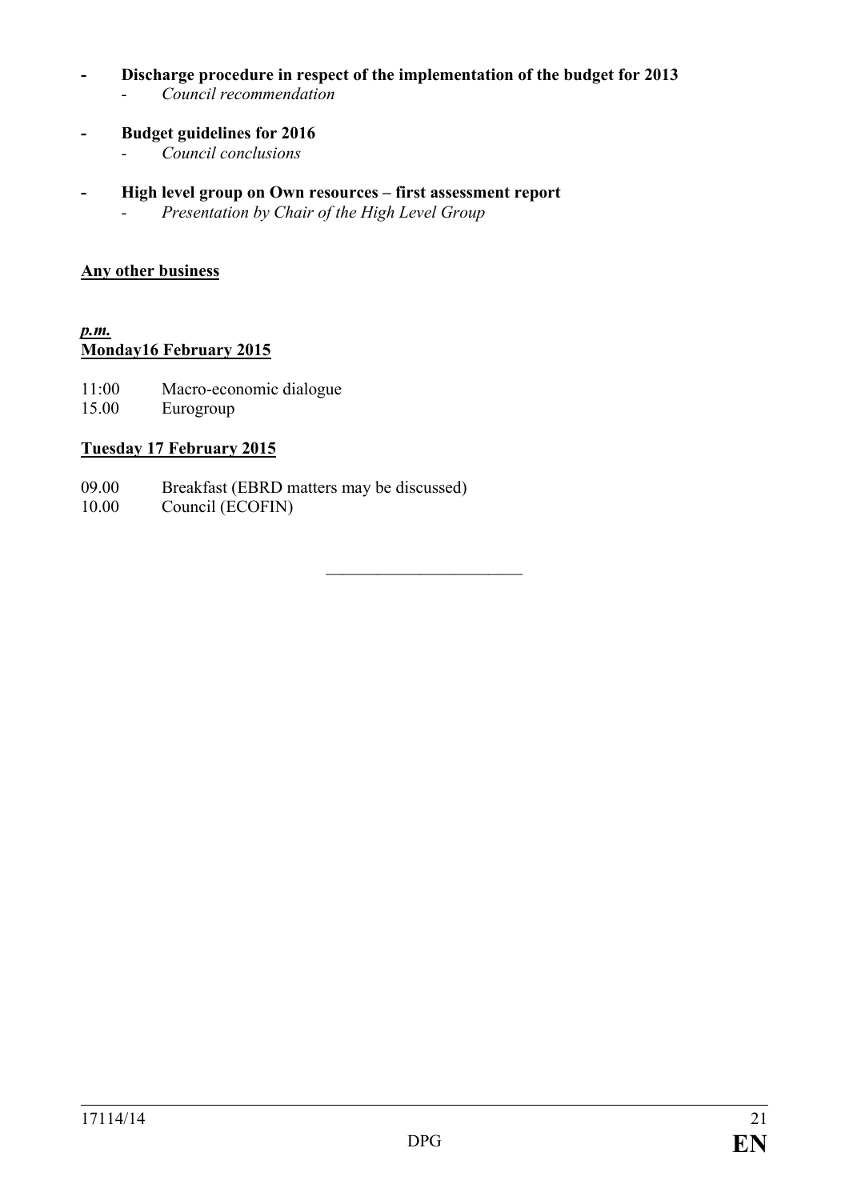- **Discharge procedure in respect of the implementation of the budget for 2013**
  - *Council recommendation*

- **Budget guidelines for 2016**
  - *Council conclusions*

- **High level group on Own resources – first assessment report**
  - *Presentation by Chair of the High Level Group*

**Any other business**

***p.m.***

**Monday16 February 2015**

11:00 Macro-economic dialogue
15.00 Eurogroup

**Tuesday 17 February 2015**

09.00 Breakfast (EBRD matters may be discussed)
10.00 Council (ECOFIN)

\_\_\_\_\_\_\_\_\_\_\_\_\_\_\_\_\_\_\_\_\_\_\_\_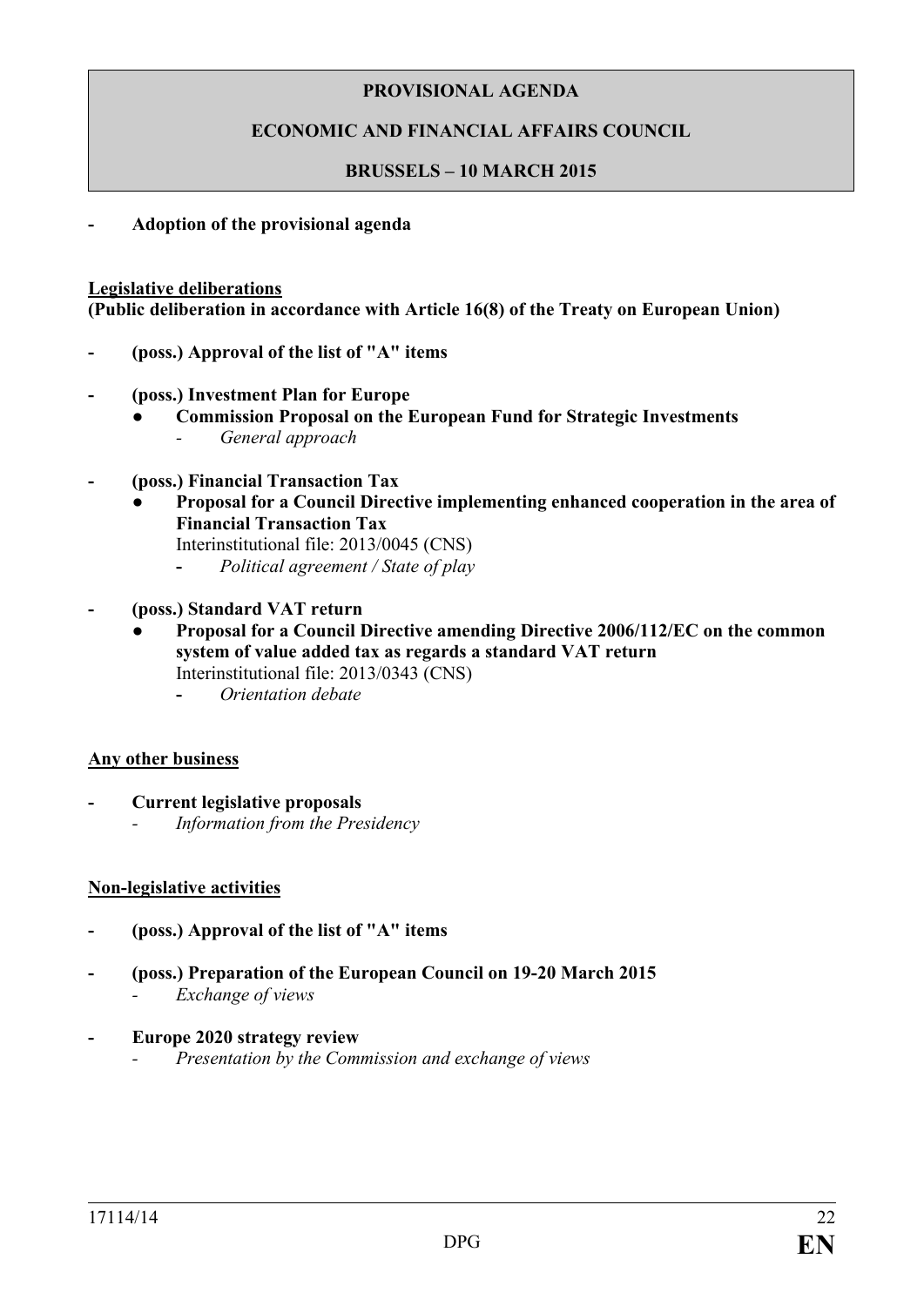**PROVISIONAL AGENDA**

**ECONOMIC AND FINANCIAL AFFAIRS COUNCIL**

**BRUSSELS – 10 MARCH 2015**

- **Adoption of the provisional agenda**

**Legislative deliberations**
**(Public deliberation in accordance with Article 16(8) of the Treaty on European Union)**

- **(poss.) Approval of the list of "A" items**

- **(poss.) Investment Plan for Europe**
  - **Commission Proposal on the European Fund for Strategic Investments**
    - *General approach*

- **(poss.) Financial Transaction Tax**
  - **Proposal for a Council Directive implementing enhanced cooperation in the area of Financial Transaction Tax**
    Interinstitutional file: 2013/0045 (CNS)
    - *Political agreement / State of play*

- **(poss.) Standard VAT return**
  - **Proposal for a Council Directive amending Directive 2006/112/EC on the common system of value added tax as regards a standard VAT return**
    Interinstitutional file: 2013/0343 (CNS)
    - *Orientation debate*

**Any other business**

- **Current legislative proposals**
  - *Information from the Presidency*

**Non-legislative activities**

- **(poss.) Approval of the list of "A" items**

- **(poss.) Preparation of the European Council on 19-20 March 2015**
  - *Exchange of views*

- **Europe 2020 strategy review**
  - *Presentation by the Commission and exchange of views*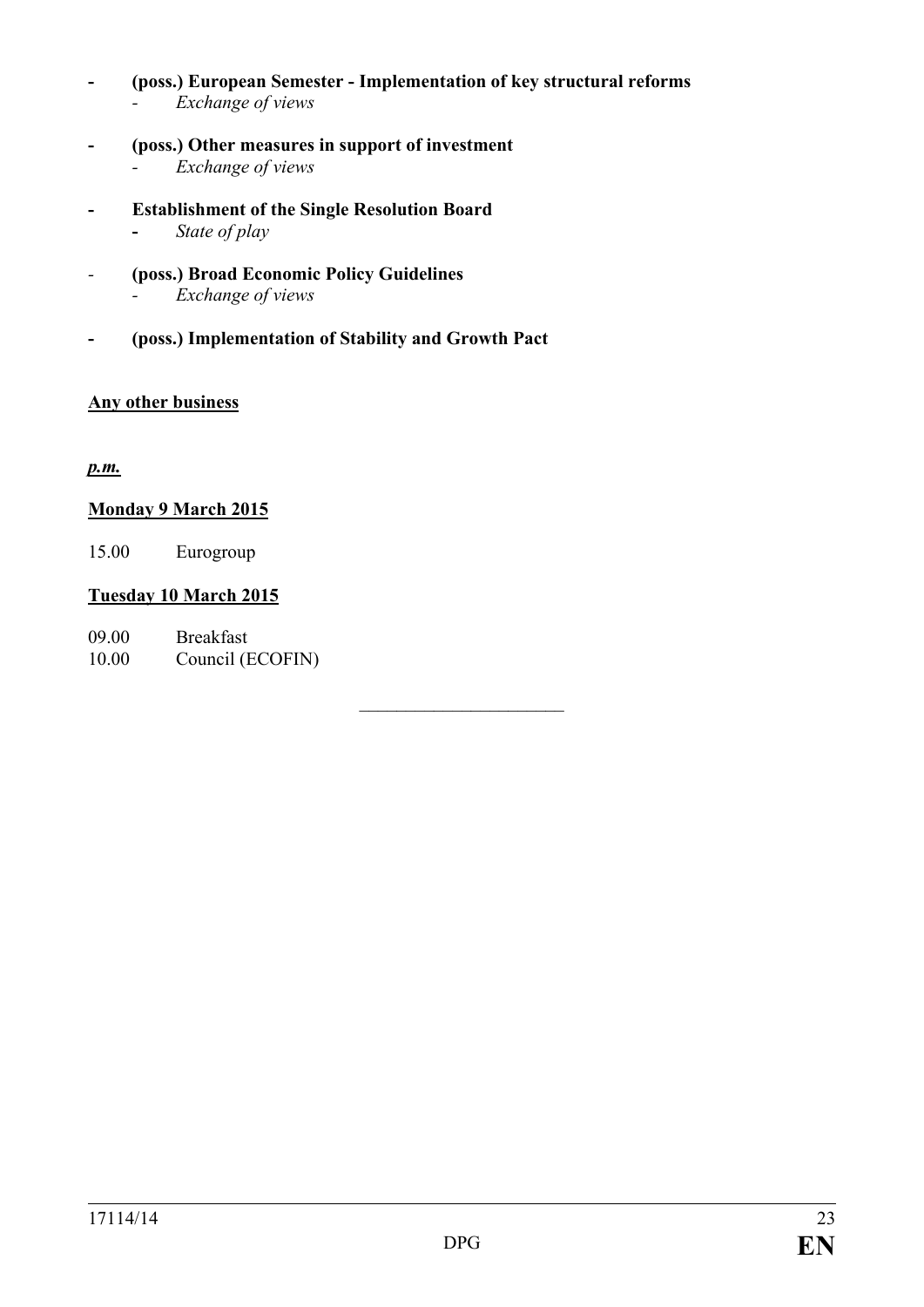- **(poss.) European Semester - Implementation of key structural reforms**
    - *Exchange of views*

- **(poss.) Other measures in support of investment**
    - *Exchange of views*

- **Establishment of the Single Resolution Board**
    - *State of play*

- **(poss.) Broad Economic Policy Guidelines**
    - *Exchange of views*

- **(poss.) Implementation of Stability and Growth Pact**

**Any other business**

***p.m.***

**Monday 9 March 2015**

15.00 Eurogroup

**Tuesday 10 March 2015**

09.00 Breakfast
10.00 Council (ECOFIN)

\_\_\_\_\_\_\_\_\_\_\_\_\_\_\_\_\_\_\_\_\_\_\_\_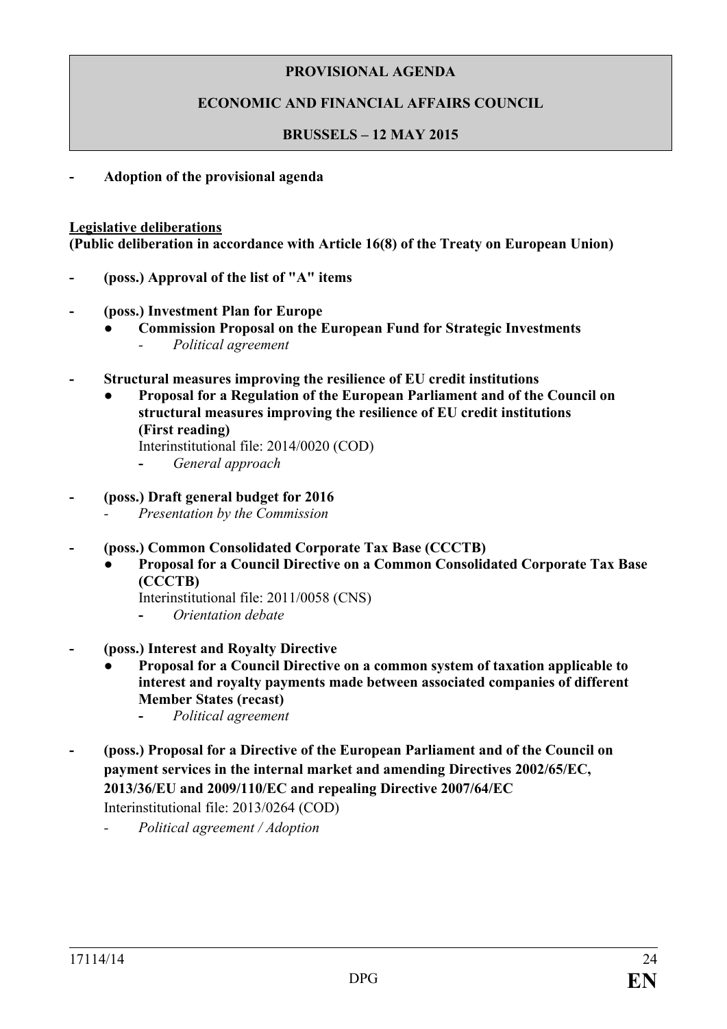**PROVISIONAL AGENDA**

**ECONOMIC AND FINANCIAL AFFAIRS COUNCIL**

**BRUSSELS – 12 MAY 2015**

- **Adoption of the provisional agenda**

**Legislative deliberations**
**(Public deliberation in accordance with Article 16(8) of the Treaty on European Union)**

- **(poss.) Approval of the list of "A" items**

- **(poss.) Investment Plan for Europe**
  - **Commission Proposal on the European Fund for Strategic Investments**
    - *Political agreement*

- **Structural measures improving the resilience of EU credit institutions**
  - **Proposal for a Regulation of the European Parliament and of the Council on structural measures improving the resilience of EU credit institutions (First reading)**
    Interinstitutional file: 2014/0020 (COD)
    - *General approach*

- **(poss.) Draft general budget for 2016**
  - *Presentation by the Commission*

- **(poss.) Common Consolidated Corporate Tax Base (CCCTB)**
  - **Proposal for a Council Directive on a Common Consolidated Corporate Tax Base (CCCTB)**
    Interinstitutional file: 2011/0058 (CNS)
    - *Orientation debate*

- **(poss.) Interest and Royalty Directive**
  - **Proposal for a Council Directive on a common system of taxation applicable to interest and royalty payments made between associated companies of different Member States (recast)**
    - *Political agreement*

- **(poss.) Proposal for a Directive of the European Parliament and of the Council on payment services in the internal market and amending Directives 2002/65/EC, 2013/36/EU and 2009/110/EC and repealing Directive 2007/64/EC**
  Interinstitutional file: 2013/0264 (COD)
  - *Political agreement / Adoption*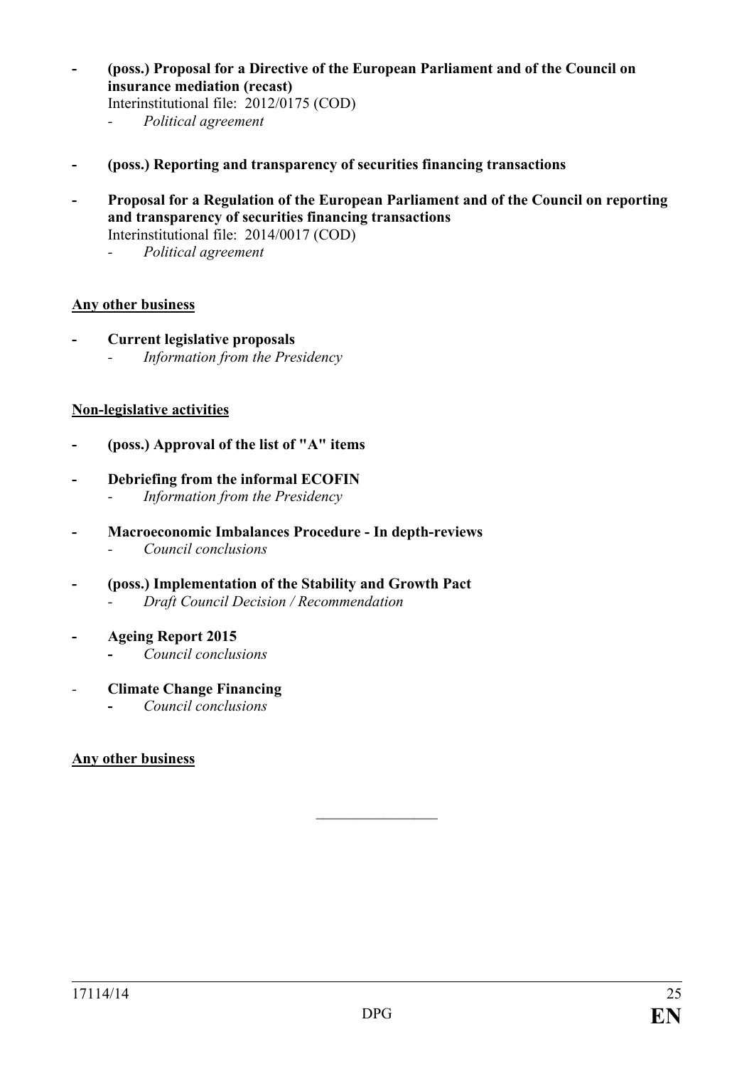- **(poss.) Proposal for a Directive of the European Parliament and of the Council on insurance mediation (recast)**
  Interinstitutional file: 2012/0175 (COD)
  - *Political agreement*

- **(poss.) Reporting and transparency of securities financing transactions**

- **Proposal for a Regulation of the European Parliament and of the Council on reporting and transparency of securities financing transactions**
  Interinstitutional file: 2014/0017 (COD)
  - *Political agreement*

**Any other business**

- **Current legislative proposals**
  - *Information from the Presidency*

**Non-legislative activities**

- **(poss.) Approval of the list of "A" items**

- **Debriefing from the informal ECOFIN**
  - *Information from the Presidency*

- **Macroeconomic Imbalances Procedure - In depth-reviews**
  - *Council conclusions*

- **(poss.) Implementation of the Stability and Growth Pact**
  - *Draft Council Decision / Recommendation*

- **Ageing Report 2015**
  - *Council conclusions*

- **Climate Change Financing**
  - *Council conclusions*

**Any other business**

________________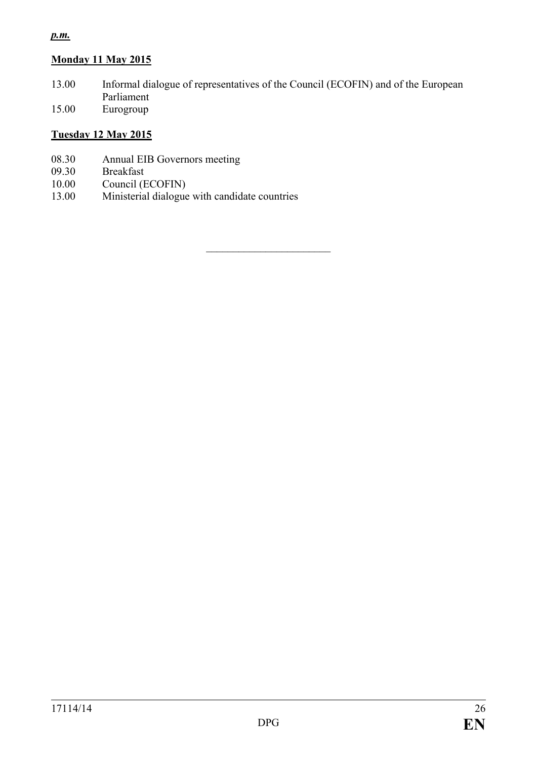***p.m.***

**Monday 11 May 2015**

13.00 Informal dialogue of representatives of the Council (ECOFIN) and of the European Parliament

15.00 Eurogroup

**Tuesday 12 May 2015**

08.30 Annual EIB Governors meeting

09.30 Breakfast

10.00 Council (ECOFIN)

13.00 Ministerial dialogue with candidate countries

\_\_\_\_\_\_\_\_\_\_\_\_\_\_\_\_\_\_\_\_\_\_\_\_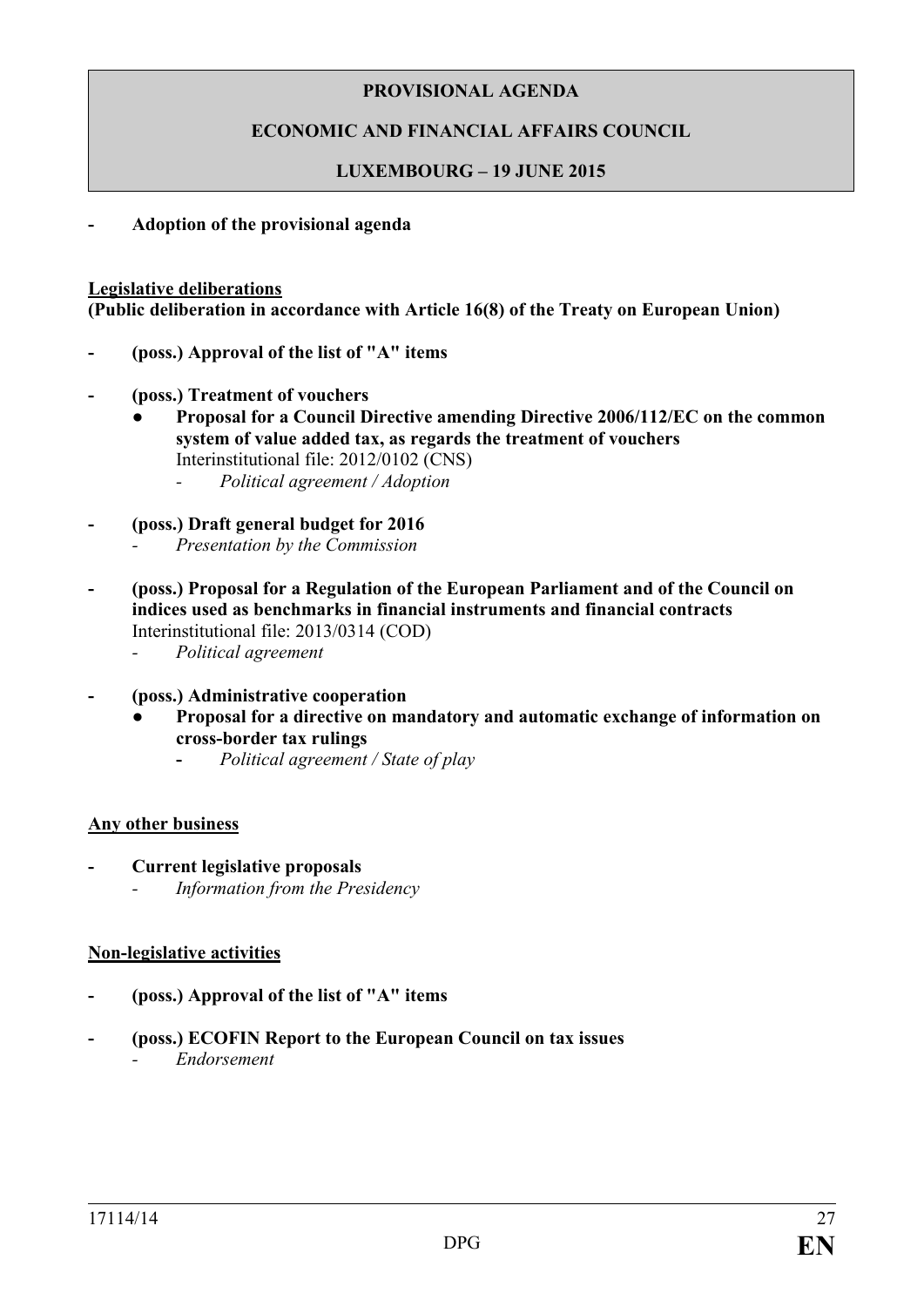**PROVISIONAL AGENDA**

**ECONOMIC AND FINANCIAL AFFAIRS COUNCIL**

**LUXEMBOURG – 19 JUNE 2015**

- **Adoption of the provisional agenda**

**Legislative deliberations**
**(Public deliberation in accordance with Article 16(8) of the Treaty on European Union)**

- **(poss.) Approval of the list of "A" items**

- **(poss.) Treatment of vouchers**
  - **Proposal for a Council Directive amending Directive 2006/112/EC on the common system of value added tax, as regards the treatment of vouchers**
    Interinstitutional file: 2012/0102 (CNS)
    - *Political agreement / Adoption*

- **(poss.) Draft general budget for 2016**
  - *Presentation by the Commission*

- **(poss.) Proposal for a Regulation of the European Parliament and of the Council on indices used as benchmarks in financial instruments and financial contracts**
  Interinstitutional file: 2013/0314 (COD)
  - *Political agreement*

- **(poss.) Administrative cooperation**
  - **Proposal for a directive on mandatory and automatic exchange of information on cross-border tax rulings**
    - *Political agreement / State of play*

**Any other business**

- **Current legislative proposals**
  - *Information from the Presidency*

**Non-legislative activities**

- **(poss.) Approval of the list of "A" items**

- **(poss.) ECOFIN Report to the European Council on tax issues**
  - *Endorsement*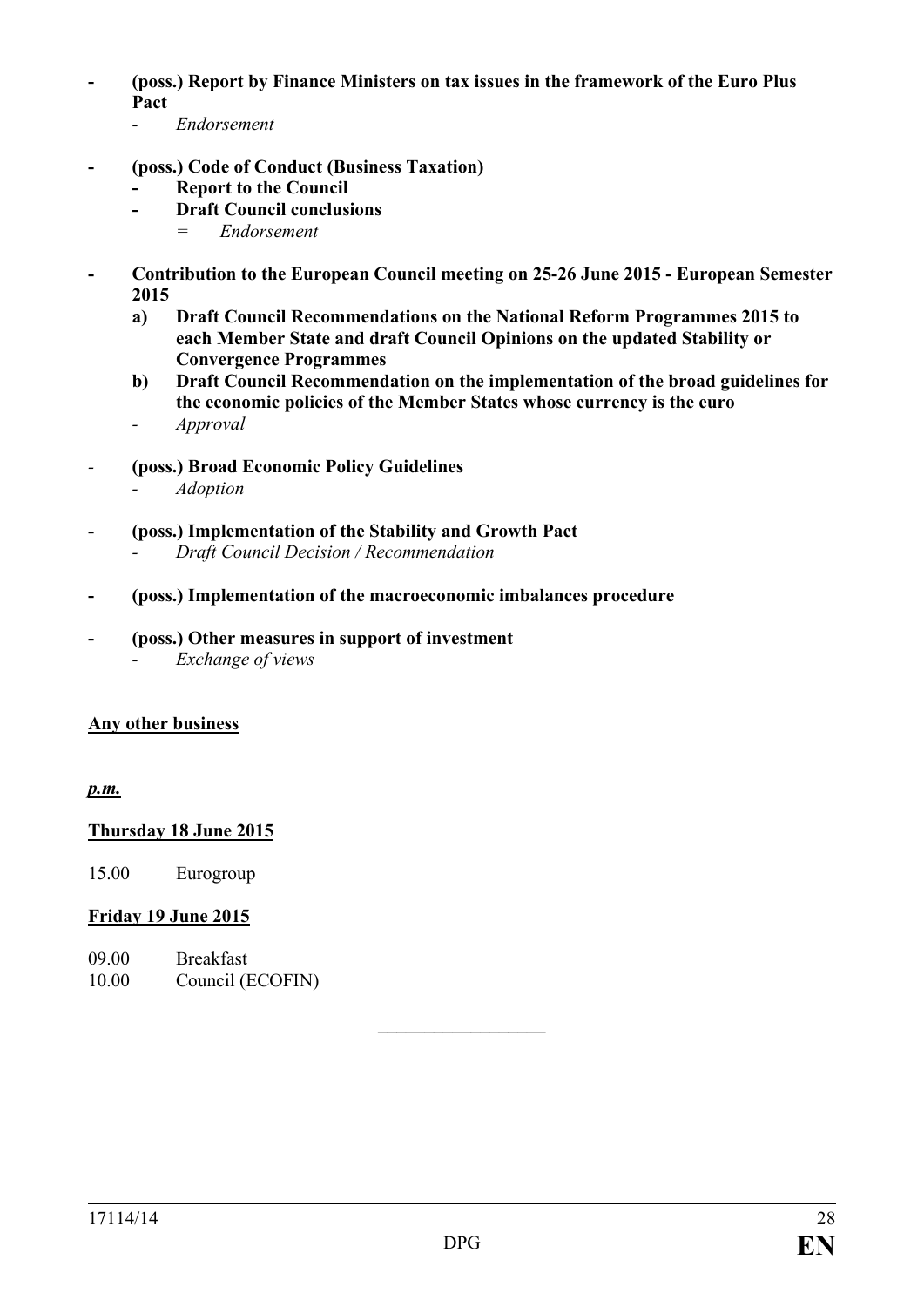- **(poss.) Report by Finance Ministers on tax issues in the framework of the Euro Plus Pact**
    - *Endorsement*

- **(poss.) Code of Conduct (Business Taxation)**
    - **Report to the Council**
    - **Draft Council conclusions**
        - = *Endorsement*

- **Contribution to the European Council meeting on 25-26 June 2015 - European Semester 2015**
    - **a) Draft Council Recommendations on the National Reform Programmes 2015 to each Member State and draft Council Opinions on the updated Stability or Convergence Programmes**
    - **b) Draft Council Recommendation on the implementation of the broad guidelines for the economic policies of the Member States whose currency is the euro**
    - *Approval*

- **(poss.) Broad Economic Policy Guidelines**
    - *Adoption*

- **(poss.) Implementation of the Stability and Growth Pact**
    - *Draft Council Decision / Recommendation*

- **(poss.) Implementation of the macroeconomic imbalances procedure**

- **(poss.) Other measures in support of investment**
    - *Exchange of views*

**Any other business**

***p.m.***

**Thursday 18 June 2015**

15.00 Eurogroup

**Friday 19 June 2015**

09.00 Breakfast
10.00 Council (ECOFIN)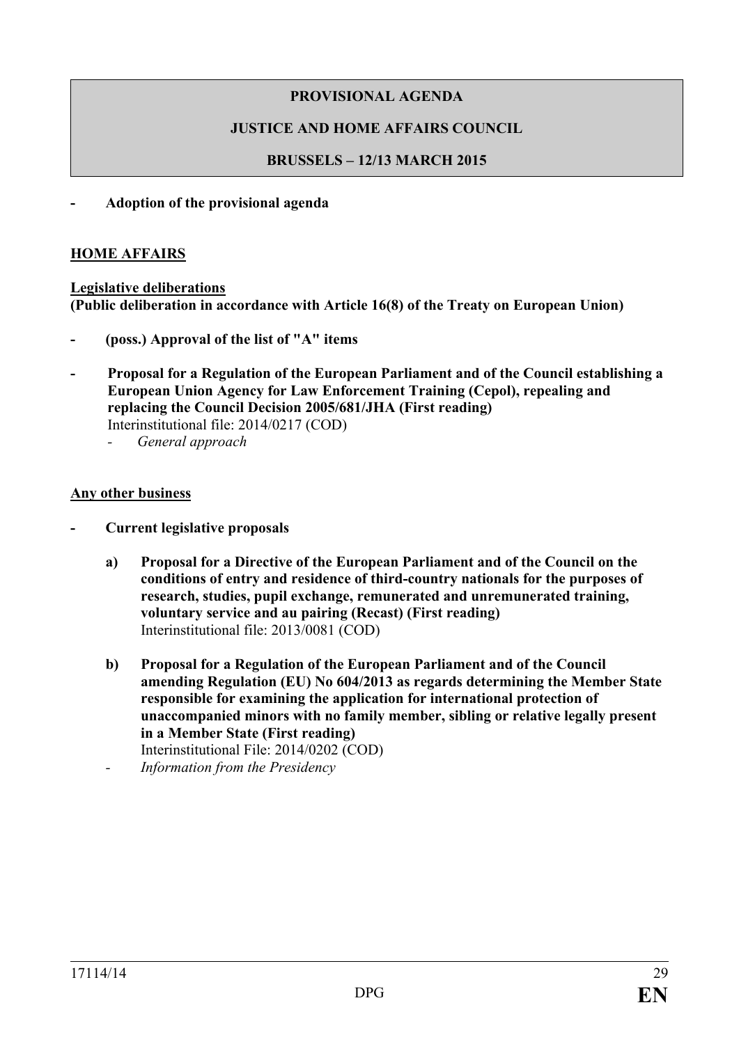**PROVISIONAL AGENDA**

**JUSTICE AND HOME AFFAIRS COUNCIL**

**BRUSSELS – 12/13 MARCH 2015**

- **Adoption of the provisional agenda**

**HOME AFFAIRS**

**Legislative deliberations**
**(Public deliberation in accordance with Article 16(8) of the Treaty on European Union)**

- **(poss.) Approval of the list of "A" items**

- **Proposal for a Regulation of the European Parliament and of the Council establishing a European Union Agency for Law Enforcement Training (Cepol), repealing and replacing the Council Decision 2005/681/JHA (First reading)**
  Interinstitutional file: 2014/0217 (COD)
  - *General approach*

**Any other business**

- **Current legislative proposals**

  a) **Proposal for a Directive of the European Parliament and of the Council on the conditions of entry and residence of third-country nationals for the purposes of research, studies, pupil exchange, remunerated and unremunerated training, voluntary service and au pairing (Recast) (First reading)**
     Interinstitutional file: 2013/0081 (COD)

  b) **Proposal for a Regulation of the European Parliament and of the Council amending Regulation (EU) No 604/2013 as regards determining the Member State responsible for examining the application for international protection of unaccompanied minors with no family member, sibling or relative legally present in a Member State (First reading)**
     Interinstitutional File: 2014/0202 (COD)

  - *Information from the Presidency*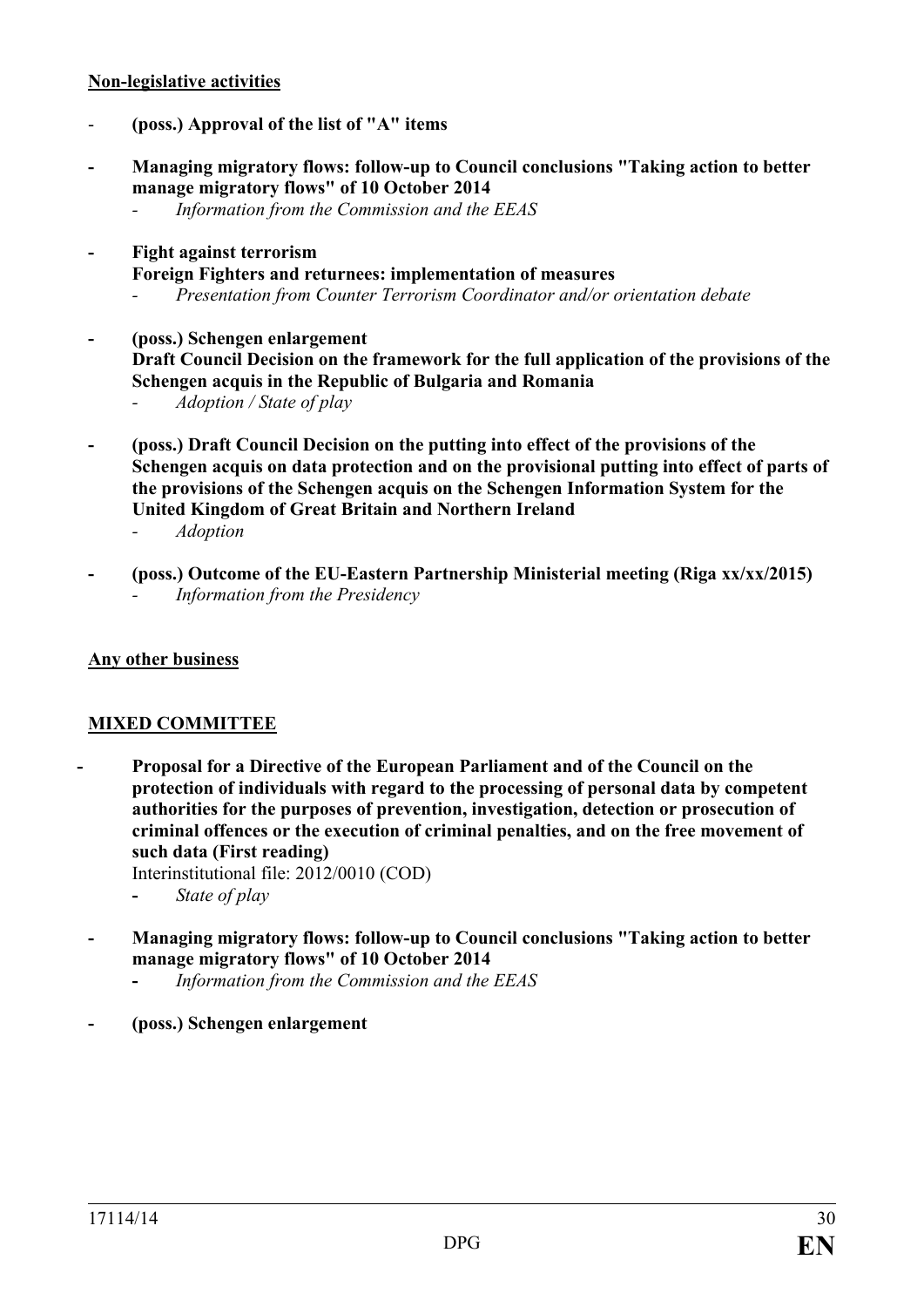**Non-legislative activities**

- **(poss.) Approval of the list of "A" items**

- **Managing migratory flows: follow-up to Council conclusions "Taking action to better manage migratory flows" of 10 October 2014**
  - *Information from the Commission and the EEAS*

- **Fight against terrorism**
  **Foreign Fighters and returnees: implementation of measures**
  - *Presentation from Counter Terrorism Coordinator and/or orientation debate*

- **(poss.) Schengen enlargement**
  **Draft Council Decision on the framework for the full application of the provisions of the Schengen acquis in the Republic of Bulgaria and Romania**
  - *Adoption / State of play*

- **(poss.) Draft Council Decision on the putting into effect of the provisions of the Schengen acquis on data protection and on the provisional putting into effect of parts of the provisions of the Schengen acquis on the Schengen Information System for the United Kingdom of Great Britain and Northern Ireland**
  - *Adoption*

- **(poss.) Outcome of the EU-Eastern Partnership Ministerial meeting (Riga xx/xx/2015)**
  - *Information from the Presidency*

**Any other business**

**MIXED COMMITTEE**

- **Proposal for a Directive of the European Parliament and of the Council on the protection of individuals with regard to the processing of personal data by competent authorities for the purposes of prevention, investigation, detection or prosecution of criminal offences or the execution of criminal penalties, and on the free movement of such data (First reading)**
  Interinstitutional file: 2012/0010 (COD)
  - *State of play*

- **Managing migratory flows: follow-up to Council conclusions "Taking action to better manage migratory flows" of 10 October 2014**
  - *Information from the Commission and the EEAS*

- **(poss.) Schengen enlargement**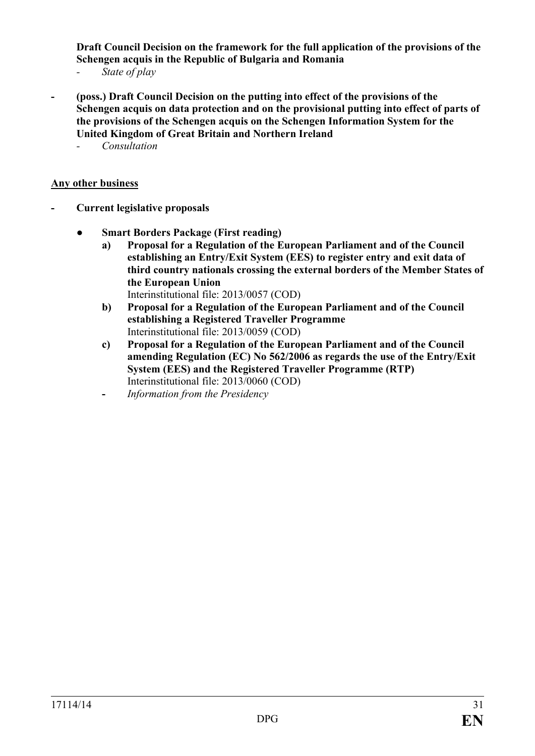**Draft Council Decision on the framework for the full application of the provisions of the Schengen acquis in the Republic of Bulgaria and Romania**

- *State of play*

- **(poss.) Draft Council Decision on the putting into effect of the provisions of the Schengen acquis on data protection and on the provisional putting into effect of parts of the provisions of the Schengen acquis on the Schengen Information System for the United Kingdom of Great Britain and Northern Ireland**
  - *Consultation*

**Any other business**

- **Current legislative proposals**

  - **Smart Borders Package (First reading)**
    - **a) Proposal for a Regulation of the European Parliament and of the Council establishing an Entry/Exit System (EES) to register entry and exit data of third country nationals crossing the external borders of the Member States of the European Union**
      Interinstitutional file: 2013/0057 (COD)
    - **b) Proposal for a Regulation of the European Parliament and of the Council establishing a Registered Traveller Programme**
      Interinstitutional file: 2013/0059 (COD)
    - **c) Proposal for a Regulation of the European Parliament and of the Council amending Regulation (EC) No 562/2006 as regards the use of the Entry/Exit System (EES) and the Registered Traveller Programme (RTP)**
      Interinstitutional file: 2013/0060 (COD)
    - *Information from the Presidency*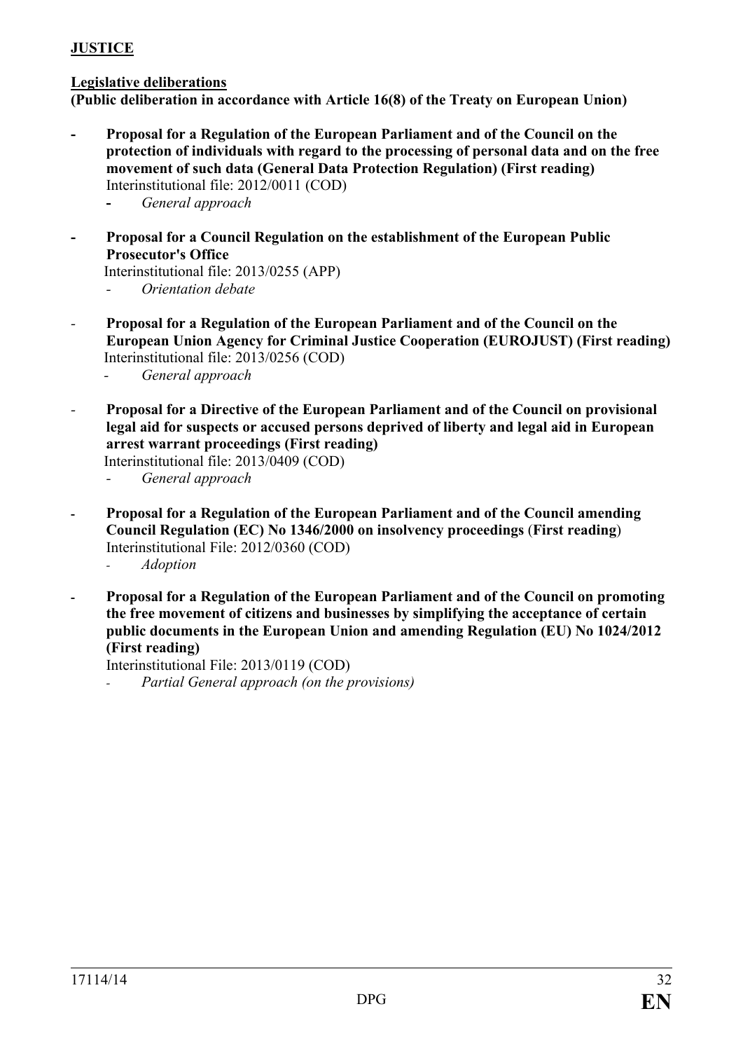**JUSTICE**

**Legislative deliberations**
**(Public deliberation in accordance with Article 16(8) of the Treaty on European Union)**

- **Proposal for a Regulation of the European Parliament and of the Council on the protection of individuals with regard to the processing of personal data and on the free movement of such data (General Data Protection Regulation) (First reading)**
  Interinstitutional file: 2012/0011 (COD)
  - *General approach*

- **Proposal for a Council Regulation on the establishment of the European Public Prosecutor's Office**
  Interinstitutional file: 2013/0255 (APP)
  - *Orientation debate*

- **Proposal for a Regulation of the European Parliament and of the Council on the European Union Agency for Criminal Justice Cooperation (EUROJUST) (First reading)**
  Interinstitutional file: 2013/0256 (COD)
  - *General approach*

- **Proposal for a Directive of the European Parliament and of the Council on provisional legal aid for suspects or accused persons deprived of liberty and legal aid in European arrest warrant proceedings (First reading)**
  Interinstitutional file: 2013/0409 (COD)
  - *General approach*

- **Proposal for a Regulation of the European Parliament and of the Council amending Council Regulation (EC) No 1346/2000 on insolvency proceedings** (**First reading**)
  Interinstitutional File: 2012/0360 (COD)
  - *Adoption*

- **Proposal for a Regulation of the European Parliament and of the Council on promoting the free movement of citizens and businesses by simplifying the acceptance of certain public documents in the European Union and amending Regulation (EU) No 1024/2012 (First reading)**
  Interinstitutional File: 2013/0119 (COD)
  - *Partial General approach (on the provisions)*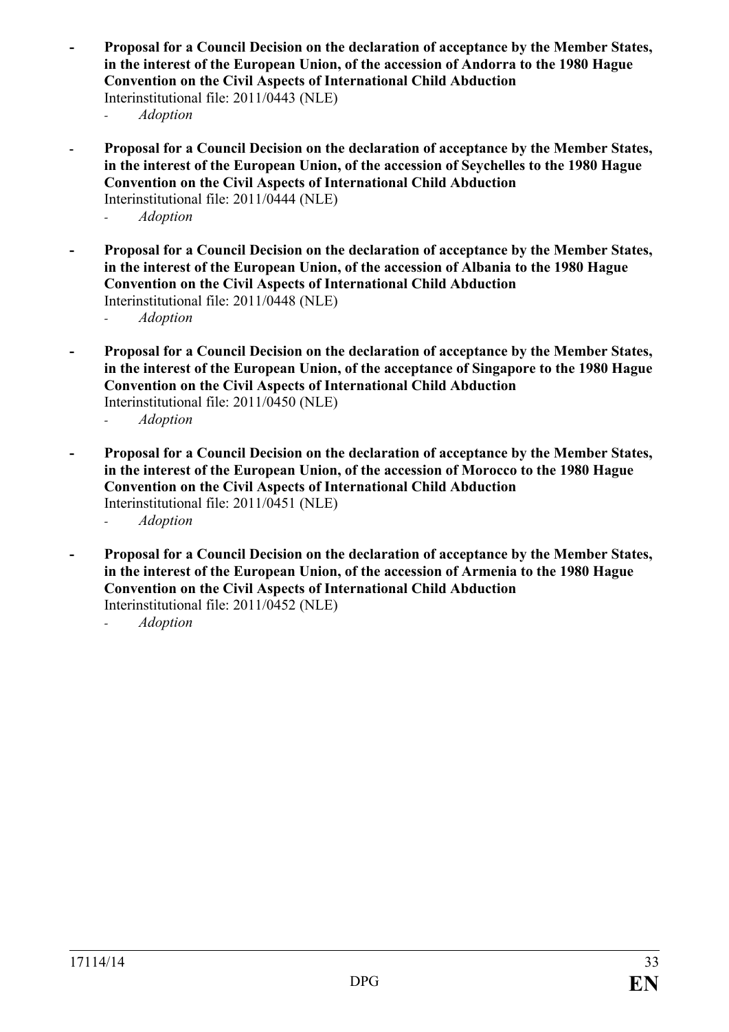- **Proposal for a Council Decision on the declaration of acceptance by the Member States, in the interest of the European Union, of the accession of Andorra to the 1980 Hague Convention on the Civil Aspects of International Child Abduction**
  Interinstitutional file: 2011/0443 (NLE)
  - *Adoption*

- **Proposal for a Council Decision on the declaration of acceptance by the Member States, in the interest of the European Union, of the accession of Seychelles to the 1980 Hague Convention on the Civil Aspects of International Child Abduction**
  Interinstitutional file: 2011/0444 (NLE)
  - *Adoption*

- **Proposal for a Council Decision on the declaration of acceptance by the Member States, in the interest of the European Union, of the accession of Albania to the 1980 Hague Convention on the Civil Aspects of International Child Abduction**
  Interinstitutional file: 2011/0448 (NLE)
  - *Adoption*

- **Proposal for a Council Decision on the declaration of acceptance by the Member States, in the interest of the European Union, of the acceptance of Singapore to the 1980 Hague Convention on the Civil Aspects of International Child Abduction**
  Interinstitutional file: 2011/0450 (NLE)
  - *Adoption*

- **Proposal for a Council Decision on the declaration of acceptance by the Member States, in the interest of the European Union, of the accession of Morocco to the 1980 Hague Convention on the Civil Aspects of International Child Abduction**
  Interinstitutional file: 2011/0451 (NLE)
  - *Adoption*

- **Proposal for a Council Decision on the declaration of acceptance by the Member States, in the interest of the European Union, of the accession of Armenia to the 1980 Hague Convention on the Civil Aspects of International Child Abduction**
  Interinstitutional file: 2011/0452 (NLE)
  - *Adoption*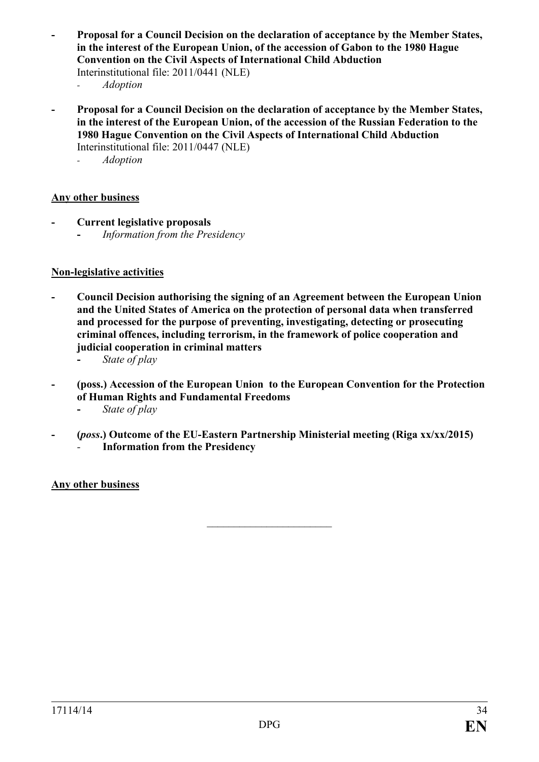- **Proposal for a Council Decision on the declaration of acceptance by the Member States, in the interest of the European Union, of the accession of Gabon to the 1980 Hague Convention on the Civil Aspects of International Child Abduction**
  Interinstitutional file: 2011/0441 (NLE)
  - *Adoption*

- **Proposal for a Council Decision on the declaration of acceptance by the Member States, in the interest of the European Union, of the accession of the Russian Federation to the 1980 Hague Convention on the Civil Aspects of International Child Abduction**
  Interinstitutional file: 2011/0447 (NLE)
  - *Adoption*

**Any other business**

- **Current legislative proposals**
  - *Information from the Presidency*

**Non-legislative activities**

- **Council Decision authorising the signing of an Agreement between the European Union and the United States of America on the protection of personal data when transferred and processed for the purpose of preventing, investigating, detecting or prosecuting criminal offences, including terrorism, in the framework of police cooperation and judicial cooperation in criminal matters**
  - *State of play*

- **(poss.) Accession of the European Union to the European Convention for the Protection of Human Rights and Fundamental Freedoms**
  - *State of play*

- **(*poss*.) Outcome of the EU-Eastern Partnership Ministerial meeting (Riga xx/xx/2015)**
  - **Information from the Presidency**

**Any other business**

---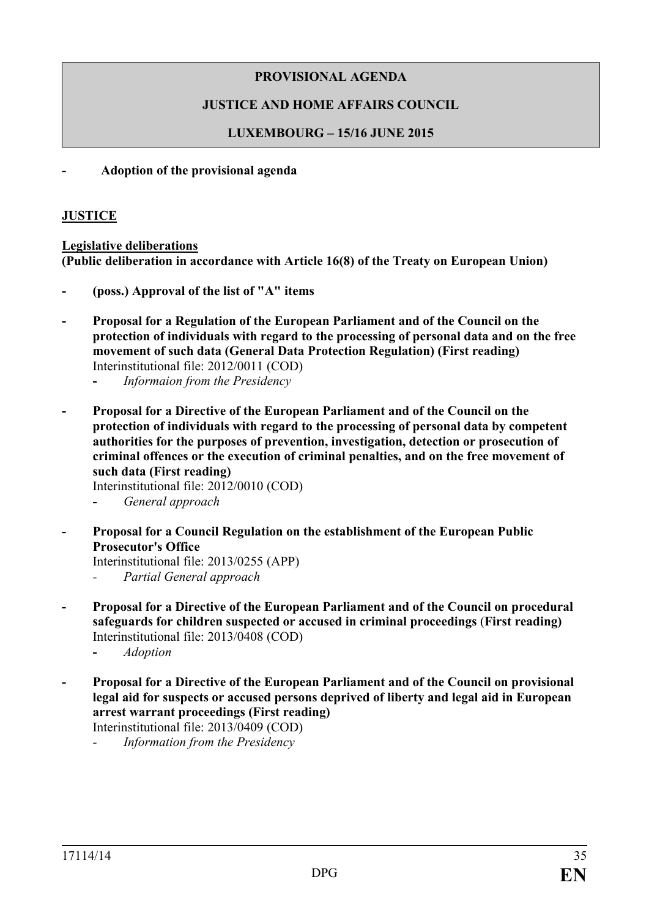**PROVISIONAL AGENDA**

**JUSTICE AND HOME AFFAIRS COUNCIL**

**LUXEMBOURG – 15/16 JUNE 2015**

- **Adoption of the provisional agenda**

**JUSTICE**

**Legislative deliberations**
**(Public deliberation in accordance with Article 16(8) of the Treaty on European Union)**

- **(poss.) Approval of the list of "A" items**

- **Proposal for a Regulation of the European Parliament and of the Council on the protection of individuals with regard to the processing of personal data and on the free movement of such data (General Data Protection Regulation) (First reading)**
  Interinstitutional file: 2012/0011 (COD)
  - *Informaion from the Presidency*

- **Proposal for a Directive of the European Parliament and of the Council on the protection of individuals with regard to the processing of personal data by competent authorities for the purposes of prevention, investigation, detection or prosecution of criminal offences or the execution of criminal penalties, and on the free movement of such data (First reading)**
  Interinstitutional file: 2012/0010 (COD)
  - *General approach*

- **Proposal for a Council Regulation on the establishment of the European Public Prosecutor's Office**
  Interinstitutional file: 2013/0255 (APP)
  - *Partial General approach*

- **Proposal for a Directive of the European Parliament and of the Council on procedural safeguards for children suspected or accused in criminal proceedings (First reading)**
  Interinstitutional file: 2013/0408 (COD)
  - *Adoption*

- **Proposal for a Directive of the European Parliament and of the Council on provisional legal aid for suspects or accused persons deprived of liberty and legal aid in European arrest warrant proceedings (First reading)**
  Interinstitutional file: 2013/0409 (COD)
  - *Information from the Presidency*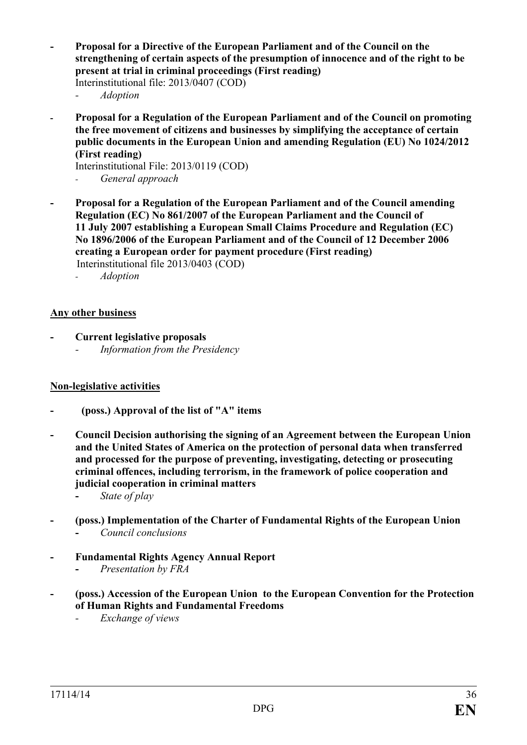- **Proposal for a Directive of the European Parliament and of the Council on the strengthening of certain aspects of the presumption of innocence and of the right to be present at trial in criminal proceedings (First reading)**
  Interinstitutional file: 2013/0407 (COD)
  - *Adoption*

- **Proposal for a Regulation of the European Parliament and of the Council on promoting the free movement of citizens and businesses by simplifying the acceptance of certain public documents in the European Union and amending Regulation (EU) No 1024/2012 (First reading)**
  Interinstitutional File: 2013/0119 (COD)
  - *General approach*

- **Proposal for a Regulation of the European Parliament and of the Council amending Regulation (EC) No 861/2007 of the European Parliament and the Council of 11 July 2007 establishing a European Small Claims Procedure and Regulation (EC) No 1896/2006 of the European Parliament and of the Council of 12 December 2006 creating a European order for payment procedure (First reading)**
  Interinstitutional file 2013/0403 (COD)
  - *Adoption*

**Any other business**

- **Current legislative proposals**
  - *Information from the Presidency*

**Non-legislative activities**

- **(poss.) Approval of the list of "A" items**

- **Council Decision authorising the signing of an Agreement between the European Union and the United States of America on the protection of personal data when transferred and processed for the purpose of preventing, investigating, detecting or prosecuting criminal offences, including terrorism, in the framework of police cooperation and judicial cooperation in criminal matters**
  - *State of play*

- **(poss.) Implementation of the Charter of Fundamental Rights of the European Union**
  - *Council conclusions*

- **Fundamental Rights Agency Annual Report**
  - *Presentation by FRA*

- **(poss.) Accession of the European Union to the European Convention for the Protection of Human Rights and Fundamental Freedoms**
  - *Exchange of views*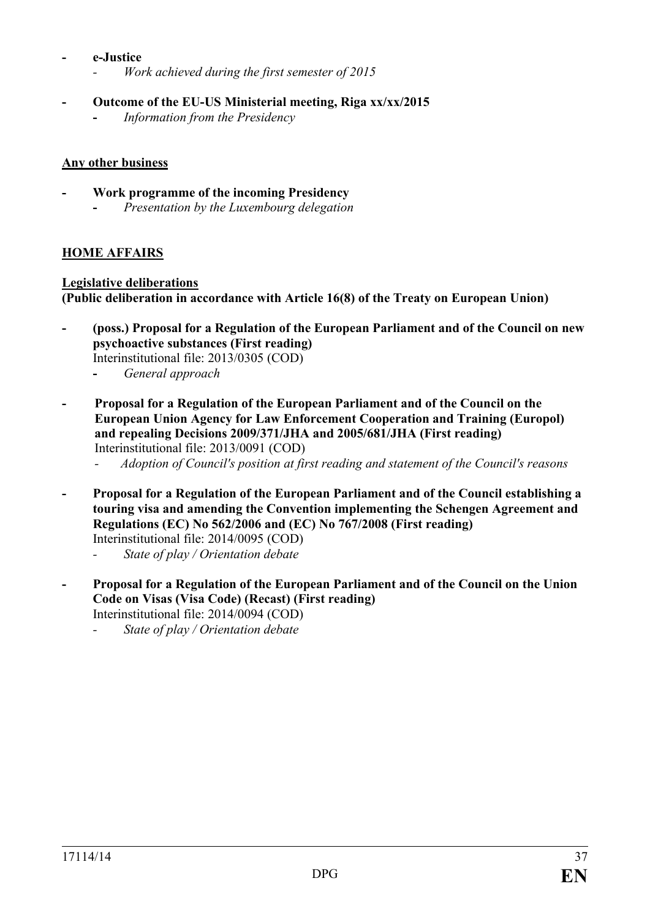- **e-Justice**
    - *Work achieved during the first semester of 2015*

- **Outcome of the EU-US Ministerial meeting, Riga xx/xx/2015**
    - *Information from the Presidency*

**<u>Any other business</u>**

- **Work programme of the incoming Presidency**
    - *Presentation by the Luxembourg delegation*

**<u>HOME AFFAIRS</u>**

**<u>Legislative deliberations</u>**
**(Public deliberation in accordance with Article 16(8) of the Treaty on European Union)**

- **(poss.) Proposal for a Regulation of the European Parliament and of the Council on new psychoactive substances (First reading)**
  Interinstitutional file: 2013/0305 (COD)
    - *General approach*

- **Proposal for a Regulation of the European Parliament and of the Council on the European Union Agency for Law Enforcement Cooperation and Training (Europol) and repealing Decisions 2009/371/JHA and 2005/681/JHA (First reading)**
  Interinstitutional file: 2013/0091 (COD)
    - *Adoption of Council's position at first reading and statement of the Council's reasons*

- **Proposal for a Regulation of the European Parliament and of the Council establishing a touring visa and amending the Convention implementing the Schengen Agreement and Regulations (EC) No 562/2006 and (EC) No 767/2008 (First reading)**
  Interinstitutional file: 2014/0095 (COD)
    - *State of play / Orientation debate*

- **Proposal for a Regulation of the European Parliament and of the Council on the Union Code on Visas (Visa Code) (Recast) (First reading)**
  Interinstitutional file: 2014/0094 (COD)
    - *State of play / Orientation debate*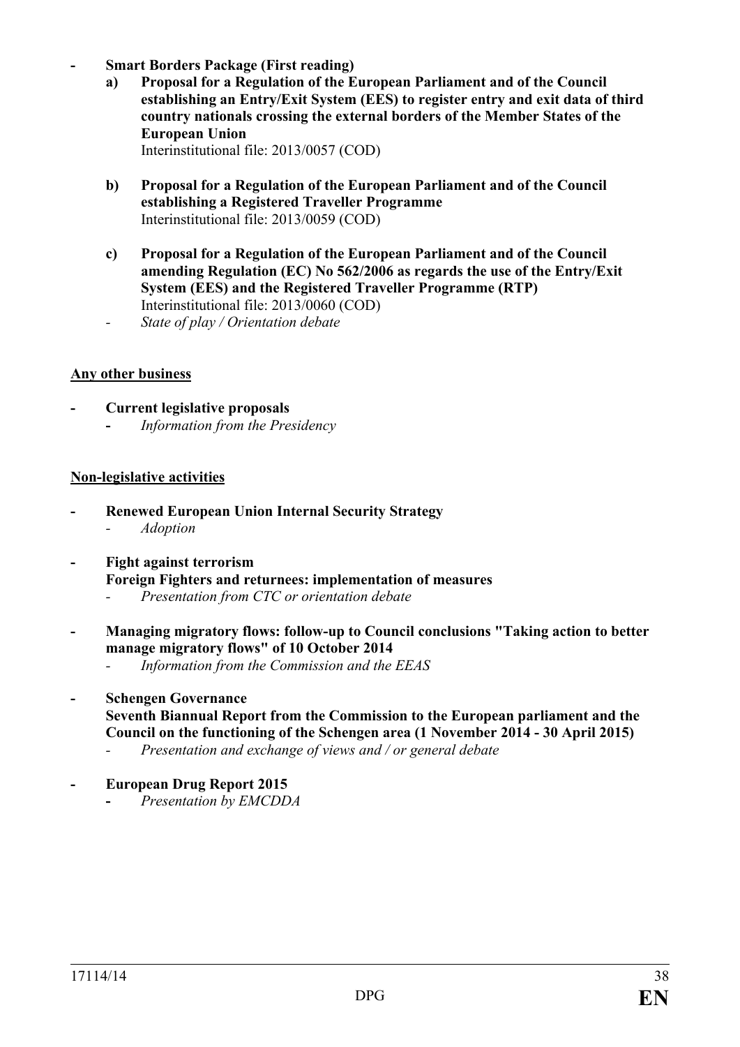- **Smart Borders Package (First reading)**
  - **a) Proposal for a Regulation of the European Parliament and of the Council establishing an Entry/Exit System (EES) to register entry and exit data of third country nationals crossing the external borders of the Member States of the European Union**
    Interinstitutional file: 2013/0057 (COD)
  - **b) Proposal for a Regulation of the European Parliament and of the Council establishing a Registered Traveller Programme**
    Interinstitutional file: 2013/0059 (COD)
  - **c) Proposal for a Regulation of the European Parliament and of the Council amending Regulation (EC) No 562/2006 as regards the use of the Entry/Exit System (EES) and the Registered Traveller Programme (RTP)**
    Interinstitutional file: 2013/0060 (COD)
  - *State of play / Orientation debate*

**<u>Any other business</u>**

- **Current legislative proposals**
  - *Information from the Presidency*

**<u>Non-legislative activities</u>**

- **Renewed European Union Internal Security Strategy**
  - *Adoption*

- **Fight against terrorism**
  **Foreign Fighters and returnees: implementation of measures**
  - *Presentation from CTC or orientation debate*

- **Managing migratory flows: follow-up to Council conclusions "Taking action to better manage migratory flows" of 10 October 2014**
  - *Information from the Commission and the EEAS*

- **Schengen Governance**
  **Seventh Biannual Report from the Commission to the European parliament and the Council on the functioning of the Schengen area (1 November 2014 - 30 April 2015)**
  - *Presentation and exchange of views and / or general debate*

- **European Drug Report 2015**
  - *Presentation by EMCDDA*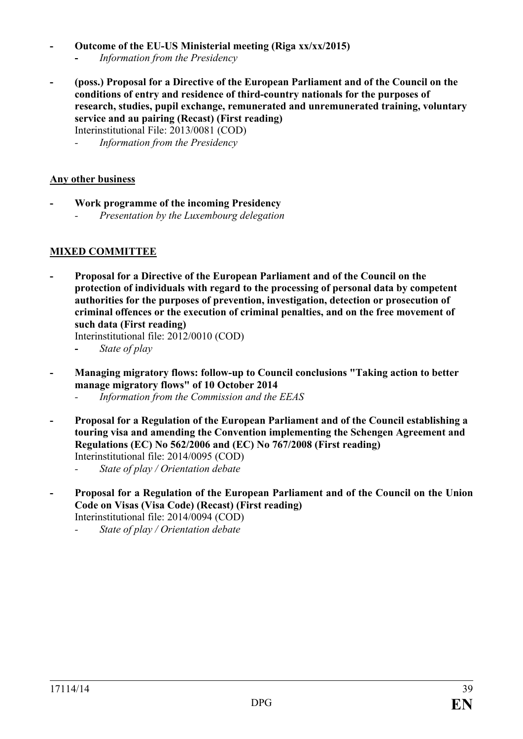- **Outcome of the EU-US Ministerial meeting (Riga xx/xx/2015)**
  - *Information from the Presidency*

- **(poss.) Proposal for a Directive of the European Parliament and of the Council on the conditions of entry and residence of third-country nationals for the purposes of research, studies, pupil exchange, remunerated and unremunerated training, voluntary service and au pairing (Recast) (First reading)**
  Interinstitutional File: 2013/0081 (COD)
  - *Information from the Presidency*

**<u>Any other business</u>**

- **Work programme of the incoming Presidency**
  - *Presentation by the Luxembourg delegation*

**<u>MIXED COMMITTEE</u>**

- **Proposal for a Directive of the European Parliament and of the Council on the protection of individuals with regard to the processing of personal data by competent authorities for the purposes of prevention, investigation, detection or prosecution of criminal offences or the execution of criminal penalties, and on the free movement of such data (First reading)**
  Interinstitutional file: 2012/0010 (COD)
  - *State of play*

- **Managing migratory flows: follow-up to Council conclusions "Taking action to better manage migratory flows" of 10 October 2014**
  - *Information from the Commission and the EEAS*

- **Proposal for a Regulation of the European Parliament and of the Council establishing a touring visa and amending the Convention implementing the Schengen Agreement and Regulations (EC) No 562/2006 and (EC) No 767/2008 (First reading)**
  Interinstitutional file: 2014/0095 (COD)
  - *State of play / Orientation debate*

- **Proposal for a Regulation of the European Parliament and of the Council on the Union Code on Visas (Visa Code) (Recast) (First reading)**
  Interinstitutional file: 2014/0094 (COD)
  - *State of play / Orientation debate*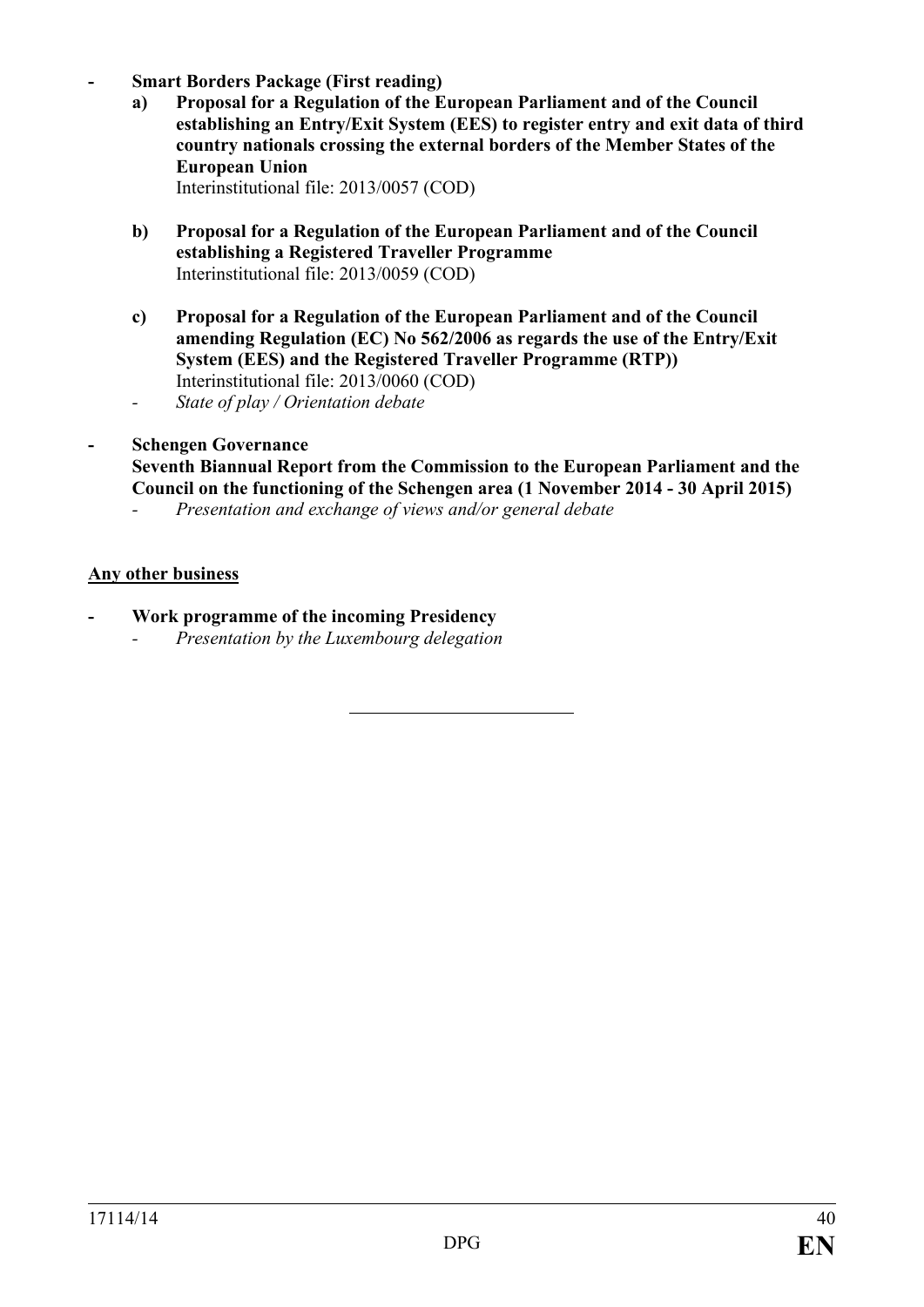- **Smart Borders Package (First reading)**
  - **a) Proposal for a Regulation of the European Parliament and of the Council establishing an Entry/Exit System (EES) to register entry and exit data of third country nationals crossing the external borders of the Member States of the European Union**
    Interinstitutional file: 2013/0057 (COD)
  - **b) Proposal for a Regulation of the European Parliament and of the Council establishing a Registered Traveller Programme**
    Interinstitutional file: 2013/0059 (COD)
  - **c) Proposal for a Regulation of the European Parliament and of the Council amending Regulation (EC) No 562/2006 as regards the use of the Entry/Exit System (EES) and the Registered Traveller Programme (RTP))**
    Interinstitutional file: 2013/0060 (COD)
  - *State of play / Orientation debate*

- **Schengen Governance**
  **Seventh Biannual Report from the Commission to the European Parliament and the Council on the functioning of the Schengen area (1 November 2014 - 30 April 2015)**
  - *Presentation and exchange of views and/or general debate*

<u>**Any other business**</u>

- **Work programme of the incoming Presidency**
  - *Presentation by the Luxembourg delegation*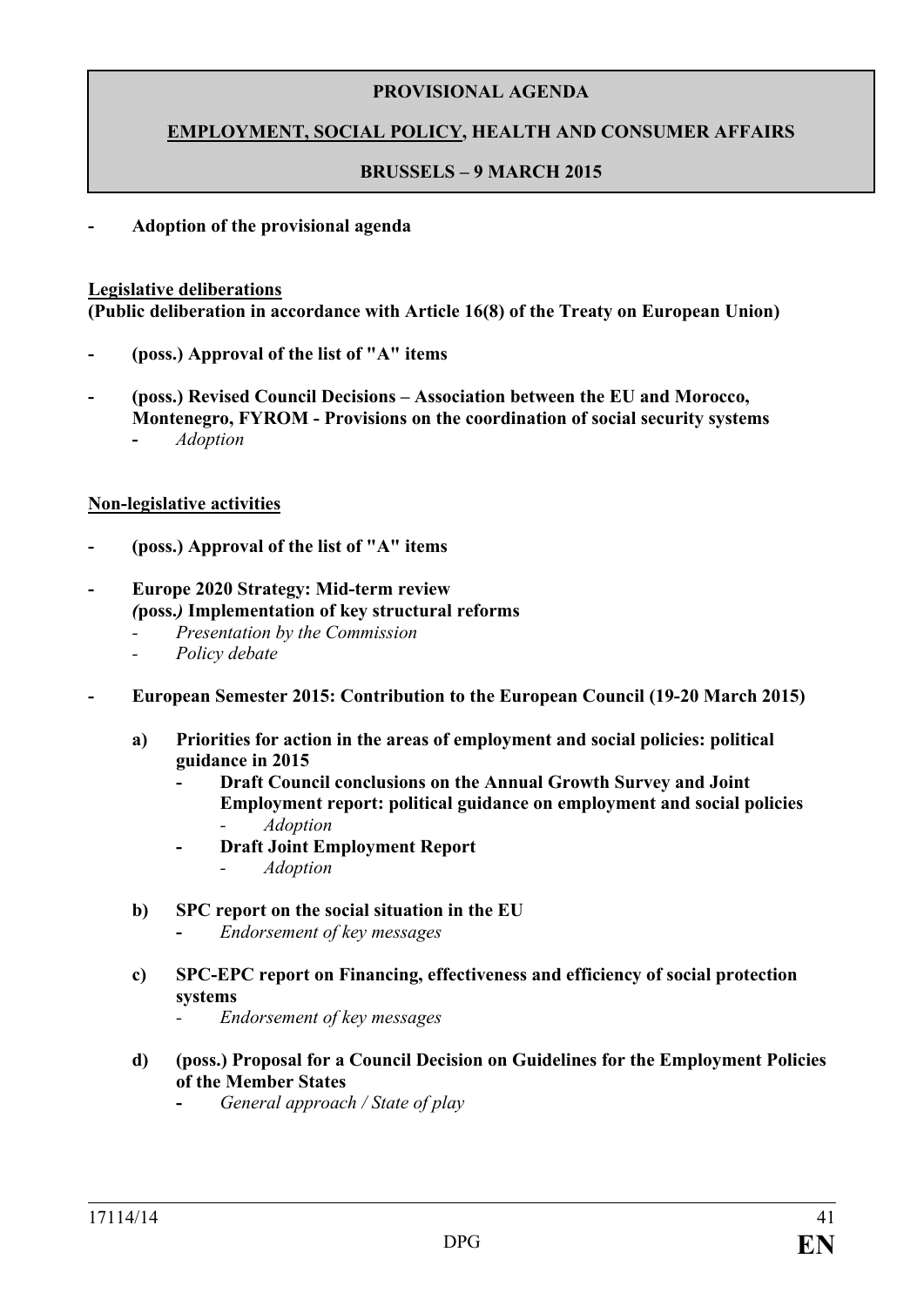**PROVISIONAL AGENDA**

**EMPLOYMENT, SOCIAL POLICY, HEALTH AND CONSUMER AFFAIRS**

**BRUSSELS – 9 MARCH 2015**

- **Adoption of the provisional agenda**

**Legislative deliberations**
**(Public deliberation in accordance with Article 16(8) of the Treaty on European Union)**

- **(poss.) Approval of the list of "A" items**
- **(poss.) Revised Council Decisions – Association between the EU and Morocco, Montenegro, FYROM - Provisions on the coordination of social security systems**
  - *Adoption*

**Non-legislative activities**

- **(poss.) Approval of the list of "A" items**
- **Europe 2020 Strategy: Mid-term review**
  ***(*****poss.*****)*** **Implementation of key structural reforms**
  - *Presentation by the Commission*
  - *Policy debate*
- **European Semester 2015: Contribution to the European Council (19-20 March 2015)**

  **a) Priorities for action in the areas of employment and social policies: political guidance in 2015**
  - **Draft Council conclusions on the Annual Growth Survey and Joint Employment report: political guidance on employment and social policies**
    - *Adoption*
  - **Draft Joint Employment Report**
    - *Adoption*

  **b) SPC report on the social situation in the EU**
  - *Endorsement of key messages*

  **c) SPC-EPC report on Financing, effectiveness and efficiency of social protection systems**
  - *Endorsement of key messages*

  **d) (poss.) Proposal for a Council Decision on Guidelines for the Employment Policies of the Member States**
  - *General approach / State of play*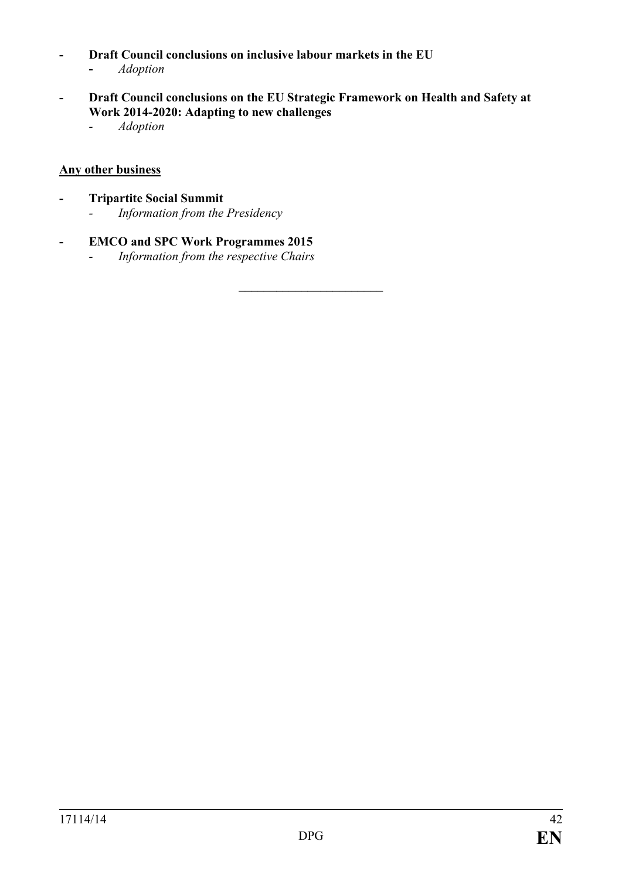- **Draft Council conclusions on inclusive labour markets in the EU**
  - *Adoption*

- **Draft Council conclusions on the EU Strategic Framework on Health and Safety at Work 2014-2020: Adapting to new challenges**
  - *Adoption*

**Any other business**

- **Tripartite Social Summit**
  - *Information from the Presidency*

- **EMCO and SPC Work Programmes 2015**
  - *Information from the respective Chairs*

________________________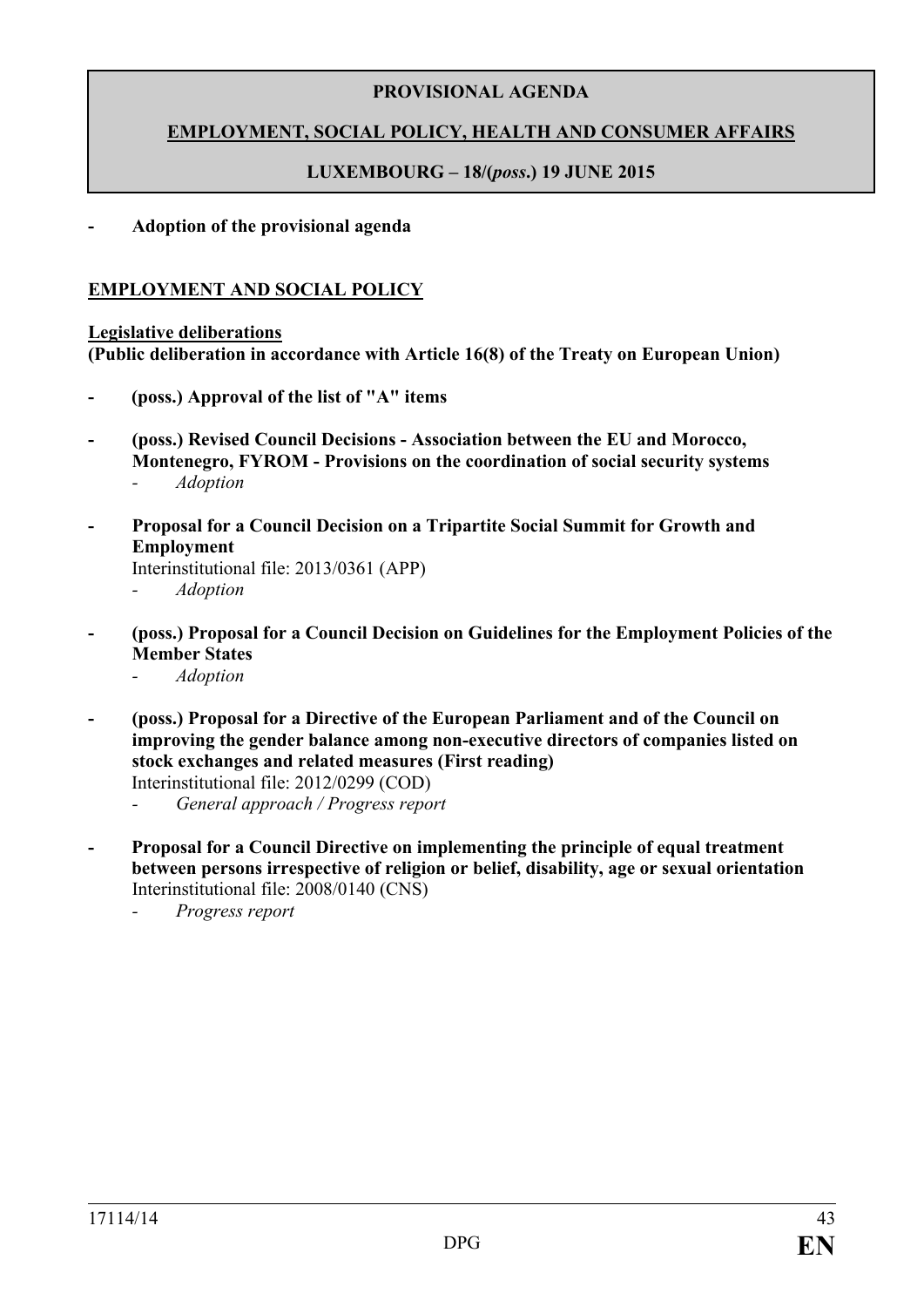**PROVISIONAL AGENDA**

**EMPLOYMENT, SOCIAL POLICY, HEALTH AND CONSUMER AFFAIRS**

**LUXEMBOURG – 18/(*poss.*) 19 JUNE 2015**

- **Adoption of the provisional agenda**

## EMPLOYMENT AND SOCIAL POLICY

**Legislative deliberations**
**(Public deliberation in accordance with Article 16(8) of the Treaty on European Union)**

- **(poss.) Approval of the list of "A" items**

- **(poss.) Revised Council Decisions - Association between the EU and Morocco, Montenegro, FYROM - Provisions on the coordination of social security systems**
  - *Adoption*

- **Proposal for a Council Decision on a Tripartite Social Summit for Growth and Employment**
  Interinstitutional file: 2013/0361 (APP)
  - *Adoption*

- **(poss.) Proposal for a Council Decision on Guidelines for the Employment Policies of the Member States**
  - *Adoption*

- **(poss.) Proposal for a Directive of the European Parliament and of the Council on improving the gender balance among non-executive directors of companies listed on stock exchanges and related measures (First reading)**
  Interinstitutional file: 2012/0299 (COD)
  - *General approach / Progress report*

- **Proposal for a Council Directive on implementing the principle of equal treatment between persons irrespective of religion or belief, disability, age or sexual orientation**
  Interinstitutional file: 2008/0140 (CNS)
  - *Progress report*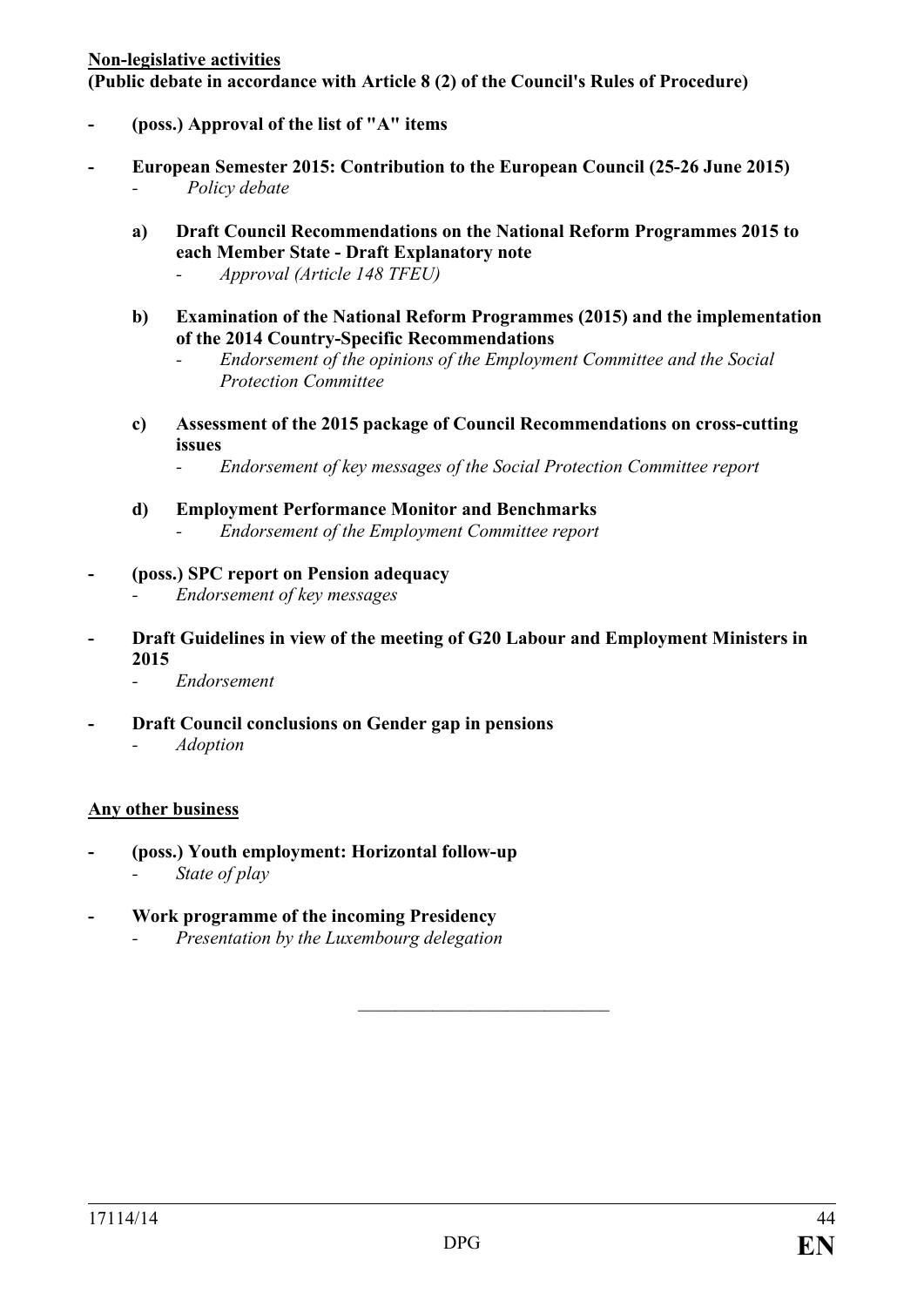**<u>Non-legislative activities</u>**
**(Public debate in accordance with Article 8 (2) of the Council's Rules of Procedure)**

- **(poss.) Approval of the list of "A" items**

- **European Semester 2015: Contribution to the European Council (25-26 June 2015)**
  - *Policy debate*

  **a) Draft Council Recommendations on the National Reform Programmes 2015 to each Member State - Draft Explanatory note**
  - *Approval (Article 148 TFEU)*

  **b) Examination of the National Reform Programmes (2015) and the implementation of the 2014 Country-Specific Recommendations**
  - *Endorsement of the opinions of the Employment Committee and the Social Protection Committee*

  **c) Assessment of the 2015 package of Council Recommendations on cross-cutting issues**
  - *Endorsement of key messages of the Social Protection Committee report*

  **d) Employment Performance Monitor and Benchmarks**
  - *Endorsement of the Employment Committee report*

- **(poss.) SPC report on Pension adequacy**
  - *Endorsement of key messages*

- **Draft Guidelines in view of the meeting of G20 Labour and Employment Ministers in 2015**
  - *Endorsement*

- **Draft Council conclusions on Gender gap in pensions**
  - *Adoption*

**<u>Any other business</u>**

- **(poss.) Youth employment: Horizontal follow-up**
  - *State of play*

- **Work programme of the incoming Presidency**
  - *Presentation by the Luxembourg delegation*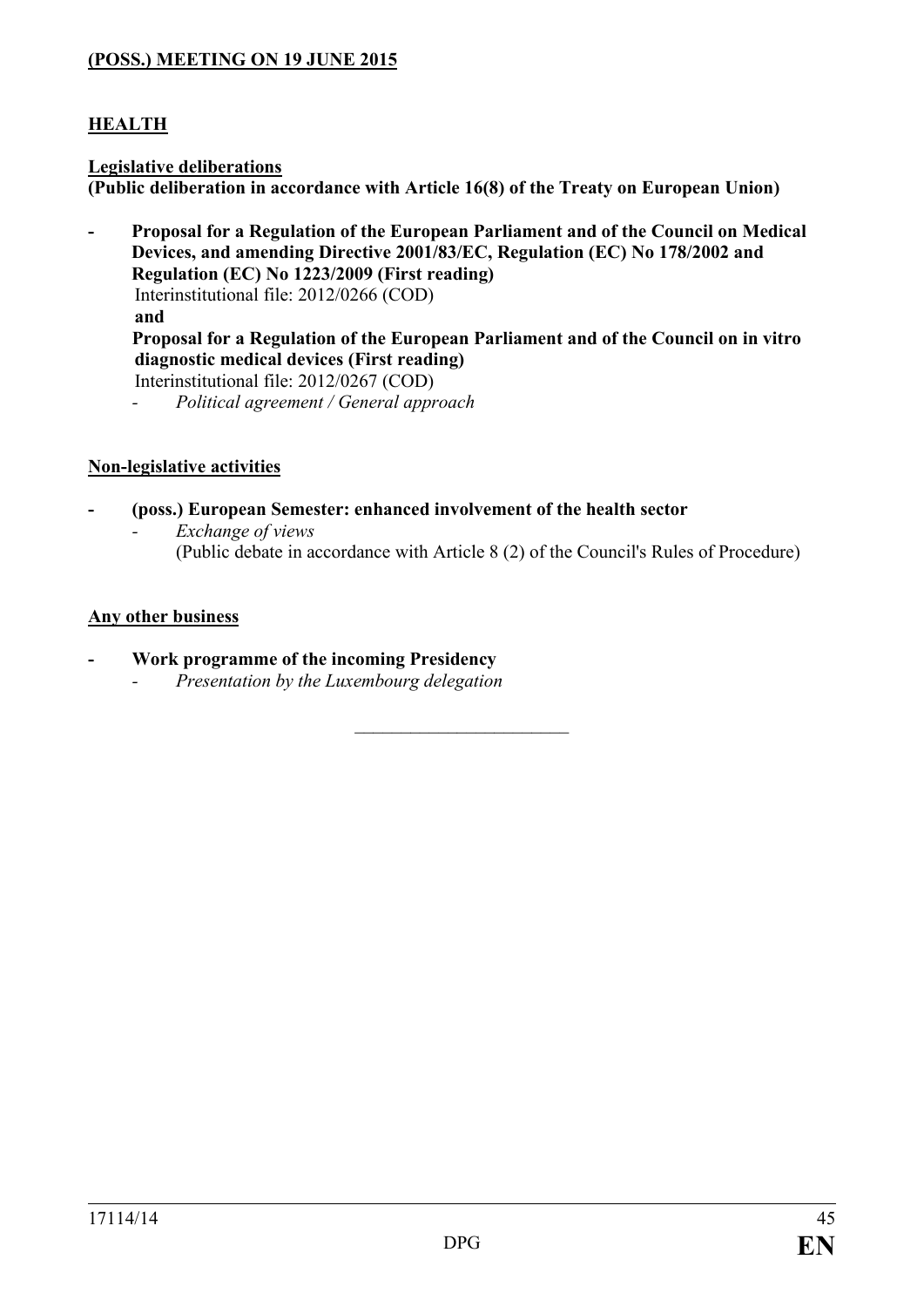**(POSS.) MEETING ON 19 JUNE 2015**

## HEALTH

**Legislative deliberations**
**(Public deliberation in accordance with Article 16(8) of the Treaty on European Union)**

- **Proposal for a Regulation of the European Parliament and of the Council on Medical Devices, and amending Directive 2001/83/EC, Regulation (EC) No 178/2002 and Regulation (EC) No 1223/2009 (First reading)**
  Interinstitutional file: 2012/0266 (COD)
  **and**
  **Proposal for a Regulation of the European Parliament and of the Council on in vitro diagnostic medical devices (First reading)**
  Interinstitutional file: 2012/0267 (COD)
  - *Political agreement / General approach*

**Non-legislative activities**

- **(poss.) European Semester: enhanced involvement of the health sector**
  - *Exchange of views*
    (Public debate in accordance with Article 8 (2) of the Council's Rules of Procedure)

**Any other business**

- **Work programme of the incoming Presidency**
  - *Presentation by the Luxembourg delegation*

\_\_\_\_\_\_\_\_\_\_\_\_\_\_\_\_\_\_\_\_\_\_\_\_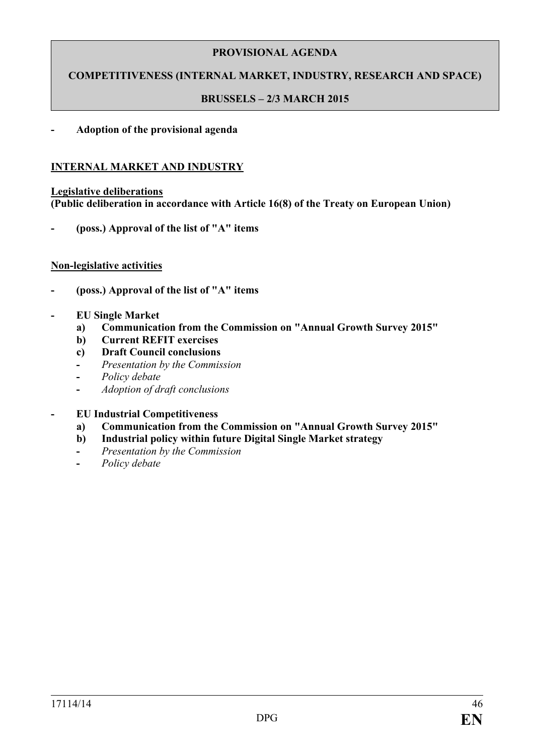**PROVISIONAL AGENDA**

**COMPETITIVENESS (INTERNAL MARKET, INDUSTRY, RESEARCH AND SPACE)**

**BRUSSELS – 2/3 MARCH 2015**

- **Adoption of the provisional agenda**

**INTERNAL MARKET AND INDUSTRY**

**Legislative deliberations**
**(Public deliberation in accordance with Article 16(8) of the Treaty on European Union)**

- **(poss.) Approval of the list of "A" items**

**Non-legislative activities**

- **(poss.) Approval of the list of "A" items**

- **EU Single Market**
  - **a) Communication from the Commission on "Annual Growth Survey 2015"**
  - **b) Current REFIT exercises**
  - **c) Draft Council conclusions**
  - *Presentation by the Commission*
  - *Policy debate*
  - *Adoption of draft conclusions*

- **EU Industrial Competitiveness**
  - **a) Communication from the Commission on "Annual Growth Survey 2015"**
  - **b) Industrial policy within future Digital Single Market strategy**
  - *Presentation by the Commission*
  - *Policy debate*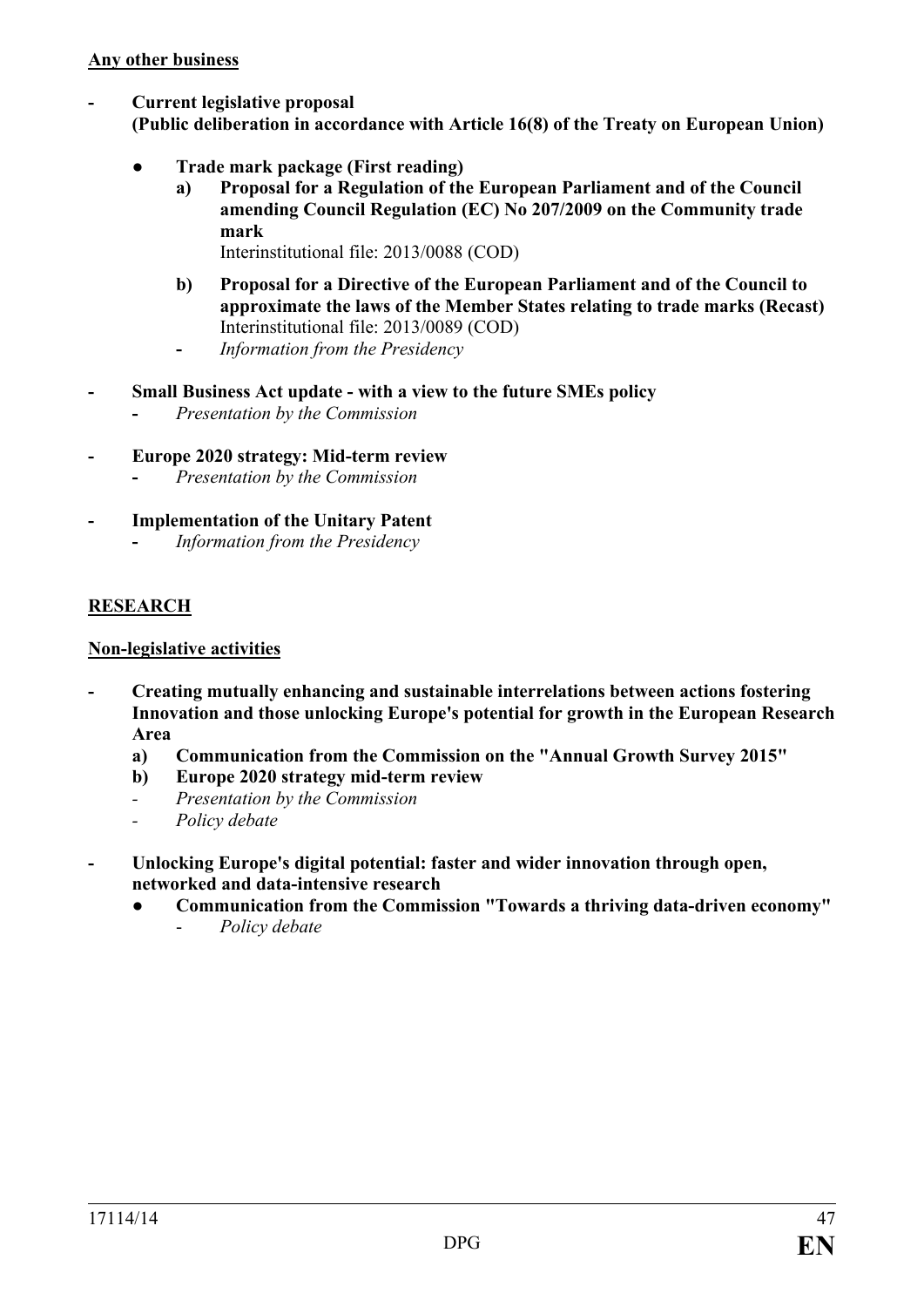**Any other business**

- **Current legislative proposal**
  **(Public deliberation in accordance with Article 16(8) of the Treaty on European Union)**

  - **Trade mark package (First reading)**
    - **a) Proposal for a Regulation of the European Parliament and of the Council amending Council Regulation (EC) No 207/2009 on the Community trade mark**
      Interinstitutional file: 2013/0088 (COD)
    - **b) Proposal for a Directive of the European Parliament and of the Council to approximate the laws of the Member States relating to trade marks (Recast)**
      Interinstitutional file: 2013/0089 (COD)
    - *Information from the Presidency*

- **Small Business Act update - with a view to the future SMEs policy**
  - *Presentation by the Commission*

- **Europe 2020 strategy: Mid-term review**
  - *Presentation by the Commission*

- **Implementation of the Unitary Patent**
  - *Information from the Presidency*

## RESEARCH

**Non-legislative activities**

- **Creating mutually enhancing and sustainable interrelations between actions fostering Innovation and those unlocking Europe's potential for growth in the European Research Area**
  - **a) Communication from the Commission on the "Annual Growth Survey 2015"**
  - **b) Europe 2020 strategy mid-term review**
  - *Presentation by the Commission*
  - *Policy debate*

- **Unlocking Europe's digital potential: faster and wider innovation through open, networked and data-intensive research**
  - **Communication from the Commission "Towards a thriving data-driven economy"**
    - *Policy debate*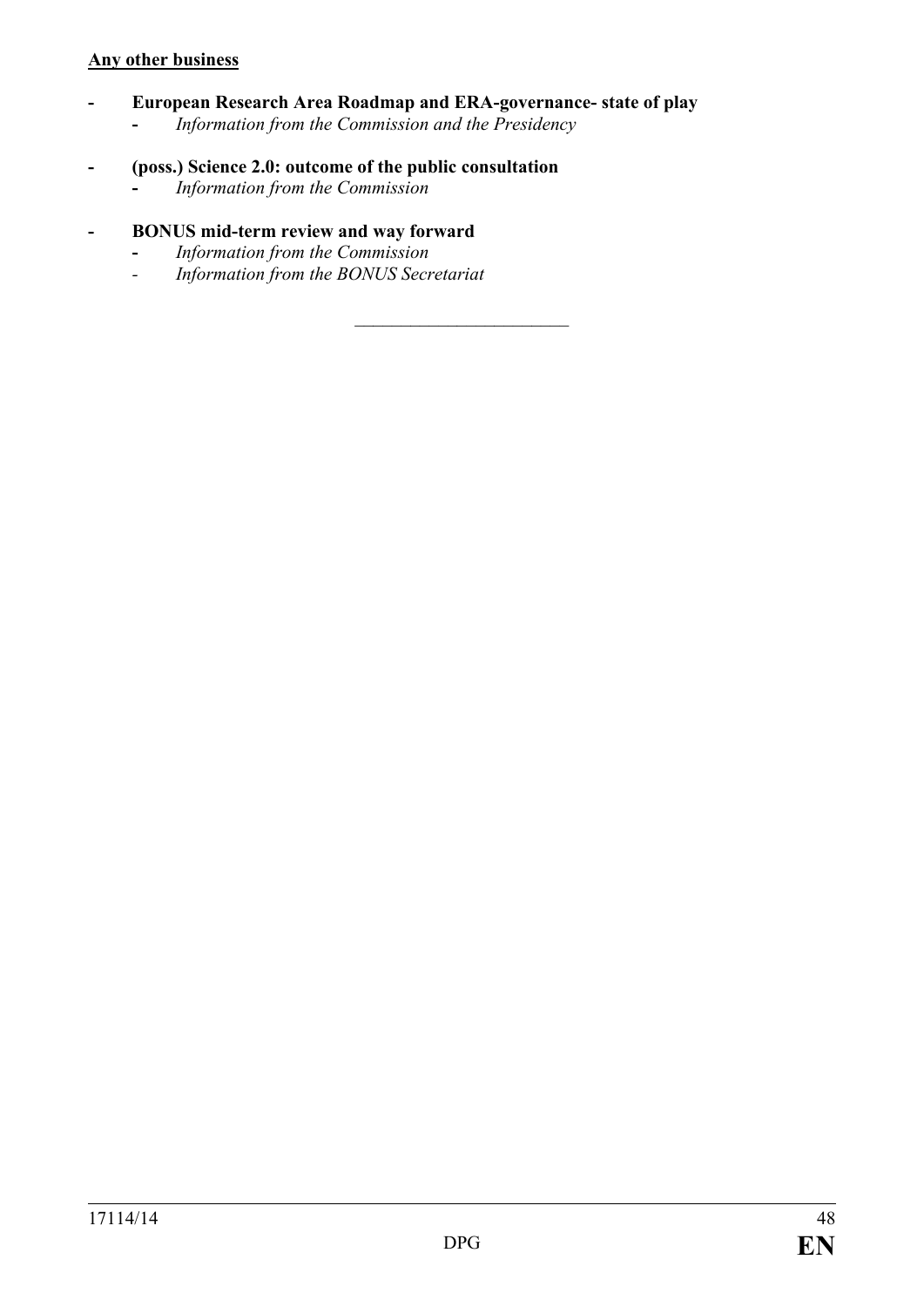**<u>Any other business</u>**

- **European Research Area Roadmap and ERA-governance- state of play**
  - *Information from the Commission and the Presidency*
- **(poss.) Science 2.0: outcome of the public consultation**
  - *Information from the Commission*
- **BONUS mid-term review and way forward**
  - *Information from the Commission*
  - *Information from the BONUS Secretariat*

---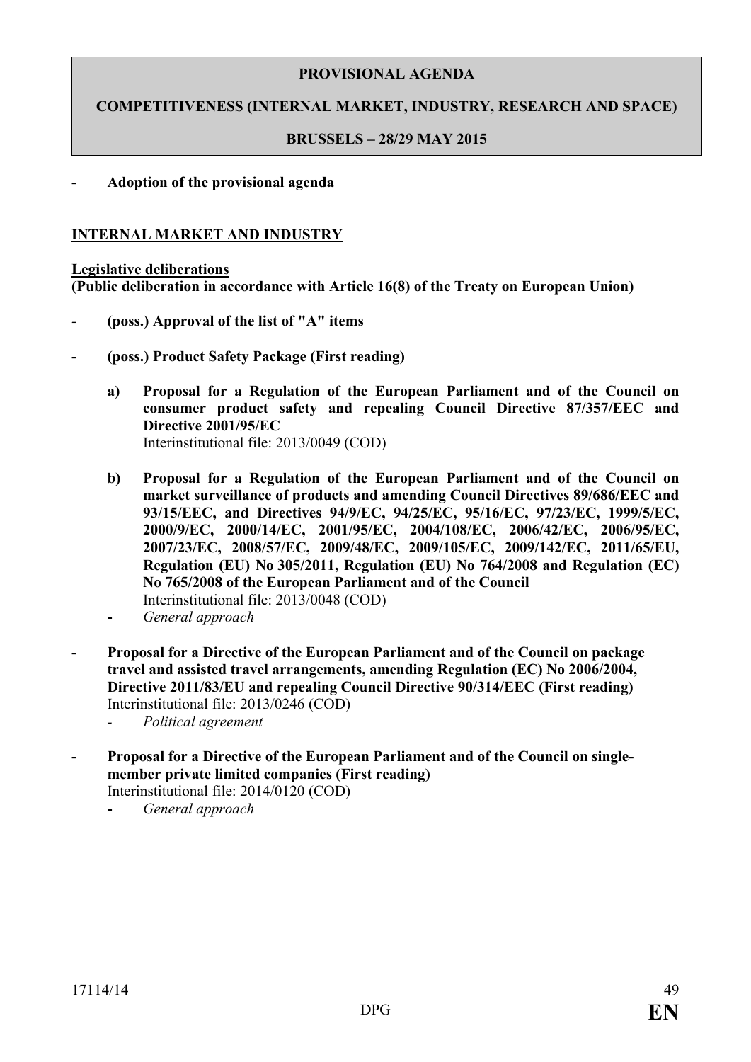**PROVISIONAL AGENDA**

**COMPETITIVENESS (INTERNAL MARKET, INDUSTRY, RESEARCH AND SPACE)**

**BRUSSELS – 28/29 MAY 2015**

- **Adoption of the provisional agenda**

**INTERNAL MARKET AND INDUSTRY**

**Legislative deliberations**
**(Public deliberation in accordance with Article 16(8) of the Treaty on European Union)**

- **(poss.) Approval of the list of "A" items**

- **(poss.) Product Safety Package (First reading)**

  a) **Proposal for a Regulation of the European Parliament and of the Council on consumer product safety and repealing Council Directive 87/357/EEC and Directive 2001/95/EC**
  Interinstitutional file: 2013/0049 (COD)

  b) **Proposal for a Regulation of the European Parliament and of the Council on market surveillance of products and amending Council Directives 89/686/EEC and 93/15/EEC, and Directives 94/9/EC, 94/25/EC, 95/16/EC, 97/23/EC, 1999/5/EC, 2000/9/EC, 2000/14/EC, 2001/95/EC, 2004/108/EC, 2006/42/EC, 2006/95/EC, 2007/23/EC, 2008/57/EC, 2009/48/EC, 2009/105/EC, 2009/142/EC, 2011/65/EU, Regulation (EU) No 305/2011, Regulation (EU) No 764/2008 and Regulation (EC) No 765/2008 of the European Parliament and of the Council**
  Interinstitutional file: 2013/0048 (COD)

  - *General approach*

- **Proposal for a Directive of the European Parliament and of the Council on package travel and assisted travel arrangements, amending Regulation (EC) No 2006/2004, Directive 2011/83/EU and repealing Council Directive 90/314/EEC (First reading)**
  Interinstitutional file: 2013/0246 (COD)
  - *Political agreement*

- **Proposal for a Directive of the European Parliament and of the Council on single-member private limited companies (First reading)**
  Interinstitutional file: 2014/0120 (COD)
  - *General approach*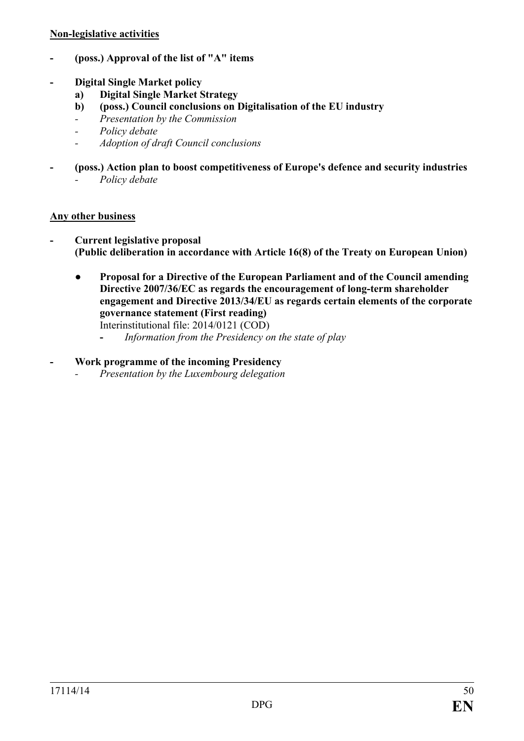**Non-legislative activities**

- **(poss.) Approval of the list of "A" items**

- **Digital Single Market policy**
  - **a) Digital Single Market Strategy**
  - **b) (poss.) Council conclusions on Digitalisation of the EU industry**
    - *Presentation by the Commission*
    - *Policy debate*
    - *Adoption of draft Council conclusions*

- **(poss.) Action plan to boost competitiveness of Europe's defence and security industries**
  - *Policy debate*

**Any other business**

- **Current legislative proposal**
  **(Public deliberation in accordance with Article 16(8) of the Treaty on European Union)**

  - **Proposal for a Directive of the European Parliament and of the Council amending Directive 2007/36/EC as regards the encouragement of long-term shareholder engagement and Directive 2013/34/EU as regards certain elements of the corporate governance statement (First reading)**
    Interinstitutional file: 2014/0121 (COD)
    - *Information from the Presidency on the state of play*

- **Work programme of the incoming Presidency**
  - *Presentation by the Luxembourg delegation*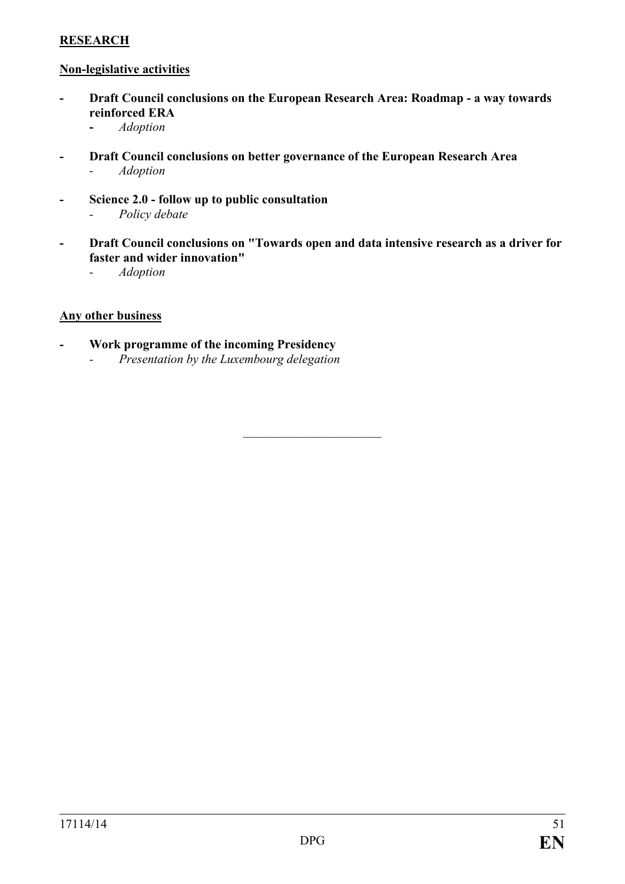**RESEARCH**

**Non-legislative activities**

- **Draft Council conclusions on the European Research Area: Roadmap - a way towards reinforced ERA**
  - *Adoption*

- **Draft Council conclusions on better governance of the European Research Area**
  - *Adoption*

- **Science 2.0 - follow up to public consultation**
  - *Policy debate*

- **Draft Council conclusions on "Towards open and data intensive research as a driver for faster and wider innovation"**
  - *Adoption*

**Any other business**

- **Work programme of the incoming Presidency**
  - *Presentation by the Luxembourg delegation*

---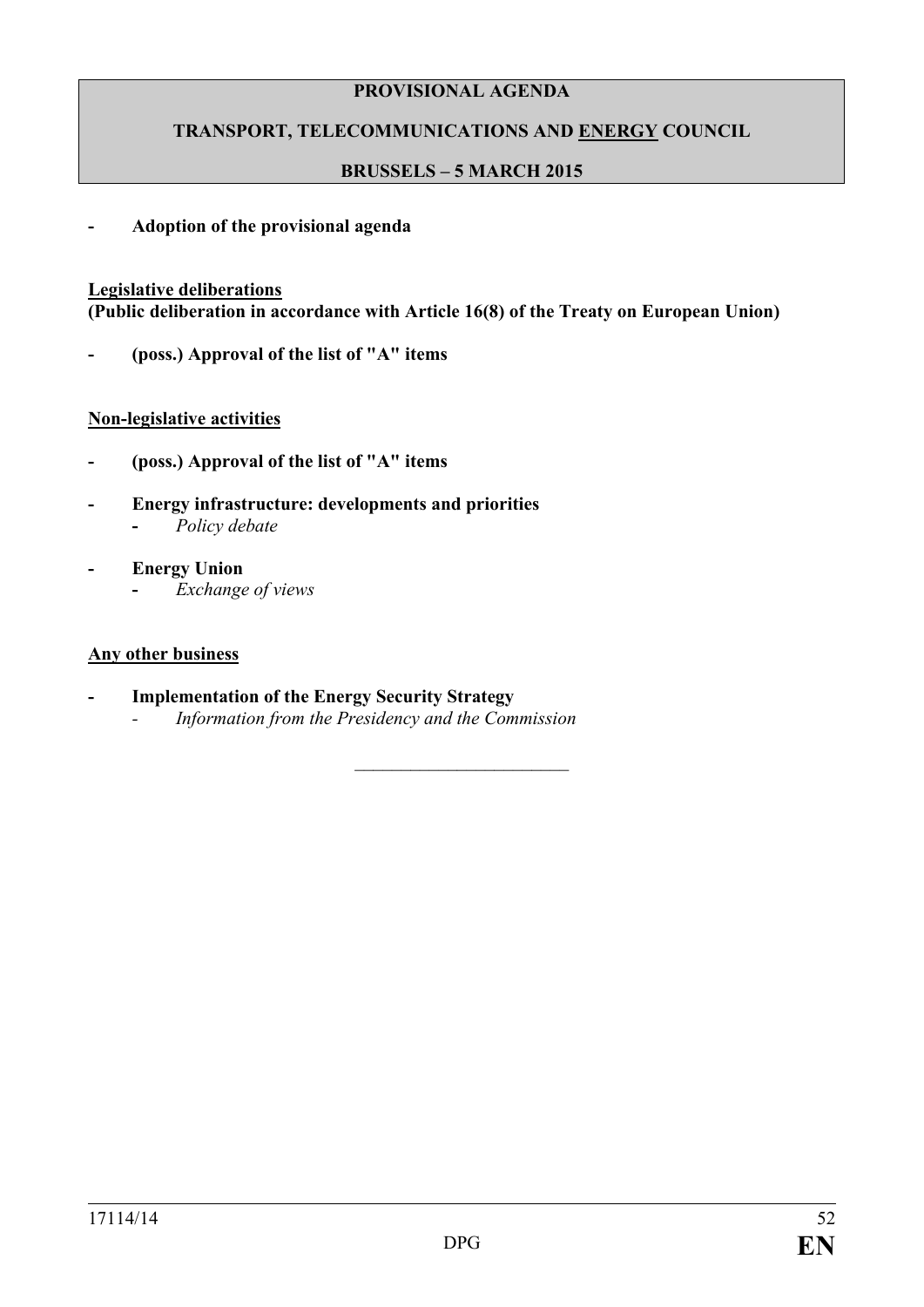**PROVISIONAL AGENDA**

**TRANSPORT, TELECOMMUNICATIONS AND ENERGY COUNCIL**

**BRUSSELS – 5 MARCH 2015**

- **Adoption of the provisional agenda**

**Legislative deliberations**
**(Public deliberation in accordance with Article 16(8) of the Treaty on European Union)**

- **(poss.) Approval of the list of "A" items**

**Non-legislative activities**

- **(poss.) Approval of the list of "A" items**

- **Energy infrastructure: developments and priorities**
  - *Policy debate*

- **Energy Union**
  - *Exchange of views*

**Any other business**

- **Implementation of the Energy Security Strategy**
  - *Information from the Presidency and the Commission*

---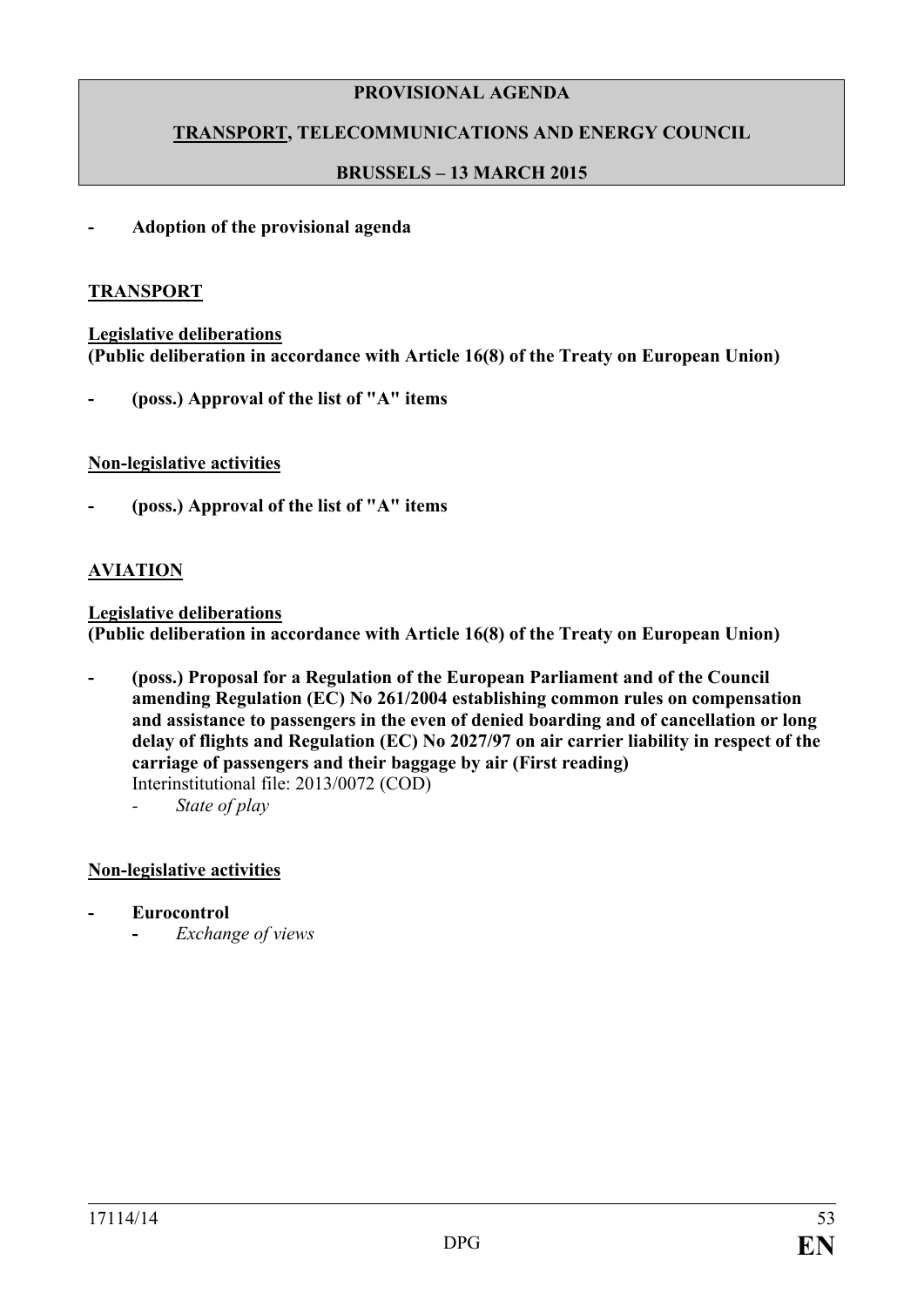**PROVISIONAL AGENDA**

**TRANSPORT, TELECOMMUNICATIONS AND ENERGY COUNCIL**

**BRUSSELS – 13 MARCH 2015**

- **Adoption of the provisional agenda**

## TRANSPORT

**Legislative deliberations**
**(Public deliberation in accordance with Article 16(8) of the Treaty on European Union)**

- **(poss.) Approval of the list of "A" items**

**Non-legislative activities**

- **(poss.) Approval of the list of "A" items**

## AVIATION

**Legislative deliberations**
**(Public deliberation in accordance with Article 16(8) of the Treaty on European Union)**

- **(poss.) Proposal for a Regulation of the European Parliament and of the Council amending Regulation (EC) No 261/2004 establishing common rules on compensation and assistance to passengers in the even of denied boarding and of cancellation or long delay of flights and Regulation (EC) No 2027/97 on air carrier liability in respect of the carriage of passengers and their baggage by air (First reading)**
  Interinstitutional file: 2013/0072 (COD)
  - *State of play*

**Non-legislative activities**

- **Eurocontrol**
  - *Exchange of views*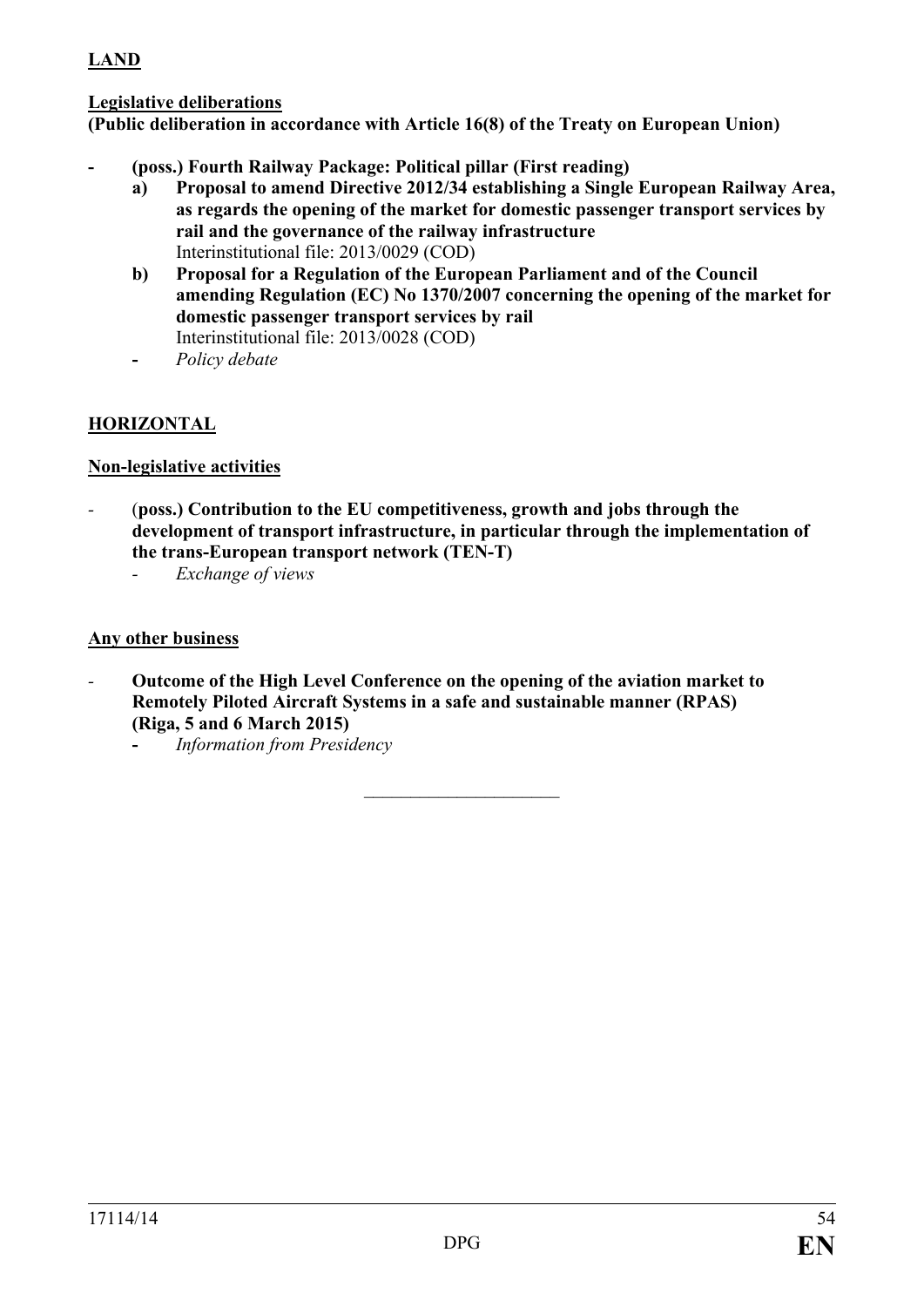**LAND**

**Legislative deliberations**
**(Public deliberation in accordance with Article 16(8) of the Treaty on European Union)**

- **(poss.) Fourth Railway Package: Political pillar (First reading)**
  - **a) Proposal to amend Directive 2012/34 establishing a Single European Railway Area, as regards the opening of the market for domestic passenger transport services by rail and the governance of the railway infrastructure**
    Interinstitutional file: 2013/0029 (COD)
  - **b) Proposal for a Regulation of the European Parliament and of the Council amending Regulation (EC) No 1370/2007 concerning the opening of the market for domestic passenger transport services by rail**
    Interinstitutional file: 2013/0028 (COD)
  - *Policy debate*

**HORIZONTAL**

**Non-legislative activities**

- (**poss.) Contribution to the EU competitiveness, growth and jobs through the development of transport infrastructure, in particular through the implementation of the trans-European transport network (TEN-T)**
  - *Exchange of views*

**Any other business**

- **Outcome of the High Level Conference on the opening of the aviation market to Remotely Piloted Aircraft Systems in a safe and sustainable manner (RPAS) (Riga, 5 and 6 March 2015)**
  - *Information from Presidency*

\_\_\_\_\_\_\_\_\_\_\_\_\_\_\_\_\_\_\_\_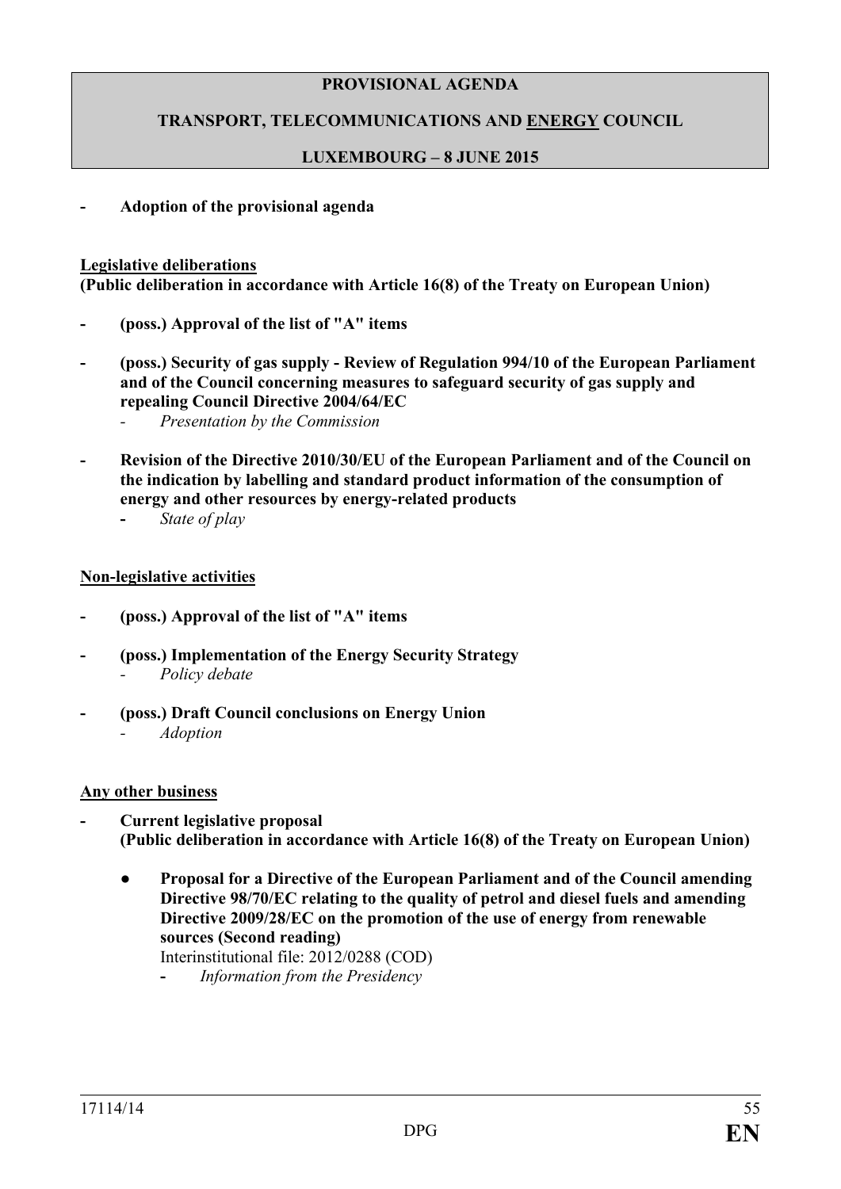**PROVISIONAL AGENDA**

**TRANSPORT, TELECOMMUNICATIONS AND ENERGY COUNCIL**

**LUXEMBOURG – 8 JUNE 2015**

- **Adoption of the provisional agenda**

**Legislative deliberations**
**(Public deliberation in accordance with Article 16(8) of the Treaty on European Union)**

- **(poss.) Approval of the list of "A" items**
- **(poss.) Security of gas supply - Review of Regulation 994/10 of the European Parliament and of the Council concerning measures to safeguard security of gas supply and repealing Council Directive 2004/64/EC**
  - *Presentation by the Commission*
- **Revision of the Directive 2010/30/EU of the European Parliament and of the Council on the indication by labelling and standard product information of the consumption of energy and other resources by energy-related products**
  - *State of play*

**Non-legislative activities**

- **(poss.) Approval of the list of "A" items**
- **(poss.) Implementation of the Energy Security Strategy**
  - *Policy debate*
- **(poss.) Draft Council conclusions on Energy Union**
  - *Adoption*

**Any other business**

- **Current legislative proposal**
  **(Public deliberation in accordance with Article 16(8) of the Treaty on European Union)**
  - **Proposal for a Directive of the European Parliament and of the Council amending Directive 98/70/EC relating to the quality of petrol and diesel fuels and amending Directive 2009/28/EC on the promotion of the use of energy from renewable sources (Second reading)**
    Interinstitutional file: 2012/0288 (COD)
    - *Information from the Presidency*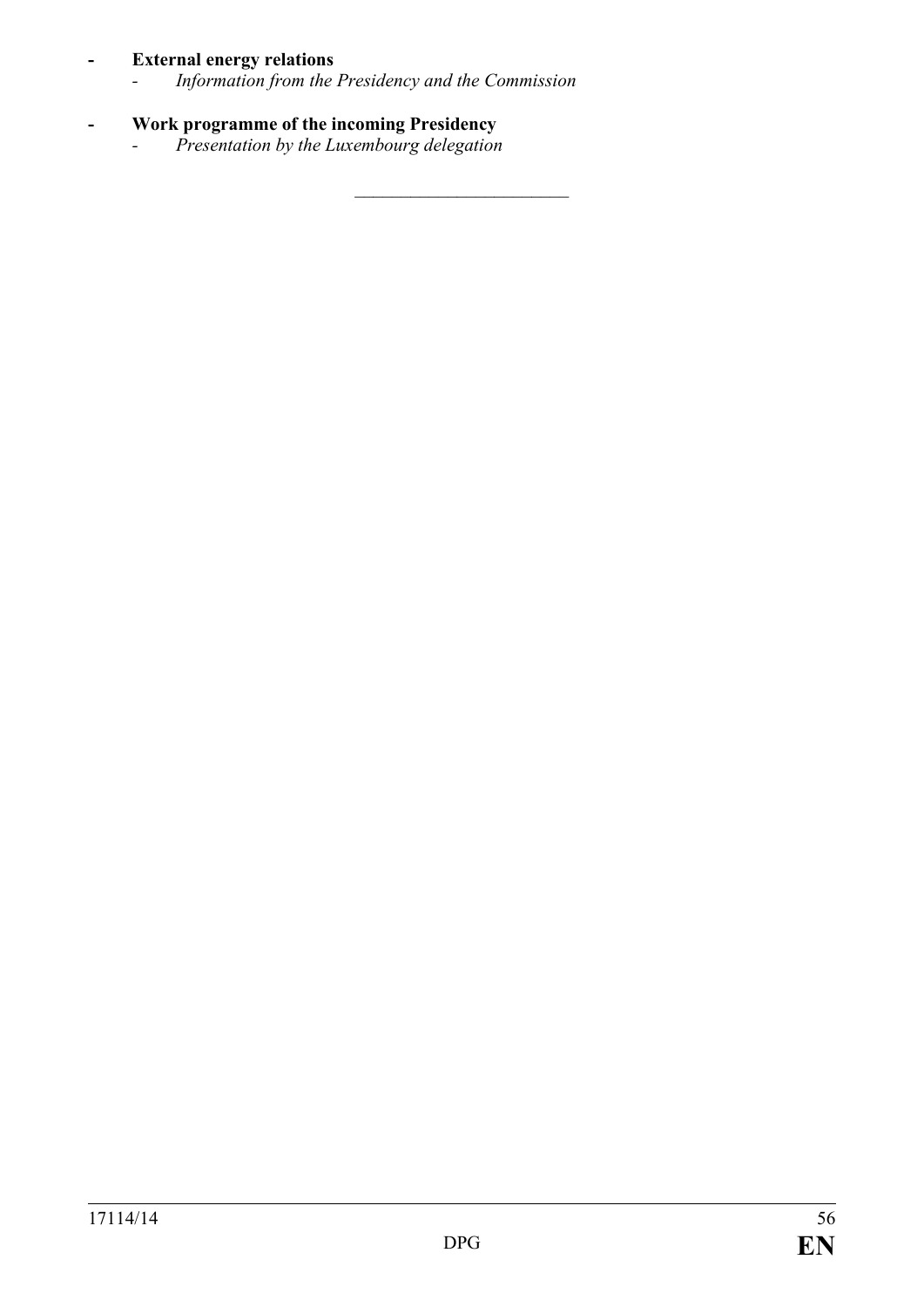- **External energy relations**
  - *Information from the Presidency and the Commission*

- **Work programme of the incoming Presidency**
  - *Presentation by the Luxembourg delegation*

________________________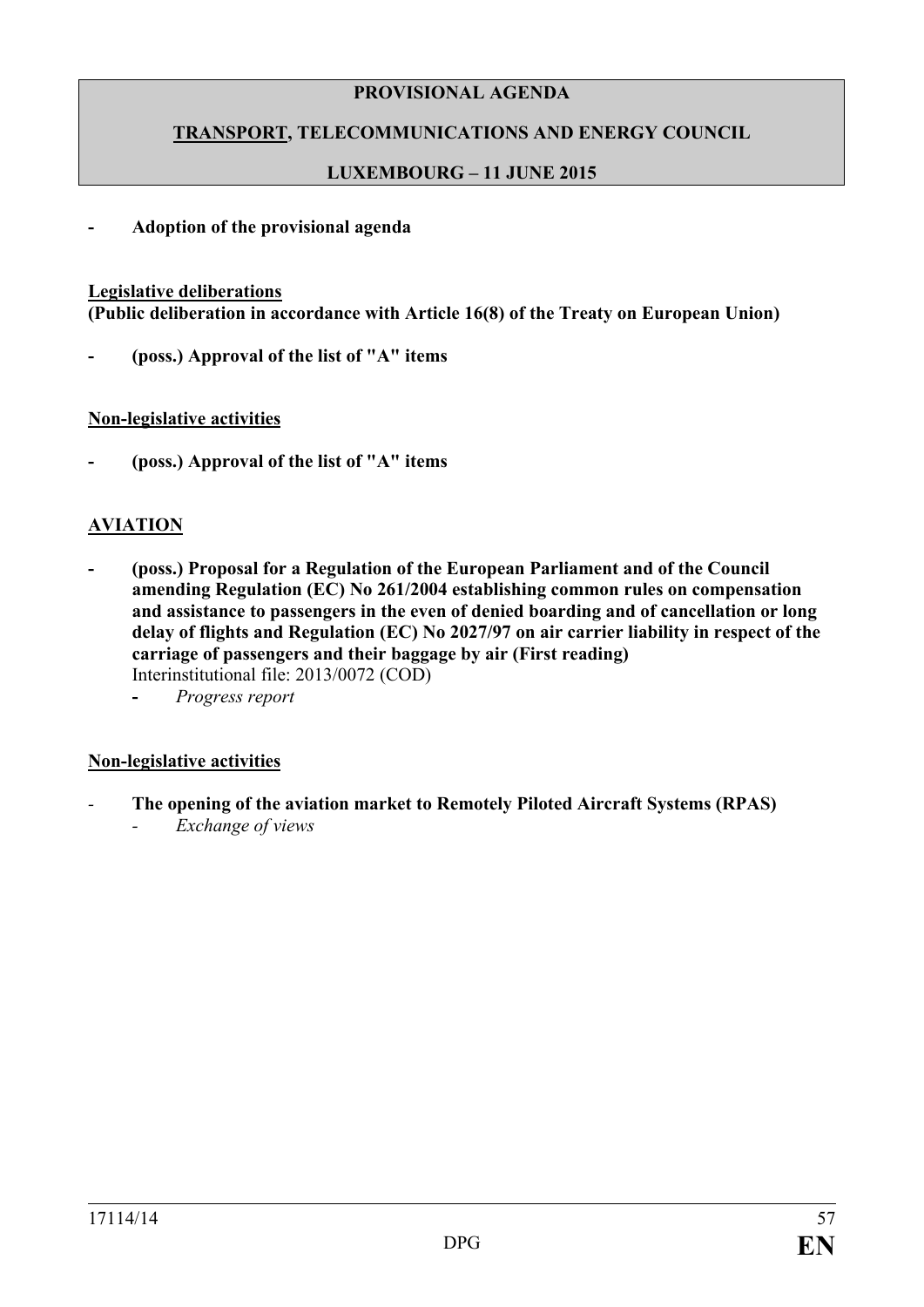**PROVISIONAL AGENDA**

**<u>TRANSPORT</u>, TELECOMMUNICATIONS AND ENERGY COUNCIL**

**LUXEMBOURG – 11 JUNE 2015**

- **Adoption of the provisional agenda**

**<u>Legislative deliberations</u>**
**(Public deliberation in accordance with Article 16(8) of the Treaty on European Union)**

- **(poss.) Approval of the list of "A" items**

**<u>Non-legislative activities</u>**

- **(poss.) Approval of the list of "A" items**

**<u>AVIATION</u>**

- **(poss.) Proposal for a Regulation of the European Parliament and of the Council amending Regulation (EC) No 261/2004 establishing common rules on compensation and assistance to passengers in the even of denied boarding and of cancellation or long delay of flights and Regulation (EC) No 2027/97 on air carrier liability in respect of the carriage of passengers and their baggage by air (First reading)**
  Interinstitutional file: 2013/0072 (COD)
  - *Progress report*

**<u>Non-legislative activities</u>**

- **The opening of the aviation market to Remotely Piloted Aircraft Systems (RPAS)**
  - *Exchange of views*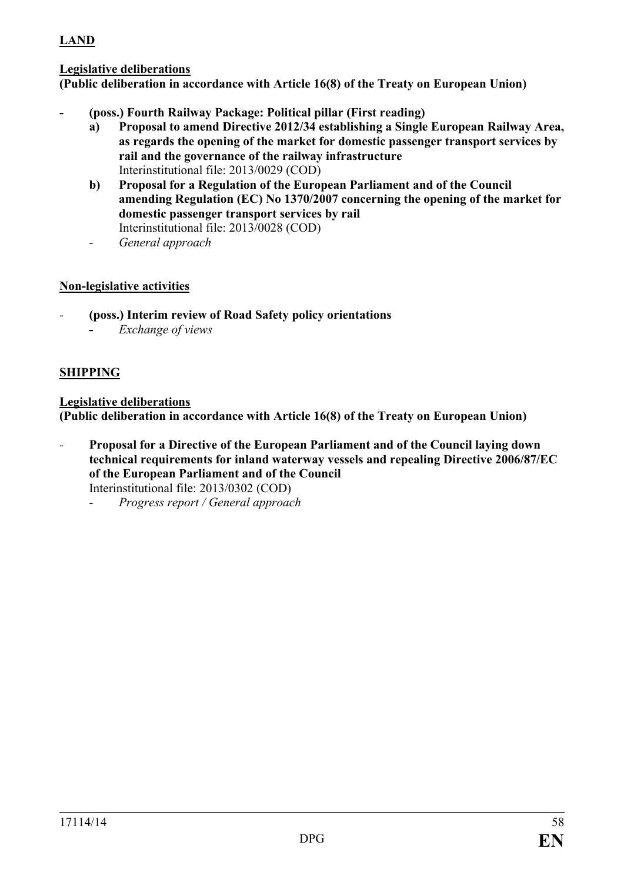**LAND**

**Legislative deliberations**
**(Public deliberation in accordance with Article 16(8) of the Treaty on European Union)**

- **(poss.) Fourth Railway Package: Political pillar (First reading)**
  - **a) Proposal to amend Directive 2012/34 establishing a Single European Railway Area, as regards the opening of the market for domestic passenger transport services by rail and the governance of the railway infrastructure**
    Interinstitutional file: 2013/0029 (COD)
  - **b) Proposal for a Regulation of the European Parliament and of the Council amending Regulation (EC) No 1370/2007 concerning the opening of the market for domestic passenger transport services by rail**
    Interinstitutional file: 2013/0028 (COD)
  - *General approach*

**Non-legislative activities**

- **(poss.) Interim review of Road Safety policy orientations**
  - *Exchange of views*

**SHIPPING**

**Legislative deliberations**
**(Public deliberation in accordance with Article 16(8) of the Treaty on European Union)**

- **Proposal for a Directive of the European Parliament and of the Council laying down technical requirements for inland waterway vessels and repealing Directive 2006/87/EC of the European Parliament and of the Council**
  Interinstitutional file: 2013/0302 (COD)
  - *Progress report / General approach*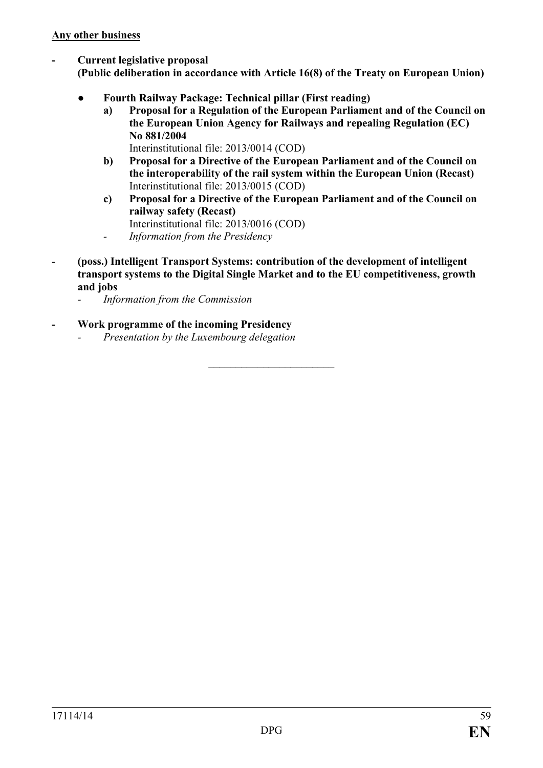**<u>Any other business</u>**

- **Current legislative proposal**
  **(Public deliberation in accordance with Article 16(8) of the Treaty on European Union)**

  - **Fourth Railway Package: Technical pillar (First reading)**
    - a) **Proposal for a Regulation of the European Parliament and of the Council on the European Union Agency for Railways and repealing Regulation (EC) No 881/2004**
      Interinstitutional file: 2013/0014 (COD)
    - b) **Proposal for a Directive of the European Parliament and of the Council on the interoperability of the rail system within the European Union (Recast)**
      Interinstitutional file: 2013/0015 (COD)
    - c) **Proposal for a Directive of the European Parliament and of the Council on railway safety (Recast)**
      Interinstitutional file: 2013/0016 (COD)
    - *Information from the Presidency*

- **(poss.) Intelligent Transport Systems: contribution of the development of intelligent transport systems to the Digital Single Market and to the EU competitiveness, growth and jobs**
  - *Information from the Commission*

- **Work programme of the incoming Presidency**
  - *Presentation by the Luxembourg delegation*

---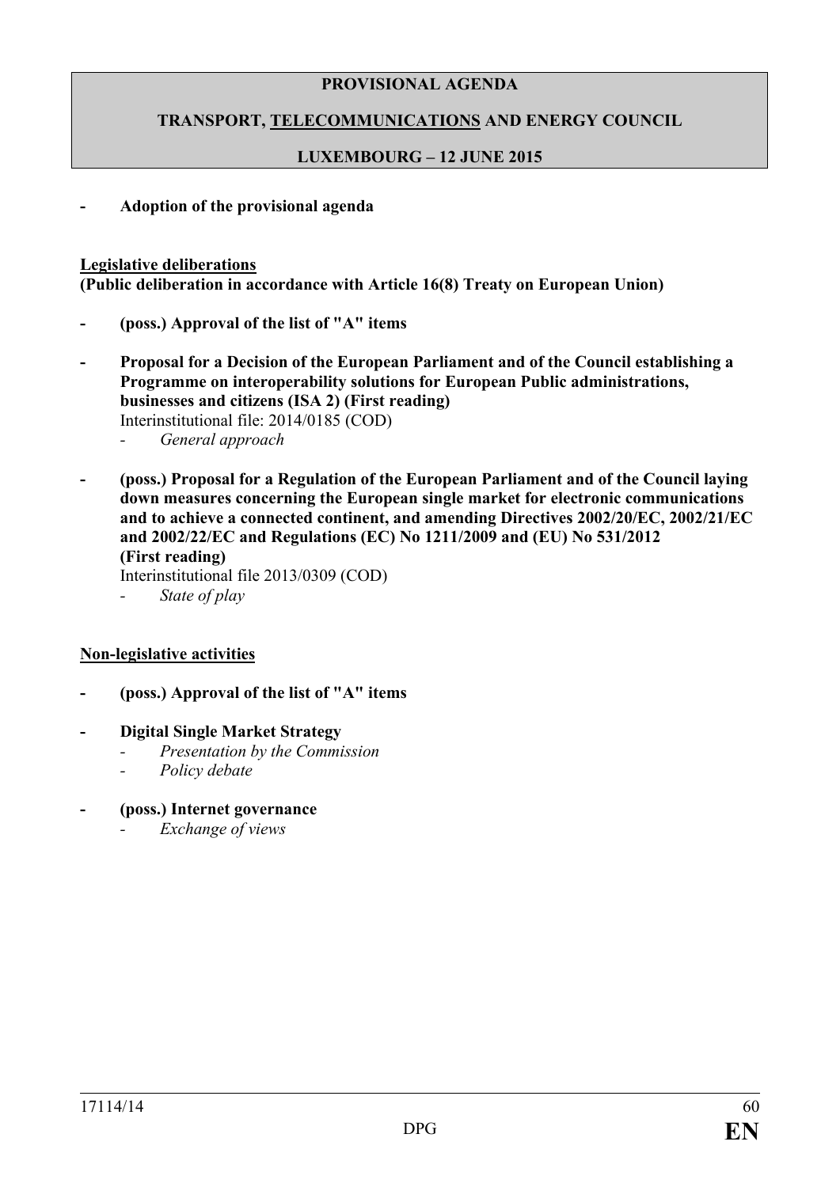**PROVISIONAL AGENDA**

**TRANSPORT, <u>TELECOMMUNICATIONS</u> AND ENERGY COUNCIL**

**LUXEMBOURG – 12 JUNE 2015**

- **Adoption of the provisional agenda**

**<u>Legislative deliberations</u>**
**(Public deliberation in accordance with Article 16(8) Treaty on European Union)**

- **(poss.) Approval of the list of "A" items**

- **Proposal for a Decision of the European Parliament and of the Council establishing a Programme on interoperability solutions for European Public administrations, businesses and citizens (ISA 2) (First reading)**
  Interinstitutional file: 2014/0185 (COD)
  - *General approach*

- **(poss.) Proposal for a Regulation of the European Parliament and of the Council laying down measures concerning the European single market for electronic communications and to achieve a connected continent, and amending Directives 2002/20/EC, 2002/21/EC and 2002/22/EC and Regulations (EC) No 1211/2009 and (EU) No 531/2012 (First reading)**
  Interinstitutional file 2013/0309 (COD)
  - *State of play*

**<u>Non-legislative activities</u>**

- **(poss.) Approval of the list of "A" items**

- **Digital Single Market Strategy**
  - *Presentation by the Commission*
  - *Policy debate*

- **(poss.) Internet governance**
  - *Exchange of views*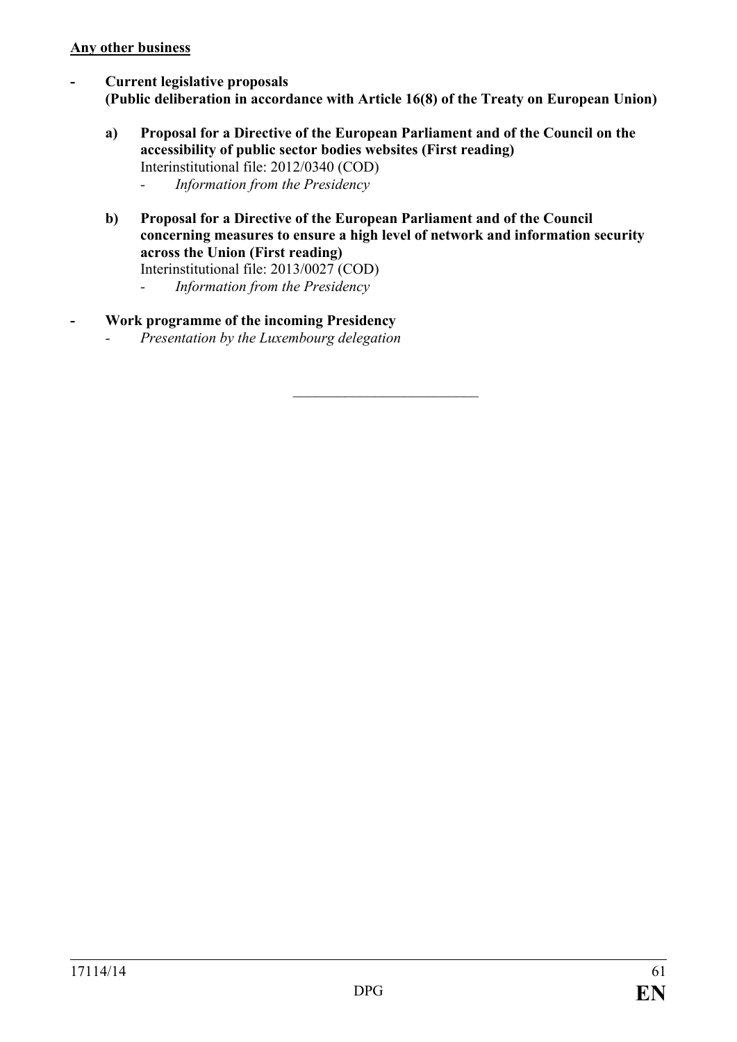**<u>Any other business</u>**

- **Current legislative proposals**
  **(Public deliberation in accordance with Article 16(8) of the Treaty on European Union)**

  **a) Proposal for a Directive of the European Parliament and of the Council on the accessibility of public sector bodies websites (First reading)**
  Interinstitutional file: 2012/0340 (COD)
  - *Information from the Presidency*

  **b) Proposal for a Directive of the European Parliament and of the Council concerning measures to ensure a high level of network and information security across the Union (First reading)**
  Interinstitutional file: 2013/0027 (COD)
  - *Information from the Presidency*

- **Work programme of the incoming Presidency**
  - *Presentation by the Luxembourg delegation*

---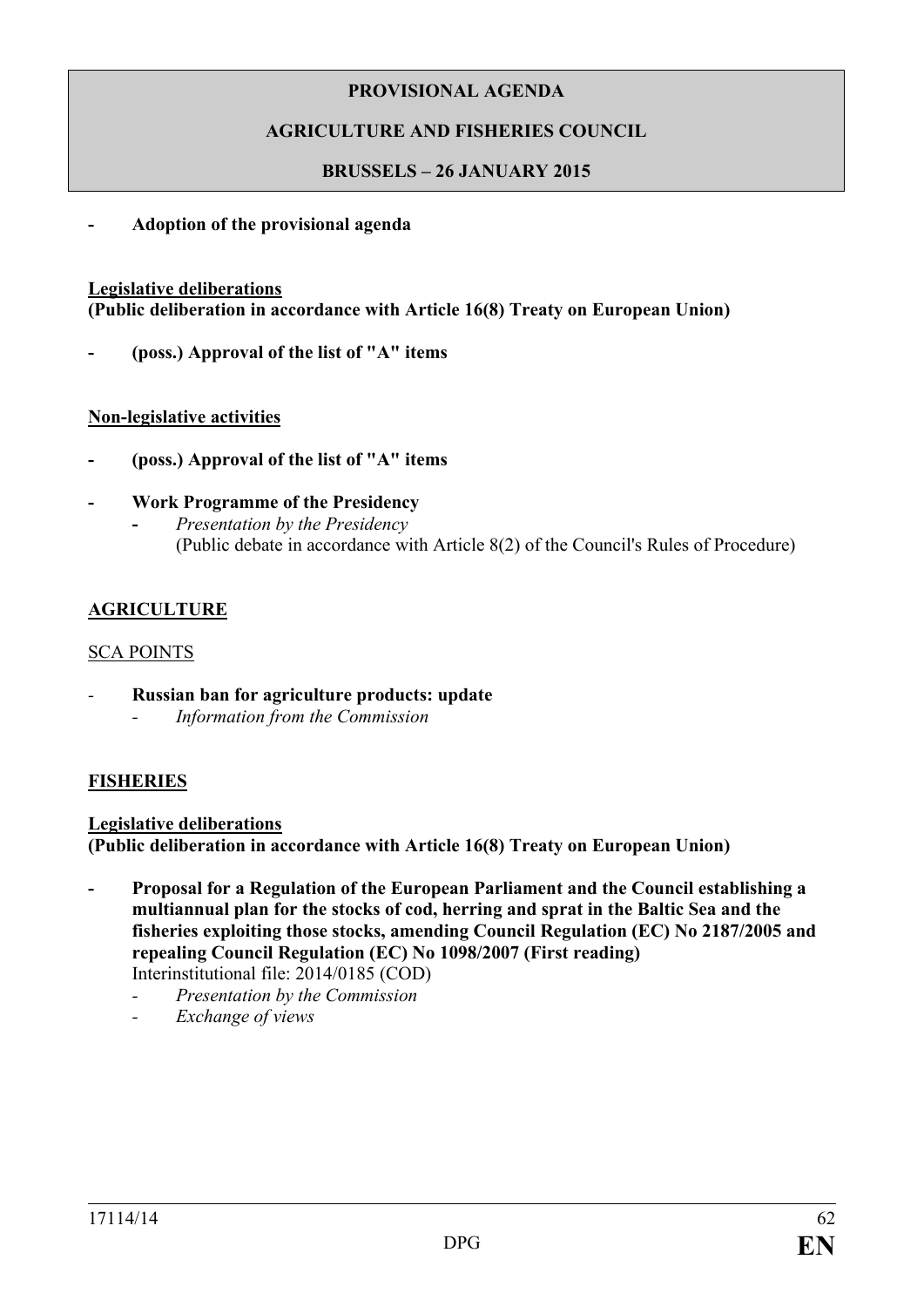**PROVISIONAL AGENDA**

**AGRICULTURE AND FISHERIES COUNCIL**

**BRUSSELS – 26 JANUARY 2015**

- **Adoption of the provisional agenda**

**Legislative deliberations**
**(Public deliberation in accordance with Article 16(8) Treaty on European Union)**

- **(poss.) Approval of the list of "A" items**

**Non-legislative activities**

- **(poss.) Approval of the list of "A" items**
- **Work Programme of the Presidency**
  - *Presentation by the Presidency*
    (Public debate in accordance with Article 8(2) of the Council's Rules of Procedure)

**AGRICULTURE**

SCA POINTS

- **Russian ban for agriculture products: update**
  - *Information from the Commission*

**FISHERIES**

**Legislative deliberations**
**(Public deliberation in accordance with Article 16(8) Treaty on European Union)**

- **Proposal for a Regulation of the European Parliament and the Council establishing a multiannual plan for the stocks of cod, herring and sprat in the Baltic Sea and the fisheries exploiting those stocks, amending Council Regulation (EC) No 2187/2005 and repealing Council Regulation (EC) No 1098/2007 (First reading)**
  Interinstitutional file: 2014/0185 (COD)
  - *Presentation by the Commission*
  - *Exchange of views*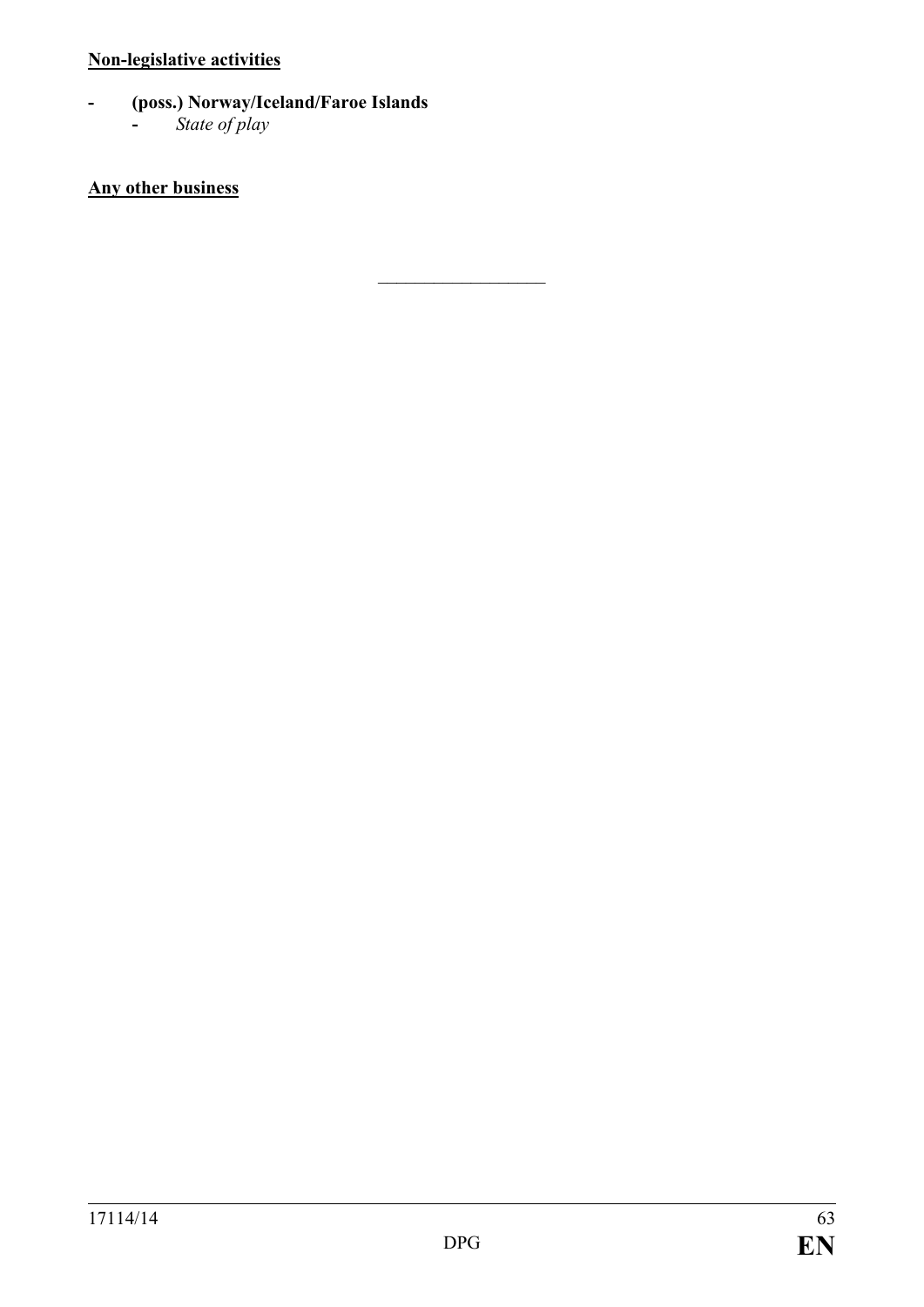**Non-legislative activities**

- **(poss.) Norway/Iceland/Faroe Islands**
  - *State of play*

**Any other business**

---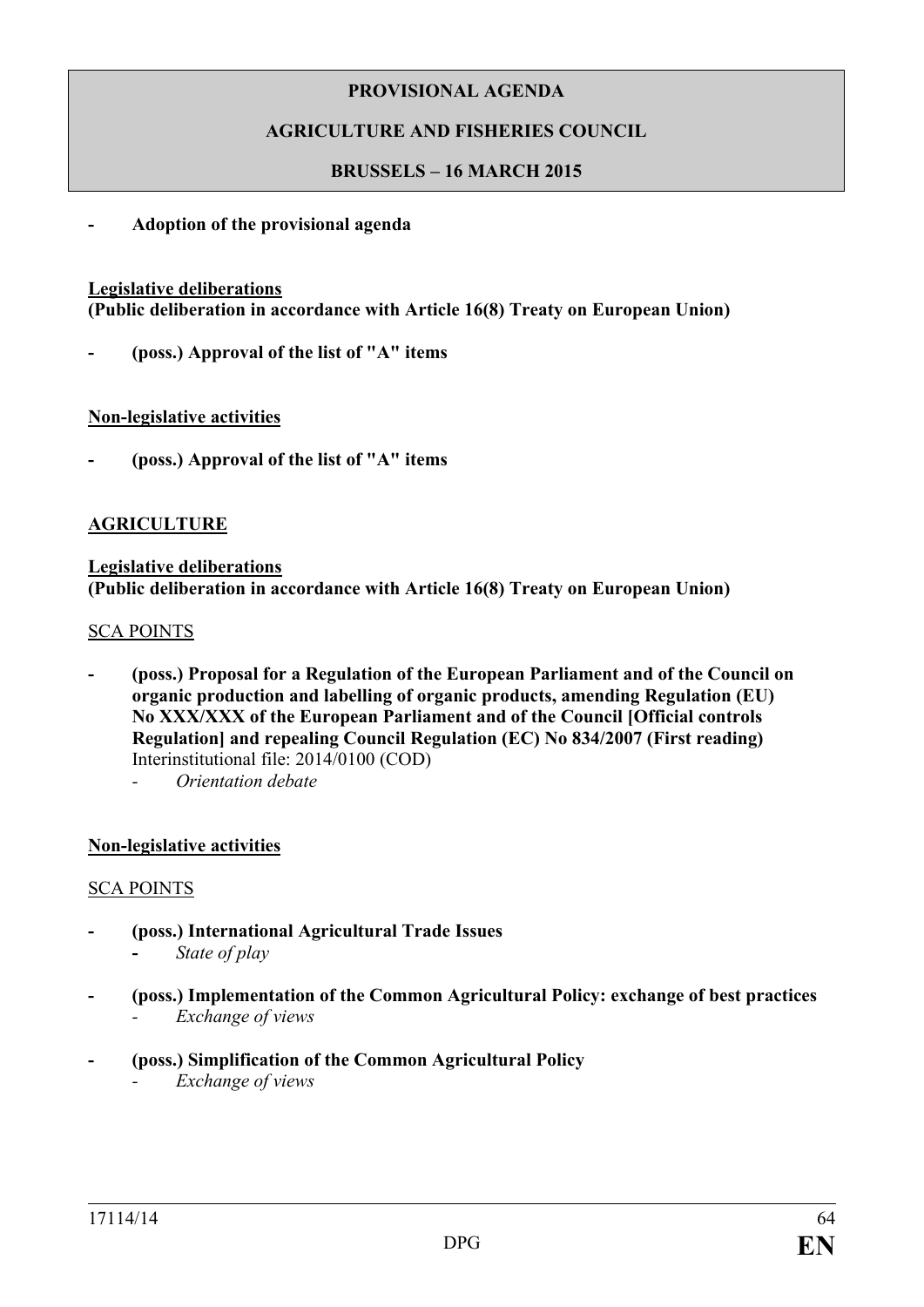**PROVISIONAL AGENDA**

**AGRICULTURE AND FISHERIES COUNCIL**

**BRUSSELS – 16 MARCH 2015**

- **Adoption of the provisional agenda**

**Legislative deliberations**
**(Public deliberation in accordance with Article 16(8) Treaty on European Union)**

- **(poss.) Approval of the list of "A" items**

**Non-legislative activities**

- **(poss.) Approval of the list of "A" items**

**AGRICULTURE**

**Legislative deliberations**
**(Public deliberation in accordance with Article 16(8) Treaty on European Union)**

SCA POINTS

- **(poss.) Proposal for a Regulation of the European Parliament and of the Council on organic production and labelling of organic products, amending Regulation (EU) No XXX/XXX of the European Parliament and of the Council [Official controls Regulation] and repealing Council Regulation (EC) No 834/2007 (First reading)**
  Interinstitutional file: 2014/0100 (COD)
  - *Orientation debate*

**Non-legislative activities**

SCA POINTS

- **(poss.) International Agricultural Trade Issues**
  - *State of play*

- **(poss.) Implementation of the Common Agricultural Policy: exchange of best practices**
  - *Exchange of views*

- **(poss.) Simplification of the Common Agricultural Policy**
  - *Exchange of views*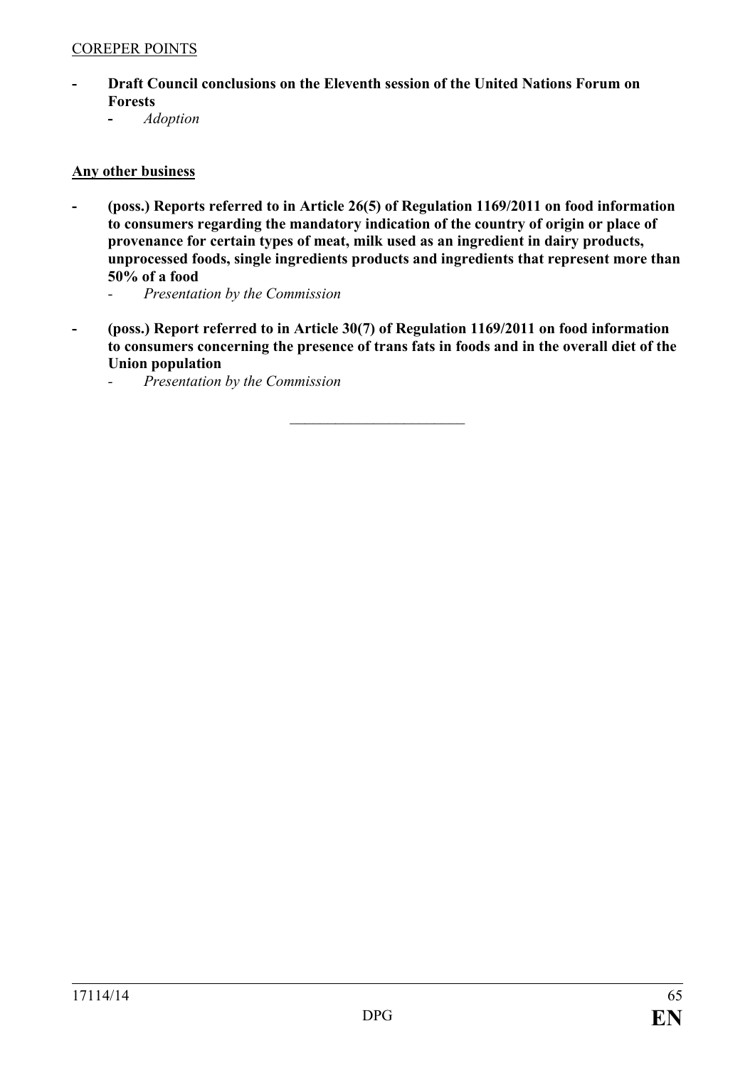COREPER POINTS

- **Draft Council conclusions on the Eleventh session of the United Nations Forum on Forests**
  - *Adoption*

**Any other business**

- **(poss.) Reports referred to in Article 26(5) of Regulation 1169/2011 on food information to consumers regarding the mandatory indication of the country of origin or place of provenance for certain types of meat, milk used as an ingredient in dairy products, unprocessed foods, single ingredients products and ingredients that represent more than 50% of a food**
  - *Presentation by the Commission*
- **(poss.) Report referred to in Article 30(7) of Regulation 1169/2011 on food information to consumers concerning the presence of trans fats in foods and in the overall diet of the Union population**
  - *Presentation by the Commission*

________________________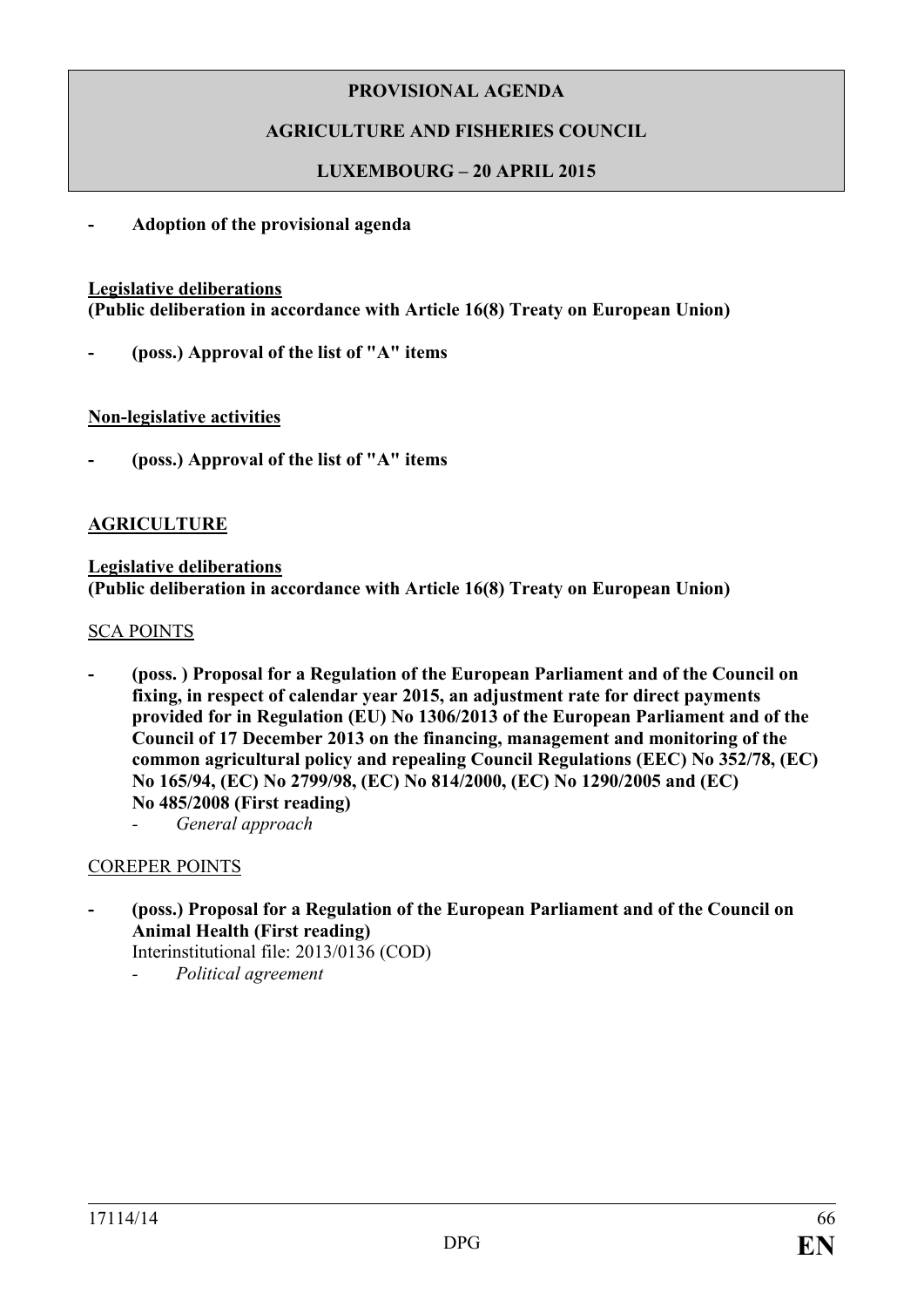**PROVISIONAL AGENDA**

**AGRICULTURE AND FISHERIES COUNCIL**

**LUXEMBOURG – 20 APRIL 2015**

- **Adoption of the provisional agenda**

**Legislative deliberations**
**(Public deliberation in accordance with Article 16(8) Treaty on European Union)**

- **(poss.) Approval of the list of "A" items**

**Non-legislative activities**

- **(poss.) Approval of the list of "A" items**

**AGRICULTURE**

**Legislative deliberations**
**(Public deliberation in accordance with Article 16(8) Treaty on European Union)**

SCA POINTS

- **(poss. ) Proposal for a Regulation of the European Parliament and of the Council on fixing, in respect of calendar year 2015, an adjustment rate for direct payments provided for in Regulation (EU) No 1306/2013 of the European Parliament and of the Council of 17 December 2013 on the financing, management and monitoring of the common agricultural policy and repealing Council Regulations (EEC) No 352/78, (EC) No 165/94, (EC) No 2799/98, (EC) No 814/2000, (EC) No 1290/2005 and (EC) No 485/2008 (First reading)**
  - *General approach*

COREPER POINTS

- **(poss.) Proposal for a Regulation of the European Parliament and of the Council on Animal Health (First reading)**
  Interinstitutional file: 2013/0136 (COD)
  - *Political agreement*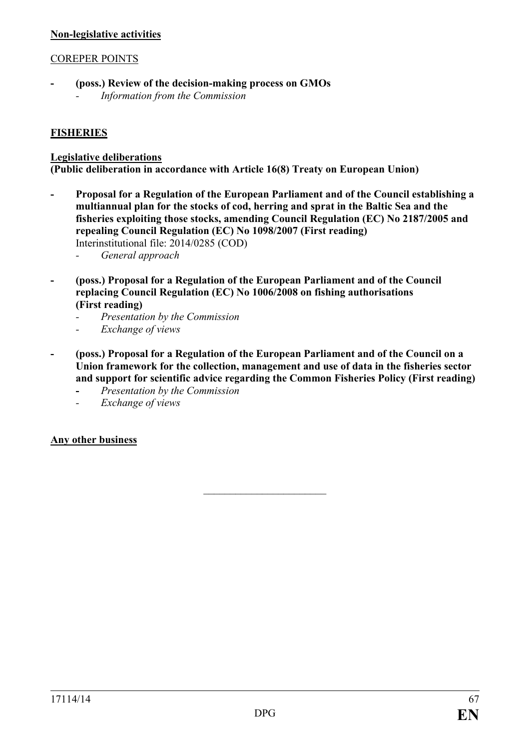**Non-legislative activities**

COREPER POINTS

- **(poss.) Review of the decision-making process on GMOs**
  - *Information from the Commission*

**FISHERIES**

**Legislative deliberations**
**(Public deliberation in accordance with Article 16(8) Treaty on European Union)**

- **Proposal for a Regulation of the European Parliament and of the Council establishing a multiannual plan for the stocks of cod, herring and sprat in the Baltic Sea and the fisheries exploiting those stocks, amending Council Regulation (EC) No 2187/2005 and repealing Council Regulation (EC) No 1098/2007 (First reading)**
  Interinstitutional file: 2014/0285 (COD)
  - *General approach*

- **(poss.) Proposal for a Regulation of the European Parliament and of the Council replacing Council Regulation (EC) No 1006/2008 on fishing authorisations (First reading)**
  - *Presentation by the Commission*
  - *Exchange of views*

- **(poss.) Proposal for a Regulation of the European Parliament and of the Council on a Union framework for the collection, management and use of data in the fisheries sector and support for scientific advice regarding the Common Fisheries Policy (First reading)**
  - *Presentation by the Commission*
  - *Exchange of views*

**Any other business**

________________________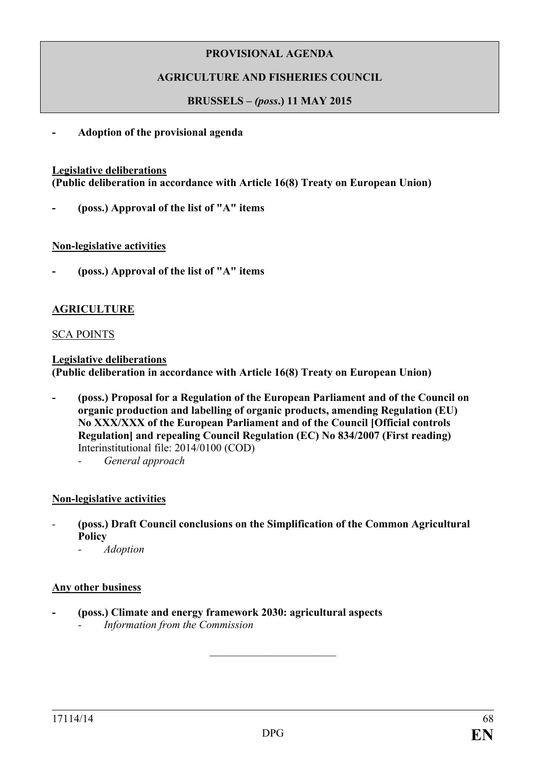**PROVISIONAL AGENDA**

**AGRICULTURE AND FISHERIES COUNCIL**

**BRUSSELS – *(poss.)* 11 MAY 2015**

- **Adoption of the provisional agenda**

**Legislative deliberations**
**(Public deliberation in accordance with Article 16(8) Treaty on European Union)**

- **(poss.) Approval of the list of "A" items**

**Non-legislative activities**

- **(poss.) Approval of the list of "A" items**

**AGRICULTURE**

SCA POINTS

**Legislative deliberations**
**(Public deliberation in accordance with Article 16(8) Treaty on European Union)**

- **(poss.) Proposal for a Regulation of the European Parliament and of the Council on organic production and labelling of organic products, amending Regulation (EU) No XXX/XXX of the European Parliament and of the Council [Official controls Regulation] and repealing Council Regulation (EC) No 834/2007 (First reading)**
  Interinstitutional file: 2014/0100 (COD)
  - *General approach*

**Non-legislative activities**

- **(poss.) Draft Council conclusions on the Simplification of the Common Agricultural Policy**
  - *Adoption*

**Any other business**

- **(poss.) Climate and energy framework 2030: agricultural aspects**
  - *Information from the Commission*

\_\_\_\_\_\_\_\_\_\_\_\_\_\_\_\_\_\_\_\_\_\_\_\_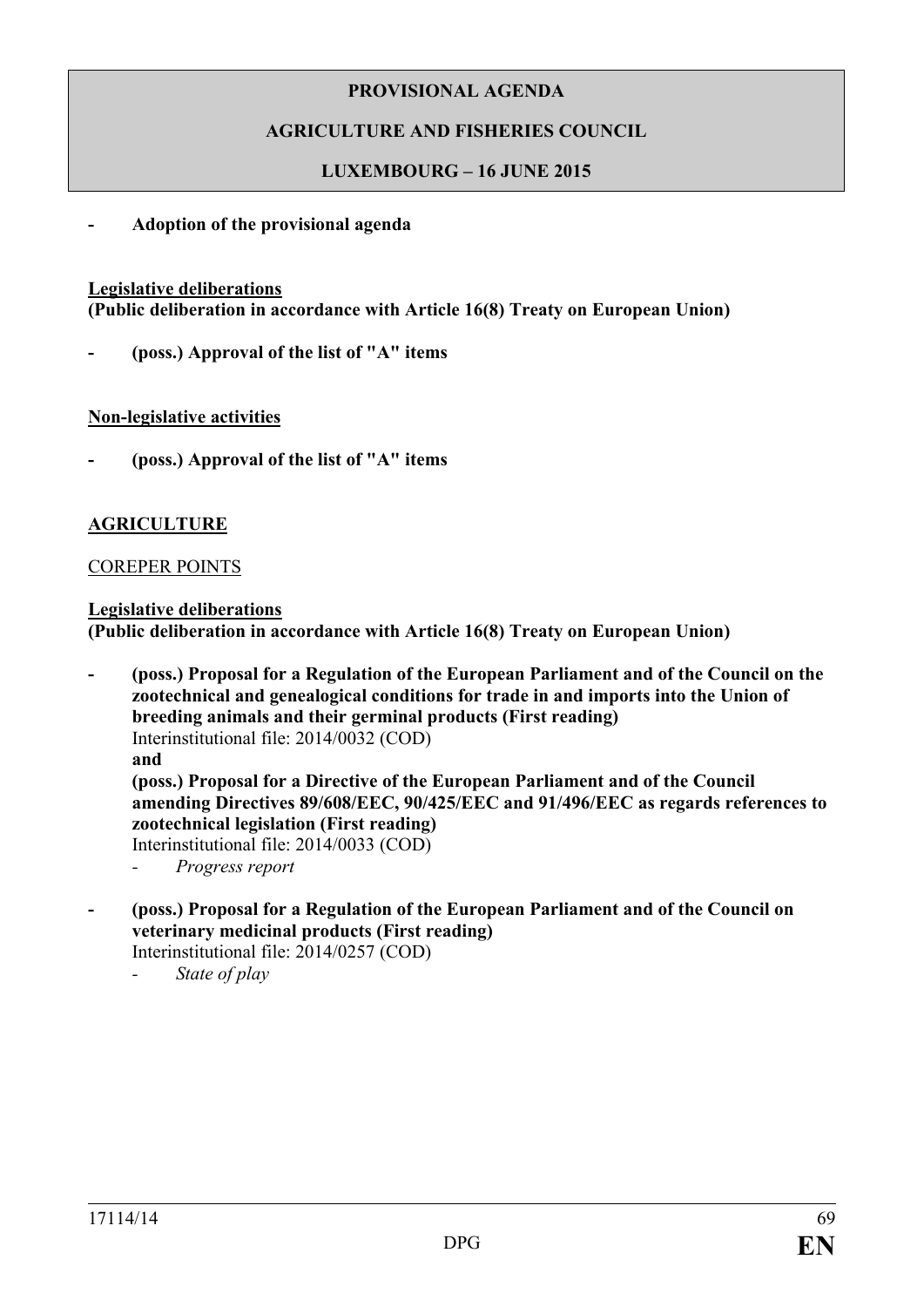**PROVISIONAL AGENDA**

**AGRICULTURE AND FISHERIES COUNCIL**

**LUXEMBOURG – 16 JUNE 2015**

- **Adoption of the provisional agenda**

**Legislative deliberations**
**(Public deliberation in accordance with Article 16(8) Treaty on European Union)**

- **(poss.) Approval of the list of "A" items**

**Non-legislative activities**

- **(poss.) Approval of the list of "A" items**

**AGRICULTURE**

COREPER POINTS

**Legislative deliberations**
**(Public deliberation in accordance with Article 16(8) Treaty on European Union)**

- **(poss.) Proposal for a Regulation of the European Parliament and of the Council on the zootechnical and genealogical conditions for trade in and imports into the Union of breeding animals and their germinal products (First reading)**
  Interinstitutional file: 2014/0032 (COD)
  **and**
  **(poss.) Proposal for a Directive of the European Parliament and of the Council amending Directives 89/608/EEC, 90/425/EEC and 91/496/EEC as regards references to zootechnical legislation (First reading)**
  Interinstitutional file: 2014/0033 (COD)
  - *Progress report*

- **(poss.) Proposal for a Regulation of the European Parliament and of the Council on veterinary medicinal products (First reading)**
  Interinstitutional file: 2014/0257 (COD)
  - *State of play*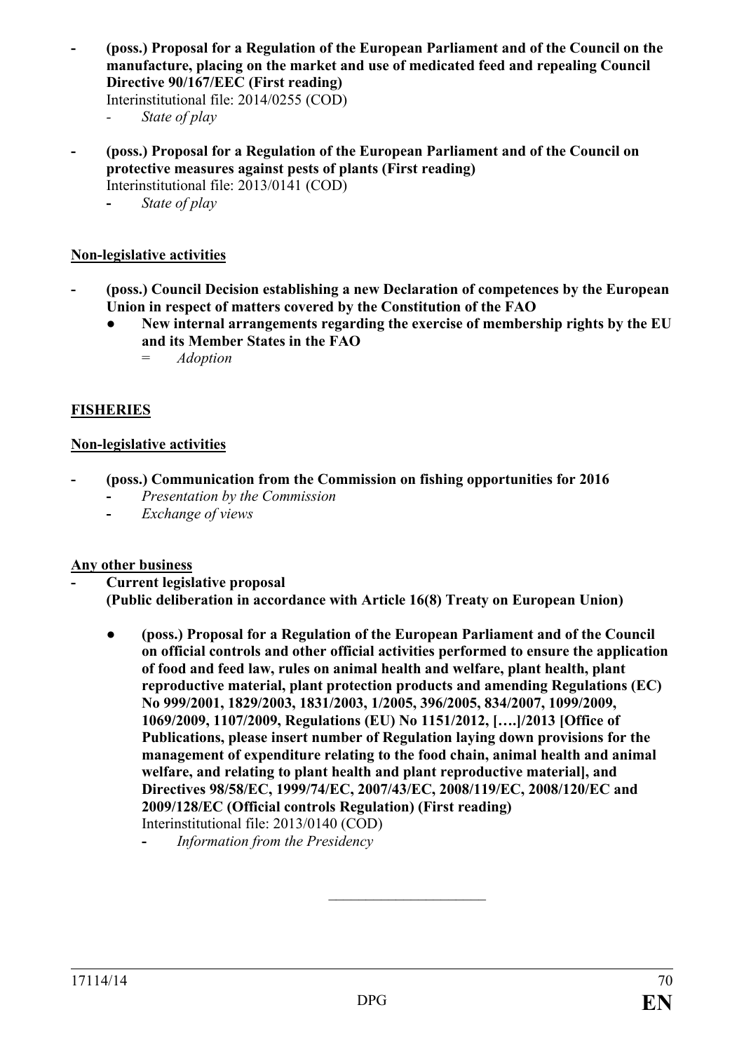- **(poss.) Proposal for a Regulation of the European Parliament and of the Council on the manufacture, placing on the market and use of medicated feed and repealing Council Directive 90/167/EEC (First reading)**
  Interinstitutional file: 2014/0255 (COD)
  - *State of play*

- **(poss.) Proposal for a Regulation of the European Parliament and of the Council on protective measures against pests of plants (First reading)**
  Interinstitutional file: 2013/0141 (COD)
  - *State of play*

**Non-legislative activities**

- **(poss.) Council Decision establishing a new Declaration of competences by the European Union in respect of matters covered by the Constitution of the FAO**
  - **New internal arrangements regarding the exercise of membership rights by the EU and its Member States in the FAO**
    = *Adoption*

**FISHERIES**

**Non-legislative activities**

- **(poss.) Communication from the Commission on fishing opportunities for 2016**
  - *Presentation by the Commission*
  - *Exchange of views*

**Any other business**

- **Current legislative proposal**
  **(Public deliberation in accordance with Article 16(8) Treaty on European Union)**

  - **(poss.) Proposal for a Regulation of the European Parliament and of the Council on official controls and other official activities performed to ensure the application of food and feed law, rules on animal health and welfare, plant health, plant reproductive material, plant protection products and amending Regulations (EC) No 999/2001, 1829/2003, 1831/2003, 1/2005, 396/2005, 834/2007, 1099/2009, 1069/2009, 1107/2009, Regulations (EU) No 1151/2012, [….]/2013 [Office of Publications, please insert number of Regulation laying down provisions for the management of expenditure relating to the food chain, animal health and animal welfare, and relating to plant health and plant reproductive material], and Directives 98/58/EC, 1999/74/EC, 2007/43/EC, 2008/119/EC, 2008/120/EC and 2009/128/EC (Official controls Regulation) (First reading)**
    Interinstitutional file: 2013/0140 (COD)
    - *Information from the Presidency*

\_\_\_\_\_\_\_\_\_\_\_\_\_\_\_\_\_\_\_\_\_\_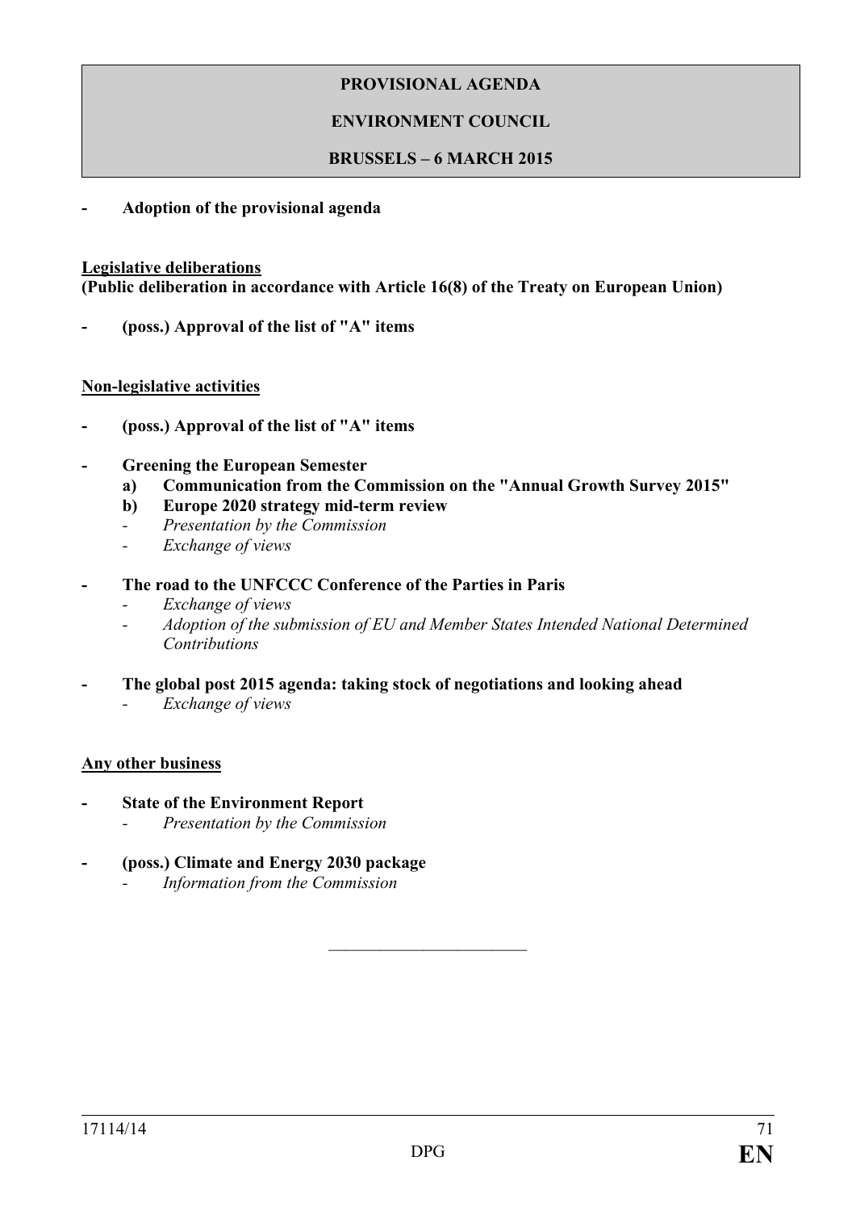**PROVISIONAL AGENDA**

**ENVIRONMENT COUNCIL**

**BRUSSELS – 6 MARCH 2015**

- **Adoption of the provisional agenda**

**Legislative deliberations**
**(Public deliberation in accordance with Article 16(8) of the Treaty on European Union)**

- **(poss.) Approval of the list of "A" items**

**Non-legislative activities**

- **(poss.) Approval of the list of "A" items**

- **Greening the European Semester**
  - **a) Communication from the Commission on the "Annual Growth Survey 2015"**
  - **b) Europe 2020 strategy mid-term review**
  - *Presentation by the Commission*
  - *Exchange of views*

- **The road to the UNFCCC Conference of the Parties in Paris**
  - *Exchange of views*
  - *Adoption of the submission of EU and Member States Intended National Determined Contributions*

- **The global post 2015 agenda: taking stock of negotiations and looking ahead**
  - *Exchange of views*

**Any other business**

- **State of the Environment Report**
  - *Presentation by the Commission*

- **(poss.) Climate and Energy 2030 package**
  - *Information from the Commission*

---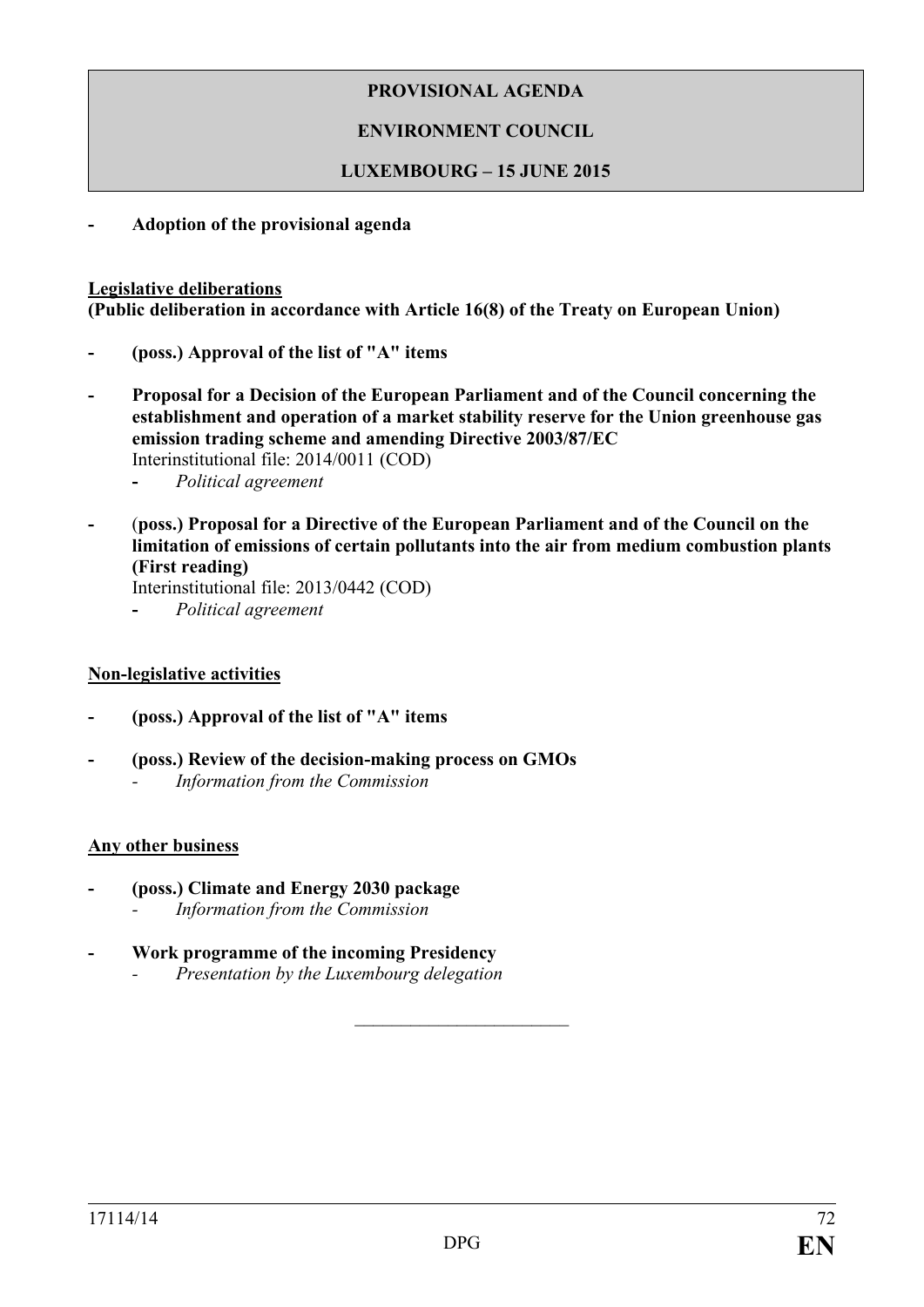**PROVISIONAL AGENDA**

**ENVIRONMENT COUNCIL**

**LUXEMBOURG – 15 JUNE 2015**

- **Adoption of the provisional agenda**

**Legislative deliberations**
**(Public deliberation in accordance with Article 16(8) of the Treaty on European Union)**

- **(poss.) Approval of the list of "A" items**
- **Proposal for a Decision of the European Parliament and of the Council concerning the establishment and operation of a market stability reserve for the Union greenhouse gas emission trading scheme and amending Directive 2003/87/EC**
  Interinstitutional file: 2014/0011 (COD)
  - *Political agreement*
- (**poss.) Proposal for a Directive of the European Parliament and of the Council on the limitation of emissions of certain pollutants into the air from medium combustion plants (First reading)**
  Interinstitutional file: 2013/0442 (COD)
  - *Political agreement*

**Non-legislative activities**

- **(poss.) Approval of the list of "A" items**
- **(poss.) Review of the decision-making process on GMOs**
  - *Information from the Commission*

**Any other business**

- **(poss.) Climate and Energy 2030 package**
  - *Information from the Commission*
- **Work programme of the incoming Presidency**
  - *Presentation by the Luxembourg delegation*

\_\_\_\_\_\_\_\_\_\_\_\_\_\_\_\_\_\_\_\_\_\_\_\_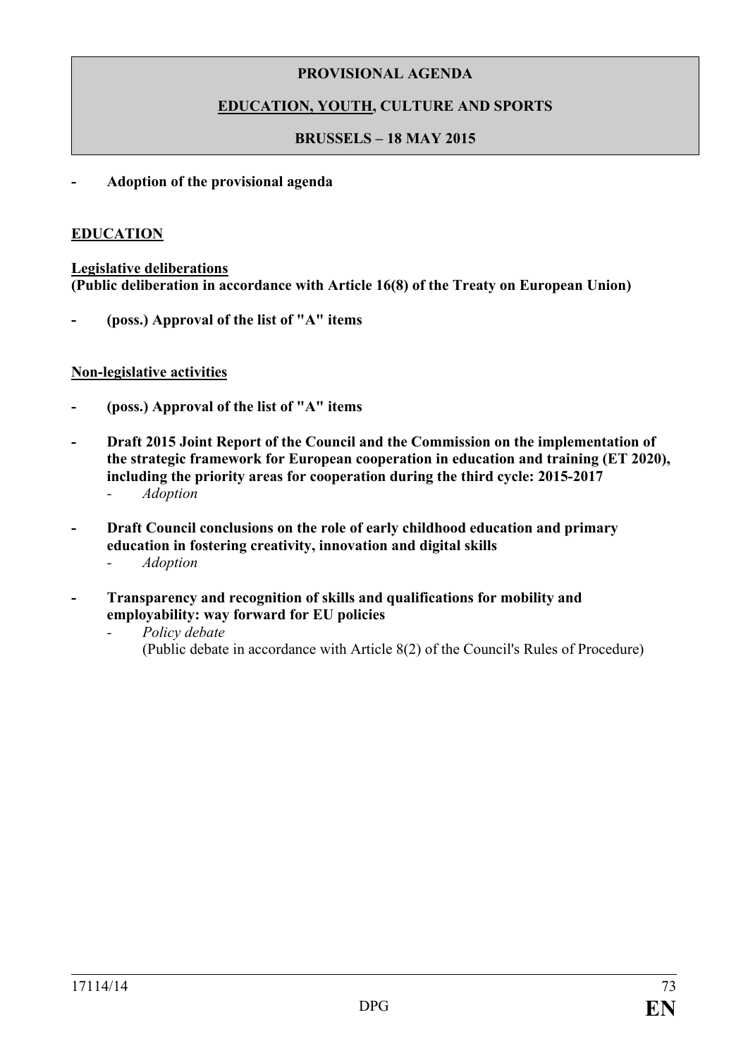**PROVISIONAL AGENDA**

**EDUCATION, YOUTH, CULTURE AND SPORTS**

**BRUSSELS – 18 MAY 2015**

- **Adoption of the provisional agenda**

## EDUCATION

**Legislative deliberations**
**(Public deliberation in accordance with Article 16(8) of the Treaty on European Union)**

- **(poss.) Approval of the list of "A" items**

**Non-legislative activities**

- **(poss.) Approval of the list of "A" items**

- **Draft 2015 Joint Report of the Council and the Commission on the implementation of the strategic framework for European cooperation in education and training (ET 2020), including the priority areas for cooperation during the third cycle: 2015-2017**
  - *Adoption*

- **Draft Council conclusions on the role of early childhood education and primary education in fostering creativity, innovation and digital skills**
  - *Adoption*

- **Transparency and recognition of skills and qualifications for mobility and employability: way forward for EU policies**
  - *Policy debate*
    (Public debate in accordance with Article 8(2) of the Council's Rules of Procedure)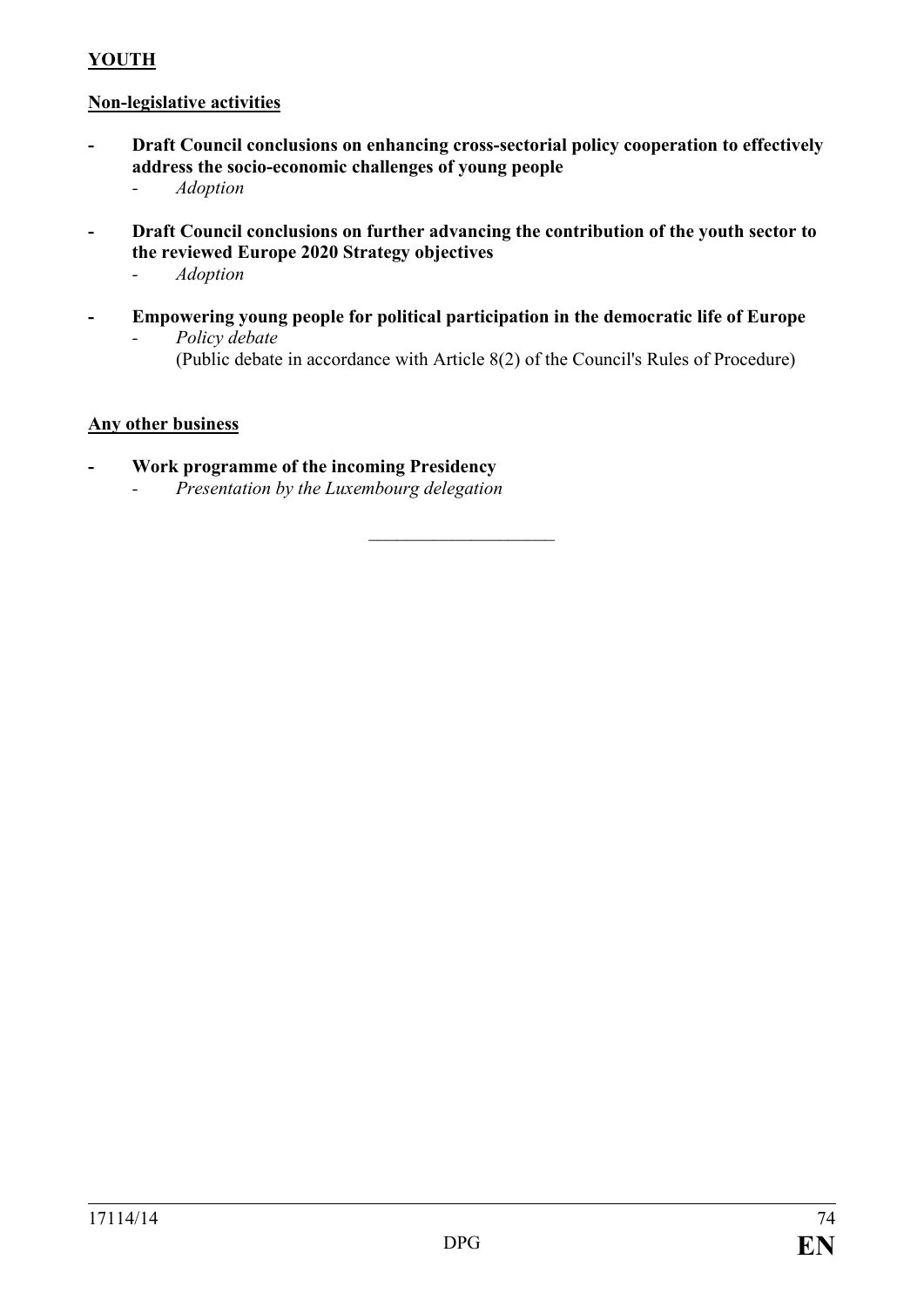**YOUTH**

**Non-legislative activities**

- **Draft Council conclusions on enhancing cross-sectorial policy cooperation to effectively address the socio-economic challenges of young people**
  - *Adoption*

- **Draft Council conclusions on further advancing the contribution of the youth sector to the reviewed Europe 2020 Strategy objectives**
  - *Adoption*

- **Empowering young people for political participation in the democratic life of Europe**
  - *Policy debate*
    (Public debate in accordance with Article 8(2) of the Council's Rules of Procedure)

**Any other business**

- **Work programme of the incoming Presidency**
  - *Presentation by the Luxembourg delegation*

---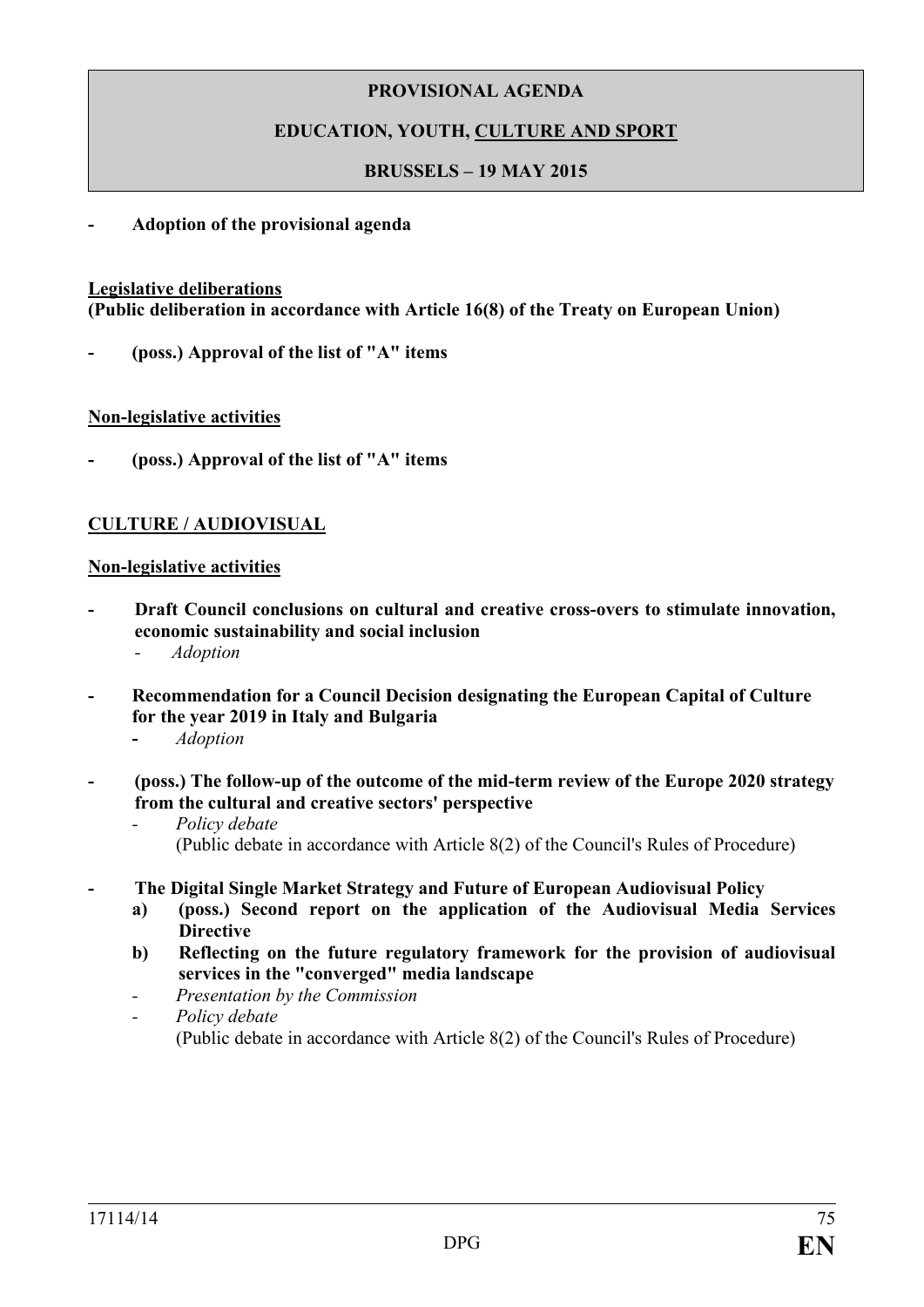**PROVISIONAL AGENDA**

**EDUCATION, YOUTH, <u>CULTURE AND SPORT</u>**

**BRUSSELS – 19 MAY 2015**

- **Adoption of the provisional agenda**

**<u>Legislative deliberations</u>**
**(Public deliberation in accordance with Article 16(8) of the Treaty on European Union)**

- **(poss.) Approval of the list of "A" items**

**<u>Non-legislative activities</u>**

- **(poss.) Approval of the list of "A" items**

**<u>CULTURE / AUDIOVISUAL</u>**

**<u>Non-legislative activities</u>**

- **Draft Council conclusions on cultural and creative cross-overs to stimulate innovation, economic sustainability and social inclusion**
  - *Adoption*

- **Recommendation for a Council Decision designating the European Capital of Culture for the year 2019 in Italy and Bulgaria**
  - *Adoption*

- **(poss.) The follow-up of the outcome of the mid-term review of the Europe 2020 strategy from the cultural and creative sectors' perspective**
  - *Policy debate*
    (Public debate in accordance with Article 8(2) of the Council's Rules of Procedure)

- **The Digital Single Market Strategy and Future of European Audiovisual Policy**
  - **a) (poss.) Second report on the application of the Audiovisual Media Services Directive**
  - **b) Reflecting on the future regulatory framework for the provision of audiovisual services in the "converged" media landscape**
  - *Presentation by the Commission*
  - *Policy debate*
    (Public debate in accordance with Article 8(2) of the Council's Rules of Procedure)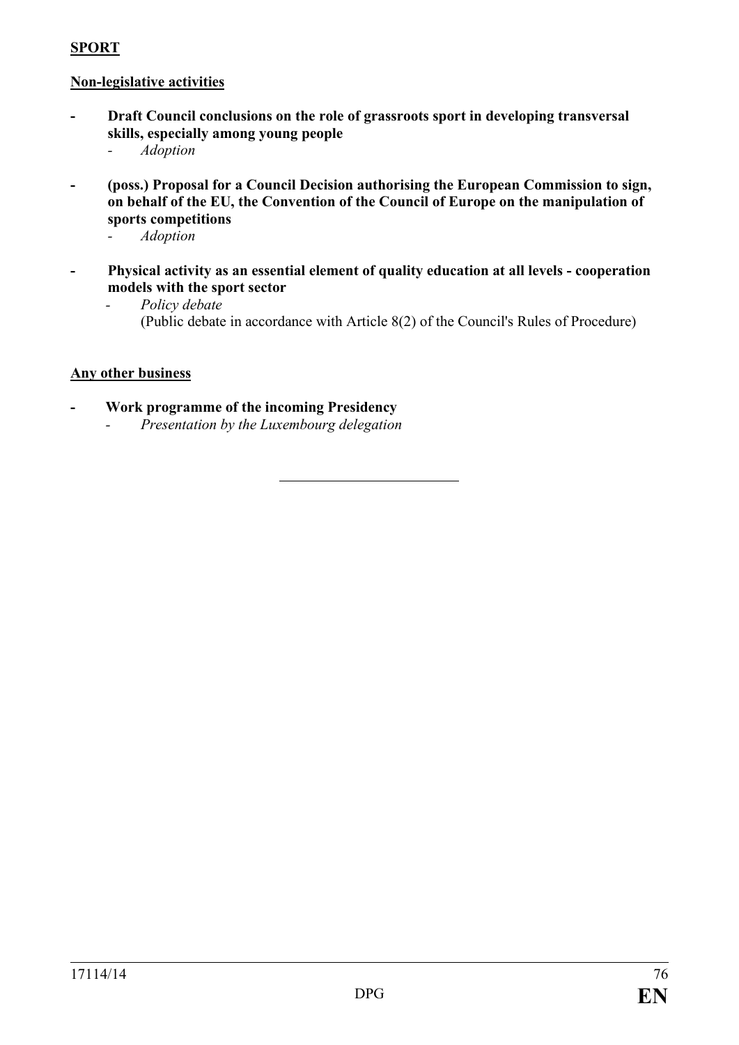**SPORT**

**Non-legislative activities**

- **Draft Council conclusions on the role of grassroots sport in developing transversal skills, especially among young people**
  - *Adoption*

- **(poss.) Proposal for a Council Decision authorising the European Commission to sign, on behalf of the EU, the Convention of the Council of Europe on the manipulation of sports competitions**
  - *Adoption*

- **Physical activity as an essential element of quality education at all levels - cooperation models with the sport sector**
  - *Policy debate*
    (Public debate in accordance with Article 8(2) of the Council's Rules of Procedure)

**Any other business**

- **Work programme of the incoming Presidency**
  - *Presentation by the Luxembourg delegation*